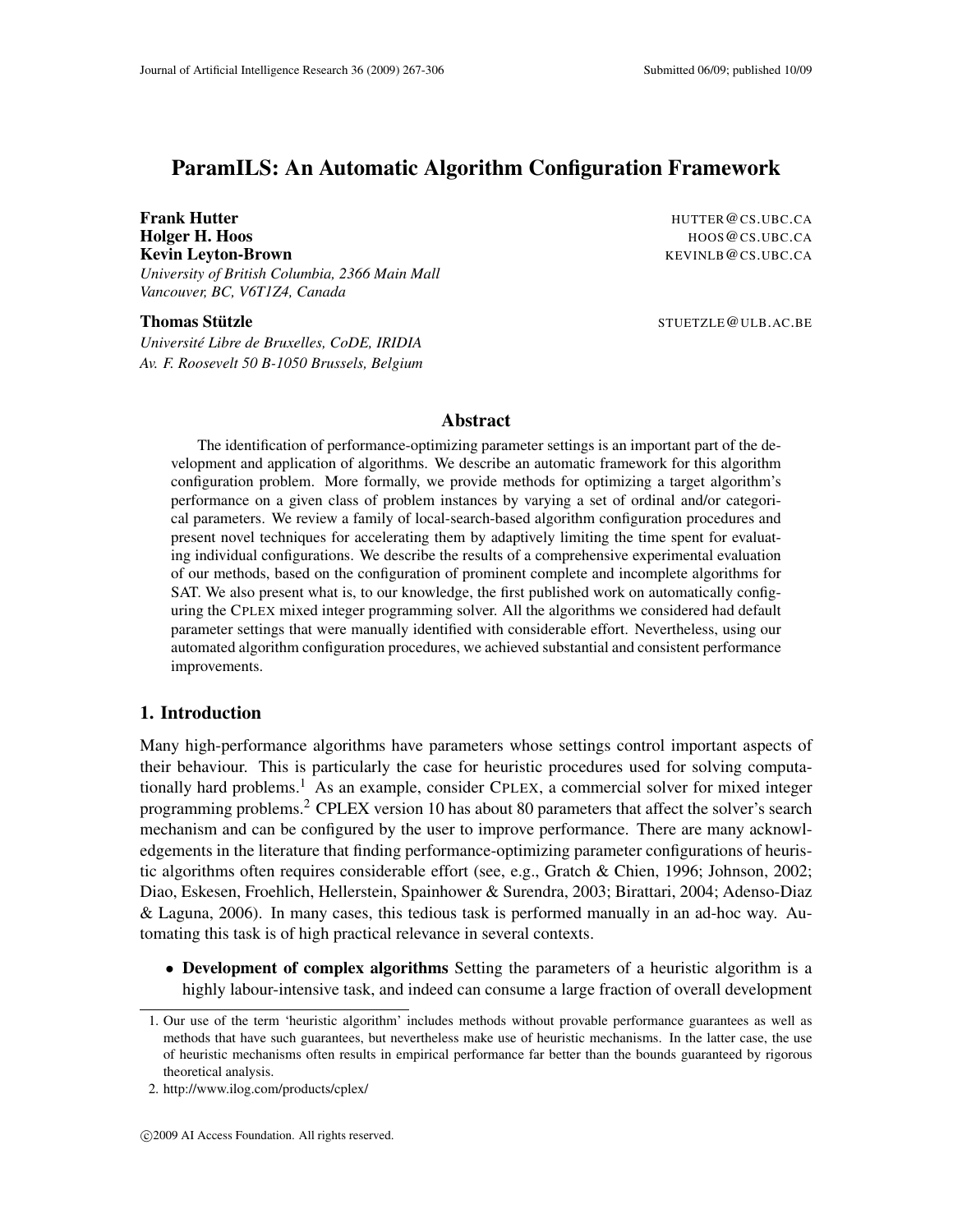# ParamILS: An Automatic Algorithm Configuration Framework

**Frank Hutter** HUTTER@CS.UBC.CA
**Holger H. Hoos** HOOS@CS.UBC.CA
**Kevin Leyton-Brown** KEVINLB@CS.UBC.CA
*University of British Columbia, 2366 Main Mall*
*Vancouver, BC, V6T1Z4, Canada*

**Thomas Stützle** STUETZLE@ULB.AC.BE
*Université Libre de Bruxelles, CoDE, IRIDIA*
*Av. F. Roosevelt 50 B-1050 Brussels, Belgium*

## Abstract

The identification of performance-optimizing parameter settings is an important part of the development and application of algorithms. We describe an automatic framework for this algorithm configuration problem. More formally, we provide methods for optimizing a target algorithm's performance on a given class of problem instances by varying a set of ordinal and/or categorical parameters. We review a family of local-search-based algorithm configuration procedures and present novel techniques for accelerating them by adaptively limiting the time spent for evaluating individual configurations. We describe the results of a comprehensive experimental evaluation of our methods, based on the configuration of prominent complete and incomplete algorithms for SAT. We also present what is, to our knowledge, the first published work on automatically configuring the CPLEX mixed integer programming solver. All the algorithms we considered had default parameter settings that were manually identified with considerable effort. Nevertheless, using our automated algorithm configuration procedures, we achieved substantial and consistent performance improvements.

## 1. Introduction

Many high-performance algorithms have parameters whose settings control important aspects of their behaviour. This is particularly the case for heuristic procedures used for solving computationally hard problems.[1] As an example, consider CPLEX, a commercial solver for mixed integer programming problems.[2] CPLEX version 10 has about 80 parameters that affect the solver's search mechanism and can be configured by the user to improve performance. There are many acknowledgements in the literature that finding performance-optimizing parameter configurations of heuristic algorithms often requires considerable effort (see, e.g., Gratch & Chien, 1996; Johnson, 2002; Diao, Eskesen, Froehlich, Hellerstein, Spainhower & Surendra, 2003; Birattari, 2004; Adenso-Diaz & Laguna, 2006). In many cases, this tedious task is performed manually in an ad-hoc way. Automating this task is of high practical relevance in several contexts.

- **Development of complex algorithms** Setting the parameters of a heuristic algorithm is a highly labour-intensive task, and indeed can consume a large fraction of overall development

---

1. Our use of the term 'heuristic algorithm' includes methods without provable performance guarantees as well as methods that have such guarantees, but nevertheless make use of heuristic mechanisms. In the latter case, the use of heuristic mechanisms often results in empirical performance far better than the bounds guaranteed by rigorous theoretical analysis.
2. http://www.ilog.com/products/cplex/

©2009 AI Access Foundation. All rights reserved.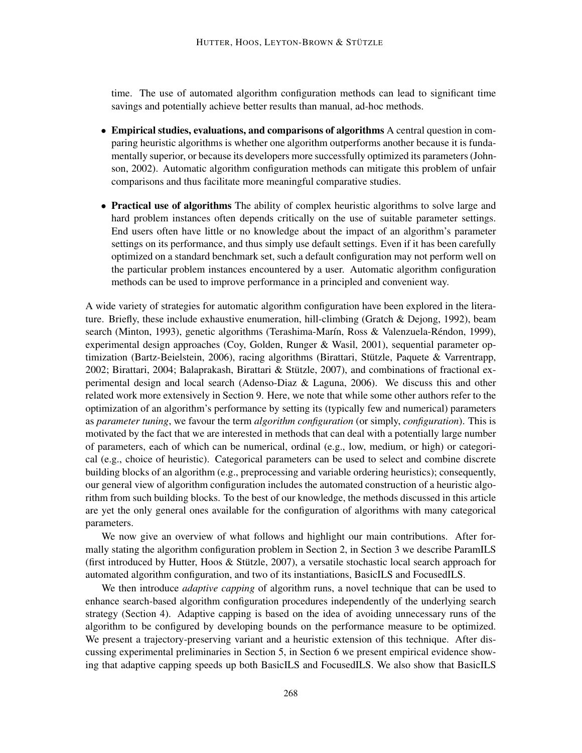time. The use of automated algorithm configuration methods can lead to significant time savings and potentially achieve better results than manual, ad-hoc methods.

- **Empirical studies, evaluations, and comparisons of algorithms** A central question in comparing heuristic algorithms is whether one algorithm outperforms another because it is fundamentally superior, or because its developers more successfully optimized its parameters (Johnson, 2002). Automatic algorithm configuration methods can mitigate this problem of unfair comparisons and thus facilitate more meaningful comparative studies.

- **Practical use of algorithms** The ability of complex heuristic algorithms to solve large and hard problem instances often depends critically on the use of suitable parameter settings. End users often have little or no knowledge about the impact of an algorithm's parameter settings on its performance, and thus simply use default settings. Even if it has been carefully optimized on a standard benchmark set, such a default configuration may not perform well on the particular problem instances encountered by a user. Automatic algorithm configuration methods can be used to improve performance in a principled and convenient way.

A wide variety of strategies for automatic algorithm configuration have been explored in the literature. Briefly, these include exhaustive enumeration, hill-climbing (Gratch & Dejong, 1992), beam search (Minton, 1993), genetic algorithms (Terashima-Marín, Ross & Valenzuela-Réndon, 1999), experimental design approaches (Coy, Golden, Runger & Wasil, 2001), sequential parameter optimization (Bartz-Beielstein, 2006), racing algorithms (Birattari, Stützle, Paquete & Varrentrapp, 2002; Birattari, 2004; Balaprakash, Birattari & Stützle, 2007), and combinations of fractional experimental design and local search (Adenso-Diaz & Laguna, 2006). We discuss this and other related work more extensively in Section 9. Here, we note that while some other authors refer to the optimization of an algorithm's performance by setting its (typically few and numerical) parameters as *parameter tuning*, we favour the term *algorithm configuration* (or simply, *configuration*). This is motivated by the fact that we are interested in methods that can deal with a potentially large number of parameters, each of which can be numerical, ordinal (e.g., low, medium, or high) or categorical (e.g., choice of heuristic). Categorical parameters can be used to select and combine discrete building blocks of an algorithm (e.g., preprocessing and variable ordering heuristics); consequently, our general view of algorithm configuration includes the automated construction of a heuristic algorithm from such building blocks. To the best of our knowledge, the methods discussed in this article are yet the only general ones available for the configuration of algorithms with many categorical parameters.

We now give an overview of what follows and highlight our main contributions. After formally stating the algorithm configuration problem in Section 2, in Section 3 we describe ParamILS (first introduced by Hutter, Hoos & Stützle, 2007), a versatile stochastic local search approach for automated algorithm configuration, and two of its instantiations, BasicILS and FocusedILS.

We then introduce *adaptive capping* of algorithm runs, a novel technique that can be used to enhance search-based algorithm configuration procedures independently of the underlying search strategy (Section 4). Adaptive capping is based on the idea of avoiding unnecessary runs of the algorithm to be configured by developing bounds on the performance measure to be optimized. We present a trajectory-preserving variant and a heuristic extension of this technique. After discussing experimental preliminaries in Section 5, in Section 6 we present empirical evidence showing that adaptive capping speeds up both BasicILS and FocusedILS. We also show that BasicILS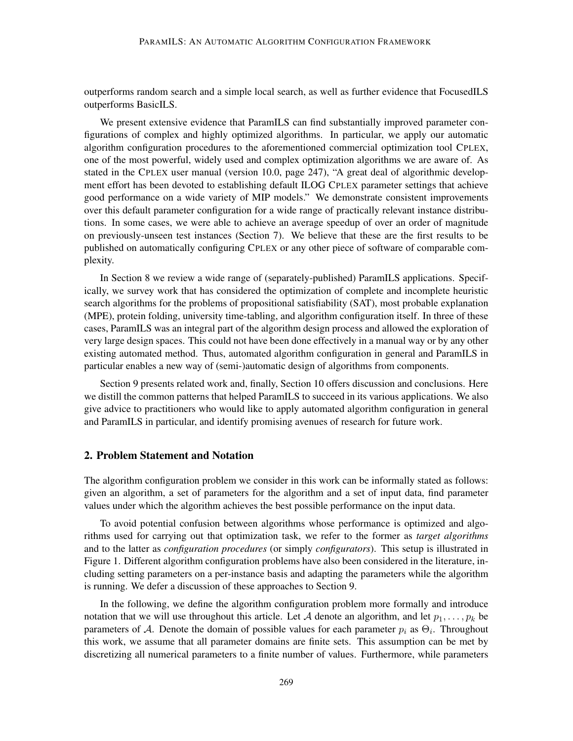outperforms random search and a simple local search, as well as further evidence that FocusedILS outperforms BasicILS.

We present extensive evidence that ParamILS can find substantially improved parameter configurations of complex and highly optimized algorithms. In particular, we apply our automatic algorithm configuration procedures to the aforementioned commercial optimization tool CPLEX, one of the most powerful, widely used and complex optimization algorithms we are aware of. As stated in the CPLEX user manual (version 10.0, page 247), "A great deal of algorithmic development effort has been devoted to establishing default ILOG CPLEX parameter settings that achieve good performance on a wide variety of MIP models." We demonstrate consistent improvements over this default parameter configuration for a wide range of practically relevant instance distributions. In some cases, we were able to achieve an average speedup of over an order of magnitude on previously-unseen test instances (Section 7). We believe that these are the first results to be published on automatically configuring CPLEX or any other piece of software of comparable complexity.

In Section 8 we review a wide range of (separately-published) ParamILS applications. Specifically, we survey work that has considered the optimization of complete and incomplete heuristic search algorithms for the problems of propositional satisfiability (SAT), most probable explanation (MPE), protein folding, university time-tabling, and algorithm configuration itself. In three of these cases, ParamILS was an integral part of the algorithm design process and allowed the exploration of very large design spaces. This could not have been done effectively in a manual way or by any other existing automated method. Thus, automated algorithm configuration in general and ParamILS in particular enables a new way of (semi-)automatic design of algorithms from components.

Section 9 presents related work and, finally, Section 10 offers discussion and conclusions. Here we distill the common patterns that helped ParamILS to succeed in its various applications. We also give advice to practitioners who would like to apply automated algorithm configuration in general and ParamILS in particular, and identify promising avenues of research for future work.

## 2. Problem Statement and Notation

The algorithm configuration problem we consider in this work can be informally stated as follows: given an algorithm, a set of parameters for the algorithm and a set of input data, find parameter values under which the algorithm achieves the best possible performance on the input data.

To avoid potential confusion between algorithms whose performance is optimized and algorithms used for carrying out that optimization task, we refer to the former as *target algorithms* and to the latter as *configuration procedures* (or simply *configurators*). This setup is illustrated in Figure 1. Different algorithm configuration problems have also been considered in the literature, including setting parameters on a per-instance basis and adapting the parameters while the algorithm is running. We defer a discussion of these approaches to Section 9.

In the following, we define the algorithm configuration problem more formally and introduce notation that we will use throughout this article. Let $\mathcal{A}$ denote an algorithm, and let $p_1, \ldots, p_k$ be parameters of $\mathcal{A}$. Denote the domain of possible values for each parameter $p_i$ as $\Theta_i$. Throughout this work, we assume that all parameter domains are finite sets. This assumption can be met by discretizing all numerical parameters to a finite number of values. Furthermore, while parameters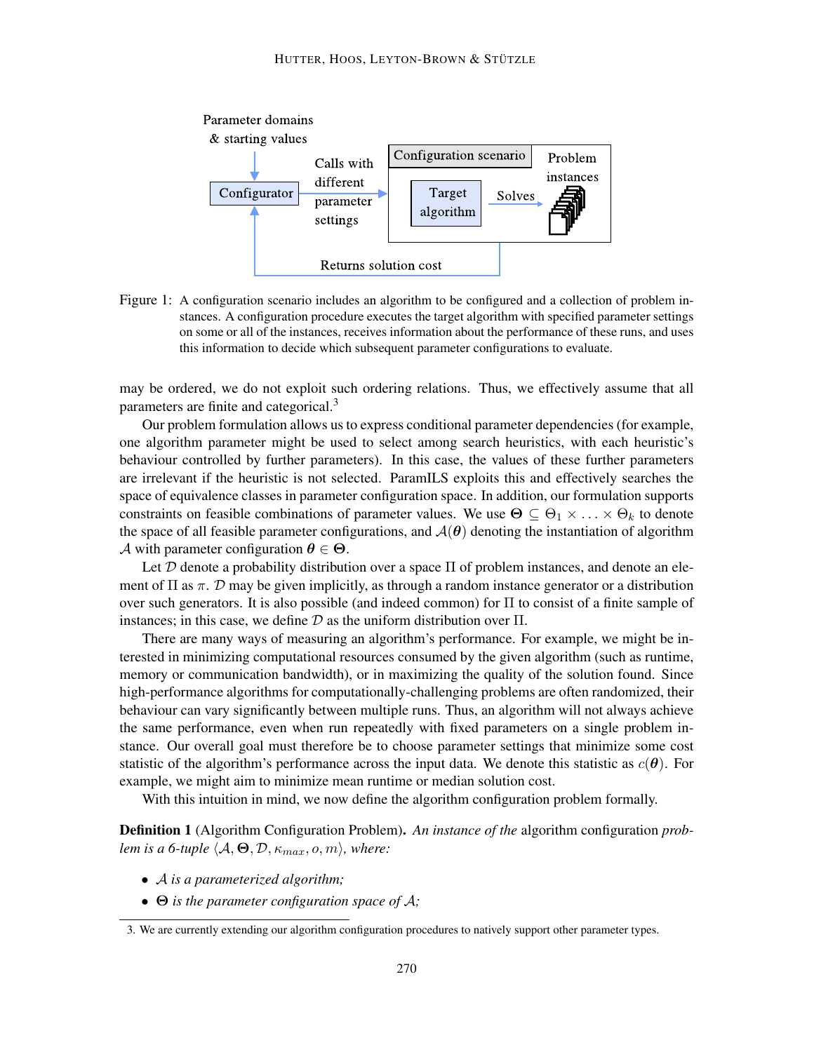Parameter domains & starting values

Configurator

Calls with different parameter settings

Configuration scenario

Target algorithm

Solves

Problem instances

Returns solution cost

Figure 1: A configuration scenario includes an algorithm to be configured and a collection of problem instances. A configuration procedure executes the target algorithm with specified parameter settings on some or all of the instances, receives information about the performance of these runs, and uses this information to decide which subsequent parameter configurations to evaluate.

may be ordered, we do not exploit such ordering relations. Thus, we effectively assume that all parameters are finite and categorical.[3]

Our problem formulation allows us to express conditional parameter dependencies (for example, one algorithm parameter might be used to select among search heuristics, with each heuristic's behaviour controlled by further parameters). In this case, the values of these further parameters are irrelevant if the heuristic is not selected. ParamILS exploits this and effectively searches the space of equivalence classes in parameter configuration space. In addition, our formulation supports constraints on feasible combinations of parameter values. We use $\mathbf{\Theta} \subseteq \Theta_1 \times \ldots \times \Theta_k$ to denote the space of all feasible parameter configurations, and $\mathcal{A}(\boldsymbol{\theta})$ denoting the instantiation of algorithm $\mathcal{A}$ with parameter configuration $\boldsymbol{\theta} \in \mathbf{\Theta}$.

Let $\mathcal{D}$ denote a probability distribution over a space $\Pi$ of problem instances, and denote an element of $\Pi$ as $\pi$. $\mathcal{D}$ may be given implicitly, as through a random instance generator or a distribution over such generators. It is also possible (and indeed common) for $\Pi$ to consist of a finite sample of instances; in this case, we define $\mathcal{D}$ as the uniform distribution over $\Pi$.

There are many ways of measuring an algorithm's performance. For example, we might be interested in minimizing computational resources consumed by the given algorithm (such as runtime, memory or communication bandwidth), or in maximizing the quality of the solution found. Since high-performance algorithms for computationally-challenging problems are often randomized, their behaviour can vary significantly between multiple runs. Thus, an algorithm will not always achieve the same performance, even when run repeatedly with fixed parameters on a single problem instance. Our overall goal must therefore be to choose parameter settings that minimize some cost statistic of the algorithm's performance across the input data. We denote this statistic as $c(\boldsymbol{\theta})$. For example, we might aim to minimize mean runtime or median solution cost.

With this intuition in mind, we now define the algorithm configuration problem formally.

**Definition 1** (Algorithm Configuration Problem). *An instance of the* algorithm configuration *problem is a 6-tuple* $\langle \mathcal{A}, \mathbf{\Theta}, \mathcal{D}, \kappa_{max}, o, m \rangle$*, where:*

- $\mathcal{A}$ *is a parameterized algorithm;*
- $\mathbf{\Theta}$ *is the parameter configuration space of* $\mathcal{A}$*;*

3. We are currently extending our algorithm configuration procedures to natively support other parameter types.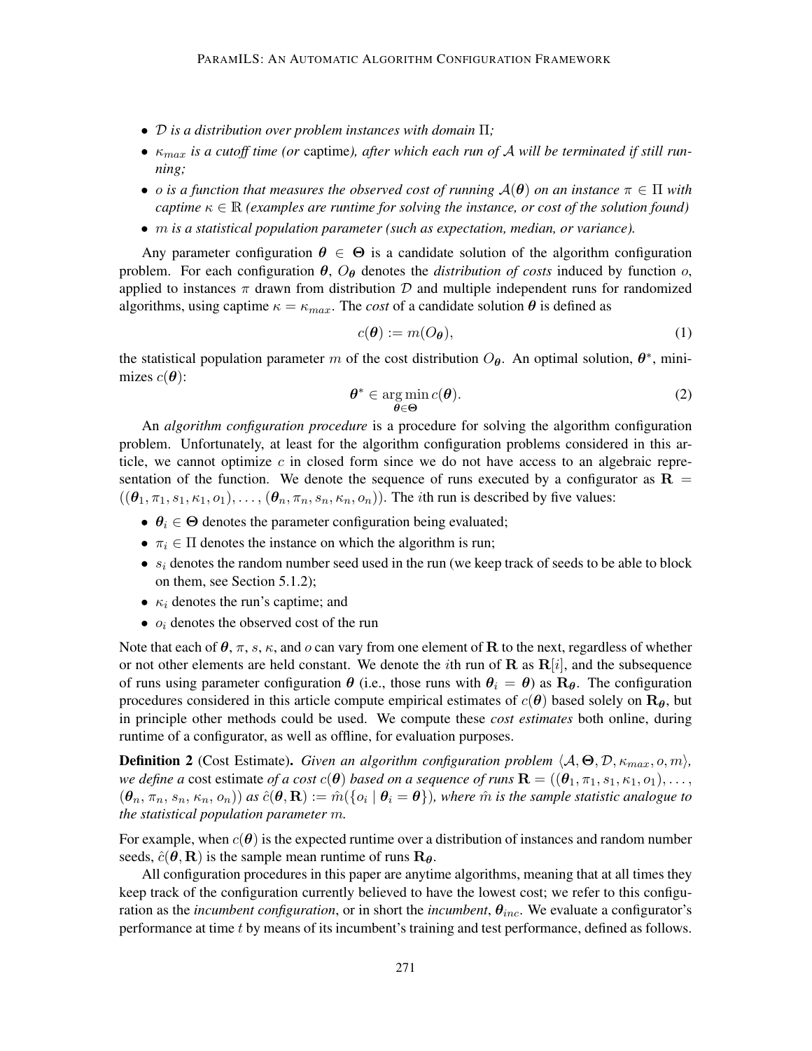- *$\mathcal{D}$ is a distribution over problem instances with domain $\Pi$;*
- *$\kappa_{max}$ is a cutoff time (or* captime*), after which each run of $\mathcal{A}$ will be terminated if still running;*
- *$o$ is a function that measures the observed cost of running $\mathcal{A}(\boldsymbol{\theta})$ on an instance $\pi \in \Pi$ with captime $\kappa \in \mathbb{R}$ (examples are runtime for solving the instance, or cost of the solution found)*
- *$m$ is a statistical population parameter (such as expectation, median, or variance).*

Any parameter configuration $\boldsymbol{\theta} \in \boldsymbol{\Theta}$ is a candidate solution of the algorithm configuration problem. For each configuration $\boldsymbol{\theta}$, $O_{\boldsymbol{\theta}}$ denotes the *distribution of costs* induced by function $o$, applied to instances $\pi$ drawn from distribution $\mathcal{D}$ and multiple independent runs for randomized algorithms, using captime $\kappa = \kappa_{max}$. The *cost* of a candidate solution $\boldsymbol{\theta}$ is defined as

$$c(\boldsymbol{\theta}) := m(O_{\boldsymbol{\theta}}), \tag{1}$$

the statistical population parameter $m$ of the cost distribution $O_{\boldsymbol{\theta}}$. An optimal solution, $\boldsymbol{\theta}^*$, minimizes $c(\boldsymbol{\theta})$:

$$\boldsymbol{\theta}^* \in \underset{\boldsymbol{\theta} \in \boldsymbol{\Theta}}{\arg\min}\, c(\boldsymbol{\theta}). \tag{2}$$

An *algorithm configuration procedure* is a procedure for solving the algorithm configuration problem. Unfortunately, at least for the algorithm configuration problems considered in this article, we cannot optimize $c$ in closed form since we do not have access to an algebraic representation of the function. We denote the sequence of runs executed by a configurator as $\mathbf{R} = ((\boldsymbol{\theta}_1, \pi_1, s_1, \kappa_1, o_1), \ldots, (\boldsymbol{\theta}_n, \pi_n, s_n, \kappa_n, o_n))$. The $i$th run is described by five values:

- $\boldsymbol{\theta}_i \in \boldsymbol{\Theta}$ denotes the parameter configuration being evaluated;
- $\pi_i \in \Pi$ denotes the instance on which the algorithm is run;
- $s_i$ denotes the random number seed used in the run (we keep track of seeds to be able to block on them, see Section 5.1.2);
- $\kappa_i$ denotes the run's captime; and
- $o_i$ denotes the observed cost of the run

Note that each of $\boldsymbol{\theta}$, $\pi$, $s$, $\kappa$, and $o$ can vary from one element of $\mathbf{R}$ to the next, regardless of whether or not other elements are held constant. We denote the $i$th run of $\mathbf{R}$ as $\mathbf{R}[i]$, and the subsequence of runs using parameter configuration $\boldsymbol{\theta}$ (i.e., those runs with $\boldsymbol{\theta}_i = \boldsymbol{\theta}$) as $\mathbf{R}_{\boldsymbol{\theta}}$. The configuration procedures considered in this article compute empirical estimates of $c(\boldsymbol{\theta})$ based solely on $\mathbf{R}_{\boldsymbol{\theta}}$, but in principle other methods could be used. We compute these *cost estimates* both online, during runtime of a configurator, as well as offline, for evaluation purposes.

**Definition 2** (Cost Estimate)**.** *Given an algorithm configuration problem $\langle \mathcal{A}, \boldsymbol{\Theta}, \mathcal{D}, \kappa_{max}, o, m \rangle$, we define a* cost estimate *of a cost $c(\boldsymbol{\theta})$ based on a sequence of runs $\mathbf{R} = ((\boldsymbol{\theta}_1, \pi_1, s_1, \kappa_1, o_1), \ldots, (\boldsymbol{\theta}_n, \pi_n, s_n, \kappa_n, o_n))$ as $\hat{c}(\boldsymbol{\theta}, \mathbf{R}) := \hat{m}(\{o_i \mid \boldsymbol{\theta}_i = \boldsymbol{\theta}\})$, where $\hat{m}$ is the sample statistic analogue to the statistical population parameter $m$.*

For example, when $c(\boldsymbol{\theta})$ is the expected runtime over a distribution of instances and random number seeds, $\hat{c}(\boldsymbol{\theta}, \mathbf{R})$ is the sample mean runtime of runs $\mathbf{R}_{\boldsymbol{\theta}}$.

All configuration procedures in this paper are anytime algorithms, meaning that at all times they keep track of the configuration currently believed to have the lowest cost; we refer to this configuration as the *incumbent configuration*, or in short the *incumbent*, $\boldsymbol{\theta}_{inc}$. We evaluate a configurator's performance at time $t$ by means of its incumbent's training and test performance, defined as follows.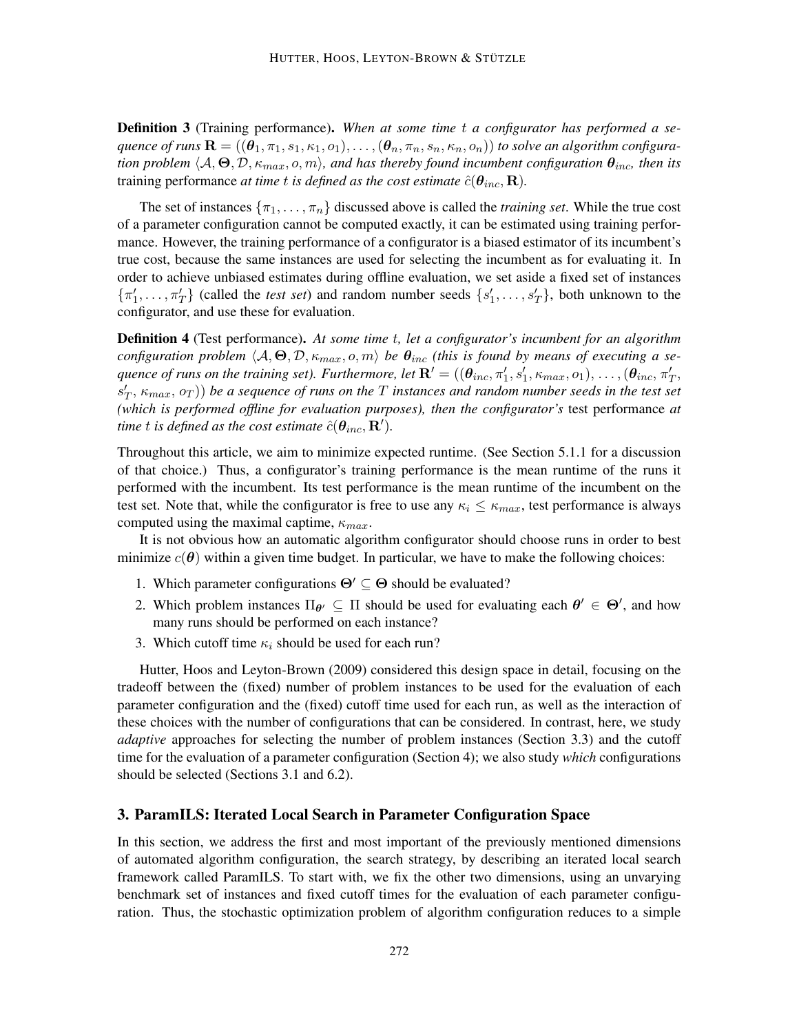**Definition 3** (Training performance)**.** *When at some time $t$ a configurator has performed a sequence of runs $\mathbf{R} = ((\boldsymbol{\theta}_1, \pi_1, s_1, \kappa_1, o_1), \ldots, (\boldsymbol{\theta}_n, \pi_n, s_n, \kappa_n, o_n))$ to solve an algorithm configuration problem $\langle \mathcal{A}, \boldsymbol{\Theta}, \mathcal{D}, \kappa_{max}, o, m \rangle$, and has thereby found incumbent configuration $\boldsymbol{\theta}_{inc}$, then its* training performance *at time $t$ is defined as the cost estimate $\hat{c}(\boldsymbol{\theta}_{inc}, \mathbf{R})$.*

The set of instances $\{\pi_1, \ldots, \pi_n\}$ discussed above is called the *training set*. While the true cost of a parameter configuration cannot be computed exactly, it can be estimated using training performance. However, the training performance of a configurator is a biased estimator of its incumbent's true cost, because the same instances are used for selecting the incumbent as for evaluating it. In order to achieve unbiased estimates during offline evaluation, we set aside a fixed set of instances $\{\pi'_1, \ldots, \pi'_T\}$ (called the *test set*) and random number seeds $\{s'_1, \ldots, s'_T\}$, both unknown to the configurator, and use these for evaluation.

**Definition 4** (Test performance)**.** *At some time $t$, let a configurator's incumbent for an algorithm configuration problem $\langle \mathcal{A}, \boldsymbol{\Theta}, \mathcal{D}, \kappa_{max}, o, m \rangle$ be $\boldsymbol{\theta}_{inc}$ (this is found by means of executing a sequence of runs on the training set). Furthermore, let $\mathbf{R}' = ((\boldsymbol{\theta}_{inc}, \pi'_1, s'_1, \kappa_{max}, o_1), \ldots, (\boldsymbol{\theta}_{inc}, \pi'_T, s'_T, \kappa_{max}, o_T))$ be a sequence of runs on the $T$ instances and random number seeds in the test set (which is performed offline for evaluation purposes), then the configurator's* test performance *at time $t$ is defined as the cost estimate $\hat{c}(\boldsymbol{\theta}_{inc}, \mathbf{R}')$.*

Throughout this article, we aim to minimize expected runtime. (See Section 5.1.1 for a discussion of that choice.) Thus, a configurator's training performance is the mean runtime of the runs it performed with the incumbent. Its test performance is the mean runtime of the incumbent on the test set. Note that, while the configurator is free to use any $\kappa_i \leq \kappa_{max}$, test performance is always computed using the maximal captime, $\kappa_{max}$.

It is not obvious how an automatic algorithm configurator should choose runs in order to best minimize $c(\boldsymbol{\theta})$ within a given time budget. In particular, we have to make the following choices:

1. Which parameter configurations $\boldsymbol{\Theta}' \subseteq \boldsymbol{\Theta}$ should be evaluated?
2. Which problem instances $\Pi_{\boldsymbol{\theta}'} \subseteq \Pi$ should be used for evaluating each $\boldsymbol{\theta}' \in \boldsymbol{\Theta}'$, and how many runs should be performed on each instance?
3. Which cutoff time $\kappa_i$ should be used for each run?

Hutter, Hoos and Leyton-Brown (2009) considered this design space in detail, focusing on the tradeoff between the (fixed) number of problem instances to be used for the evaluation of each parameter configuration and the (fixed) cutoff time used for each run, as well as the interaction of these choices with the number of configurations that can be considered. In contrast, here, we study *adaptive* approaches for selecting the number of problem instances (Section 3.3) and the cutoff time for the evaluation of a parameter configuration (Section 4); we also study *which* configurations should be selected (Sections 3.1 and 6.2).

## 3. ParamILS: Iterated Local Search in Parameter Configuration Space

In this section, we address the first and most important of the previously mentioned dimensions of automated algorithm configuration, the search strategy, by describing an iterated local search framework called ParamILS. To start with, we fix the other two dimensions, using an unvarying benchmark set of instances and fixed cutoff times for the evaluation of each parameter configuration. Thus, the stochastic optimization problem of algorithm configuration reduces to a simple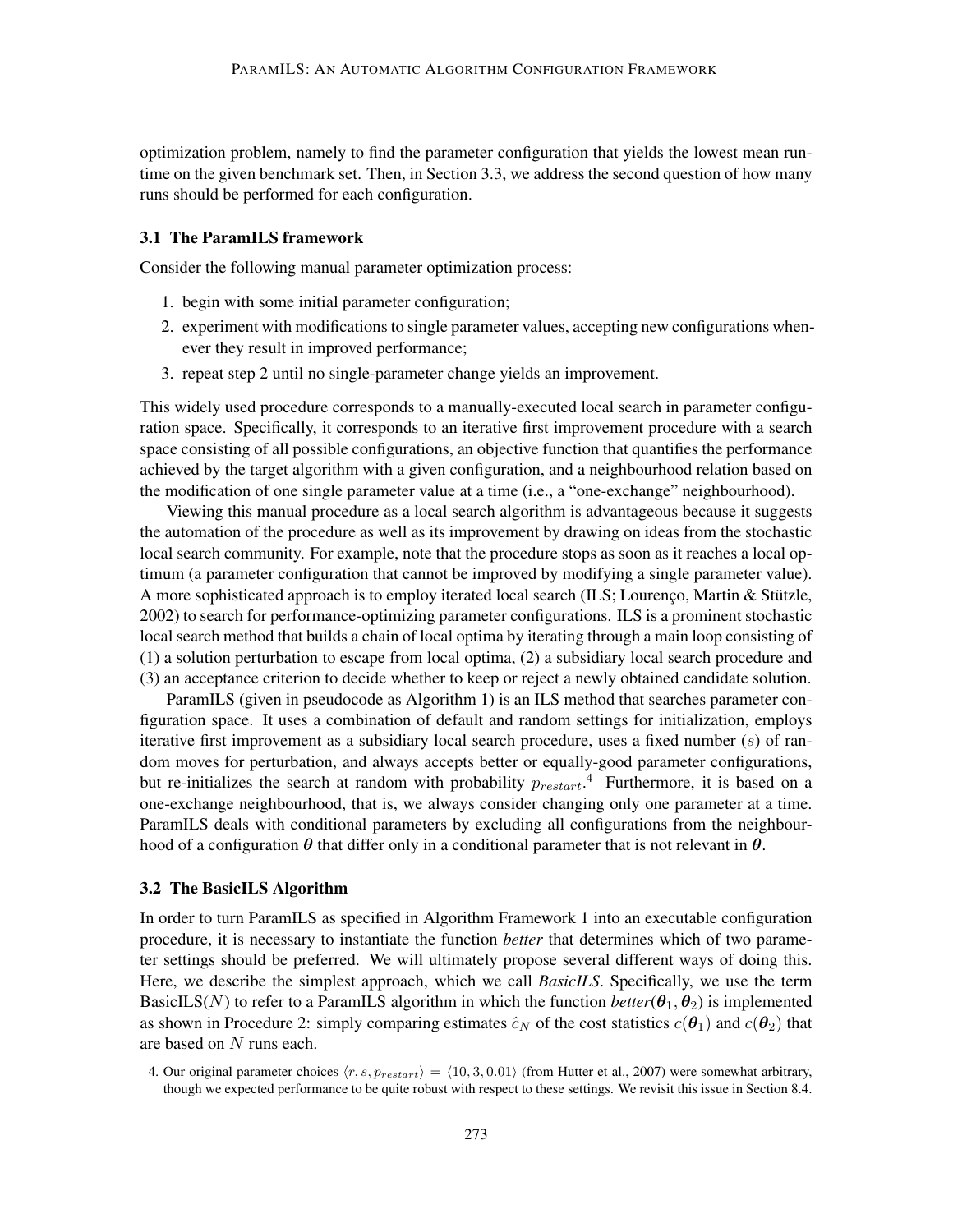optimization problem, namely to find the parameter configuration that yields the lowest mean runtime on the given benchmark set. Then, in Section 3.3, we address the second question of how many runs should be performed for each configuration.

### 3.1 The ParamILS framework

Consider the following manual parameter optimization process:

1. begin with some initial parameter configuration;
2. experiment with modifications to single parameter values, accepting new configurations whenever they result in improved performance;
3. repeat step 2 until no single-parameter change yields an improvement.

This widely used procedure corresponds to a manually-executed local search in parameter configuration space. Specifically, it corresponds to an iterative first improvement procedure with a search space consisting of all possible configurations, an objective function that quantifies the performance achieved by the target algorithm with a given configuration, and a neighbourhood relation based on the modification of one single parameter value at a time (i.e., a "one-exchange" neighbourhood).

Viewing this manual procedure as a local search algorithm is advantageous because it suggests the automation of the procedure as well as its improvement by drawing on ideas from the stochastic local search community. For example, note that the procedure stops as soon as it reaches a local optimum (a parameter configuration that cannot be improved by modifying a single parameter value). A more sophisticated approach is to employ iterated local search (ILS; Lourenço, Martin & Stützle, 2002) to search for performance-optimizing parameter configurations. ILS is a prominent stochastic local search method that builds a chain of local optima by iterating through a main loop consisting of (1) a solution perturbation to escape from local optima, (2) a subsidiary local search procedure and (3) an acceptance criterion to decide whether to keep or reject a newly obtained candidate solution.

ParamILS (given in pseudocode as Algorithm 1) is an ILS method that searches parameter configuration space. It uses a combination of default and random settings for initialization, employs iterative first improvement as a subsidiary local search procedure, uses a fixed number ($s$) of random moves for perturbation, and always accepts better or equally-good parameter configurations, but re-initializes the search at random with probability $p_{restart}$.[4] Furthermore, it is based on a one-exchange neighbourhood, that is, we always consider changing only one parameter at a time. ParamILS deals with conditional parameters by excluding all configurations from the neighbourhood of a configuration $\boldsymbol{\theta}$ that differ only in a conditional parameter that is not relevant in $\boldsymbol{\theta}$.

### 3.2 The BasicILS Algorithm

In order to turn ParamILS as specified in Algorithm Framework 1 into an executable configuration procedure, it is necessary to instantiate the function *better* that determines which of two parameter settings should be preferred. We will ultimately propose several different ways of doing this. Here, we describe the simplest approach, which we call *BasicILS*. Specifically, we use the term BasicILS($N$) to refer to a ParamILS algorithm in which the function *better*($\boldsymbol{\theta}_1, \boldsymbol{\theta}_2$) is implemented as shown in Procedure 2: simply comparing estimates $\hat{c}_N$ of the cost statistics $c(\boldsymbol{\theta}_1)$ and $c(\boldsymbol{\theta}_2)$ that are based on $N$ runs each.

4. Our original parameter choices $\langle r, s, p_{restart} \rangle = \langle 10, 3, 0.01 \rangle$ (from Hutter et al., 2007) were somewhat arbitrary, though we expected performance to be quite robust with respect to these settings. We revisit this issue in Section 8.4.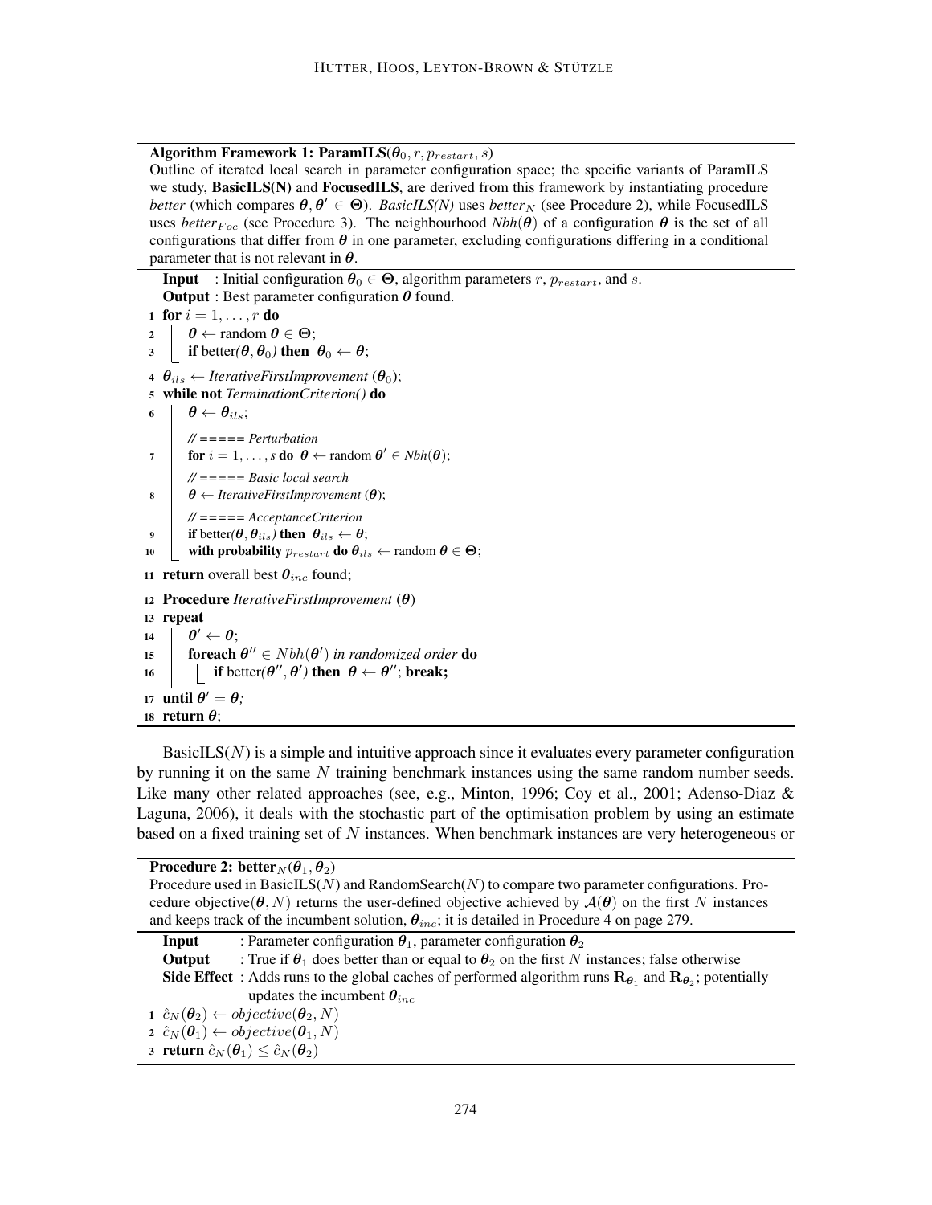**Algorithm Framework 1: ParamILS($\boldsymbol{\theta}_0, r, p_{restart}, s$)**

Outline of iterated local search in parameter configuration space; the specific variants of ParamILS we study, **BasicILS(N)** and **FocusedILS**, are derived from this framework by instantiating procedure *better* (which compares $\boldsymbol{\theta}, \boldsymbol{\theta}' \in \boldsymbol{\Theta}$). *BasicILS(N)* uses *better*$_N$ (see Procedure 2), while FocusedILS uses *better*$_{Foc}$ (see Procedure 3). The neighbourhood *Nbh*($\boldsymbol{\theta}$) of a configuration $\boldsymbol{\theta}$ is the set of all configurations that differ from $\boldsymbol{\theta}$ in one parameter, excluding configurations differing in a conditional parameter that is not relevant in $\boldsymbol{\theta}$.

```
Input   : Initial configuration θ0 ∈ Θ, algorithm parameters r, p_restart, and s.
Output  : Best parameter configuration θ found.
1  for i = 1, ..., r do
2      θ ← random θ ∈ Θ;
3      if better(θ, θ0) then θ0 ← θ;
4  θ_ils ← IterativeFirstImprovement (θ0);
5  while not TerminationCriterion() do
6      θ ← θ_ils;
       // ===== Perturbation
7      for i = 1, ..., s do θ ← random θ' ∈ Nbh(θ);
       // ===== Basic local search
8      θ ← IterativeFirstImprovement (θ);
       // ===== AcceptanceCriterion
9      if better(θ, θ_ils) then θ_ils ← θ;
10     with probability p_restart do θ_ils ← random θ ∈ Θ;
11 return overall best θ_inc found;
12 Procedure IterativeFirstImprovement (θ)
13 repeat
14     θ' ← θ;
15     foreach θ'' ∈ Nbh(θ') in randomized order do
16         if better(θ'', θ') then θ ← θ''; break;
17 until θ' = θ;
18 return θ;
```

BasicILS($N$) is a simple and intuitive approach since it evaluates every parameter configuration by running it on the same $N$ training benchmark instances using the same random number seeds. Like many other related approaches (see, e.g., Minton, 1996; Coy et al., 2001; Adenso-Diaz & Laguna, 2006), it deals with the stochastic part of the optimisation problem by using an estimate based on a fixed training set of $N$ instances. When benchmark instances are very heterogeneous or

**Procedure 2: better$_N$($\boldsymbol{\theta}_1, \boldsymbol{\theta}_2$)**

Procedure used in BasicILS($N$) and RandomSearch($N$) to compare two parameter configurations. Procedure objective($\boldsymbol{\theta}, N$) returns the user-defined objective achieved by $\mathcal{A}(\boldsymbol{\theta})$ on the first $N$ instances and keeps track of the incumbent solution, $\boldsymbol{\theta}_{inc}$; it is detailed in Procedure 4 on page 279.

```
Input       : Parameter configuration θ1, parameter configuration θ2
Output      : True if θ1 does better than or equal to θ2 on the first N instances; false otherwise
Side Effect : Adds runs to the global caches of performed algorithm runs R_θ1 and R_θ2; potentially
              updates the incumbent θ_inc
1 ĉ_N(θ2) ← objective(θ2, N)
2 ĉ_N(θ1) ← objective(θ1, N)
3 return ĉ_N(θ1) ≤ ĉ_N(θ2)
```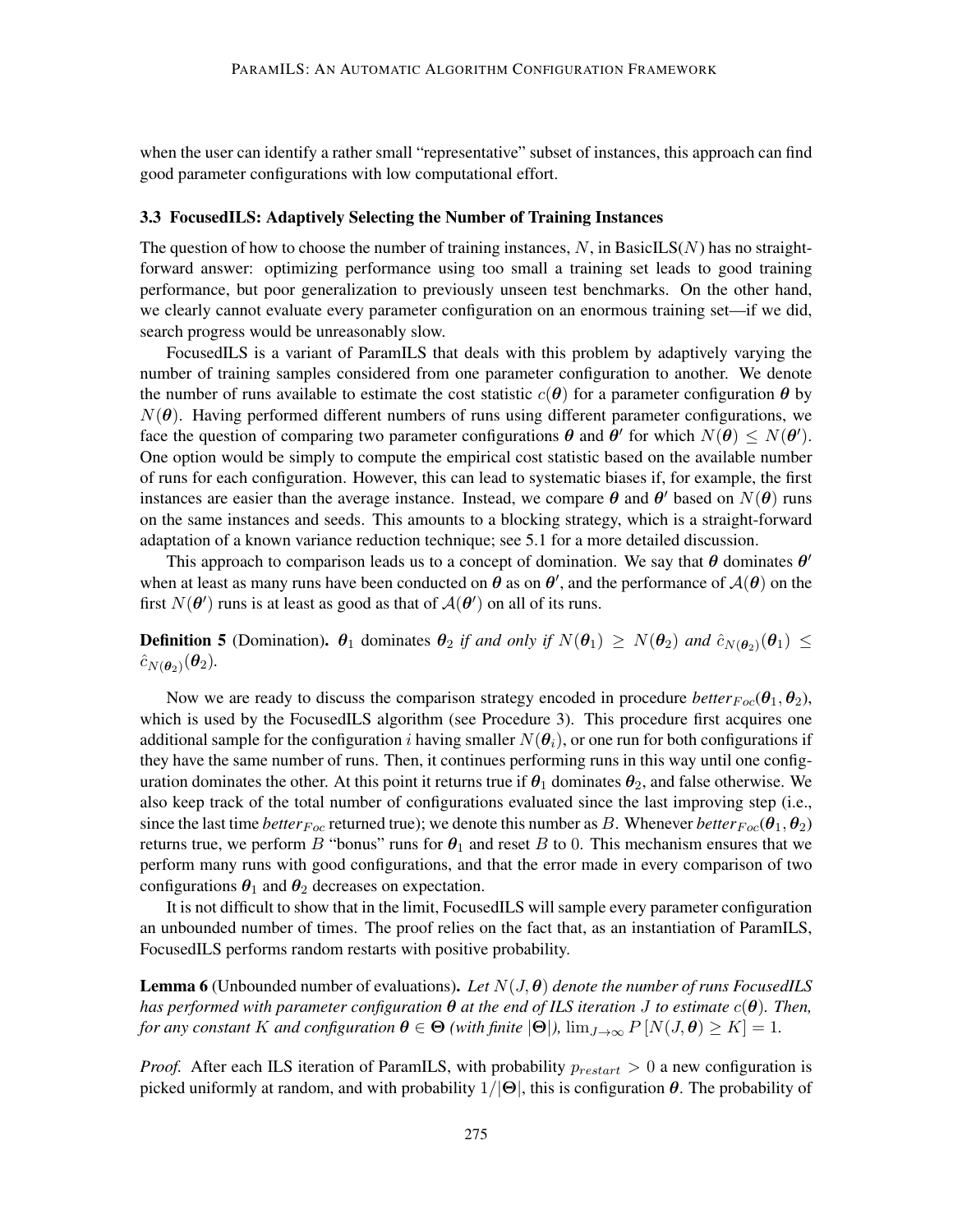when the user can identify a rather small "representative" subset of instances, this approach can find good parameter configurations with low computational effort.

### 3.3 FocusedILS: Adaptively Selecting the Number of Training Instances

The question of how to choose the number of training instances, $N$, in BasicILS($N$) has no straightforward answer: optimizing performance using too small a training set leads to good training performance, but poor generalization to previously unseen test benchmarks. On the other hand, we clearly cannot evaluate every parameter configuration on an enormous training set—if we did, search progress would be unreasonably slow.

FocusedILS is a variant of ParamILS that deals with this problem by adaptively varying the number of training samples considered from one parameter configuration to another. We denote the number of runs available to estimate the cost statistic $c(\boldsymbol{\theta})$ for a parameter configuration $\boldsymbol{\theta}$ by $N(\boldsymbol{\theta})$. Having performed different numbers of runs using different parameter configurations, we face the question of comparing two parameter configurations $\boldsymbol{\theta}$ and $\boldsymbol{\theta}'$ for which $N(\boldsymbol{\theta}) \leq N(\boldsymbol{\theta}')$. One option would be simply to compute the empirical cost statistic based on the available number of runs for each configuration. However, this can lead to systematic biases if, for example, the first instances are easier than the average instance. Instead, we compare $\boldsymbol{\theta}$ and $\boldsymbol{\theta}'$ based on $N(\boldsymbol{\theta})$ runs on the same instances and seeds. This amounts to a blocking strategy, which is a straight-forward adaptation of a known variance reduction technique; see 5.1 for a more detailed discussion.

This approach to comparison leads us to a concept of domination. We say that $\boldsymbol{\theta}$ dominates $\boldsymbol{\theta}'$ when at least as many runs have been conducted on $\boldsymbol{\theta}$ as on $\boldsymbol{\theta}'$, and the performance of $\mathcal{A}(\boldsymbol{\theta})$ on the first $N(\boldsymbol{\theta}')$ runs is at least as good as that of $\mathcal{A}(\boldsymbol{\theta}')$ on all of its runs.

**Definition 5** (Domination). *$\boldsymbol{\theta}_1$ dominates $\boldsymbol{\theta}_2$ if and only if $N(\boldsymbol{\theta}_1) \geq N(\boldsymbol{\theta}_2)$ and $\hat{c}_{N(\boldsymbol{\theta}_2)}(\boldsymbol{\theta}_1) \leq \hat{c}_{N(\boldsymbol{\theta}_2)}(\boldsymbol{\theta}_2)$.*

Now we are ready to discuss the comparison strategy encoded in procedure *better*$_{Foc}$($\boldsymbol{\theta}_1, \boldsymbol{\theta}_2$), which is used by the FocusedILS algorithm (see Procedure 3). This procedure first acquires one additional sample for the configuration $i$ having smaller $N(\boldsymbol{\theta}_i)$, or one run for both configurations if they have the same number of runs. Then, it continues performing runs in this way until one configuration dominates the other. At this point it returns true if $\boldsymbol{\theta}_1$ dominates $\boldsymbol{\theta}_2$, and false otherwise. We also keep track of the total number of configurations evaluated since the last improving step (i.e., since the last time *better*$_{Foc}$ returned true); we denote this number as $B$. Whenever *better*$_{Foc}$($\boldsymbol{\theta}_1, \boldsymbol{\theta}_2$) returns true, we perform $B$ "bonus" runs for $\boldsymbol{\theta}_1$ and reset $B$ to 0. This mechanism ensures that we perform many runs with good configurations, and that the error made in every comparison of two configurations $\boldsymbol{\theta}_1$ and $\boldsymbol{\theta}_2$ decreases on expectation.

It is not difficult to show that in the limit, FocusedILS will sample every parameter configuration an unbounded number of times. The proof relies on the fact that, as an instantiation of ParamILS, FocusedILS performs random restarts with positive probability.

**Lemma 6** (Unbounded number of evaluations). *Let $N(J, \boldsymbol{\theta})$ denote the number of runs FocusedILS has performed with parameter configuration $\boldsymbol{\theta}$ at the end of ILS iteration $J$ to estimate $c(\boldsymbol{\theta})$. Then, for any constant $K$ and configuration $\boldsymbol{\theta} \in \boldsymbol{\Theta}$ (with finite $|\boldsymbol{\Theta}|$), $\lim_{J \to \infty} P\left[N(J, \boldsymbol{\theta}) \geq K\right] = 1$.*

*Proof.* After each ILS iteration of ParamILS, with probability $p_{restart} > 0$ a new configuration is picked uniformly at random, and with probability $1/|\boldsymbol{\Theta}|$, this is configuration $\boldsymbol{\theta}$. The probability of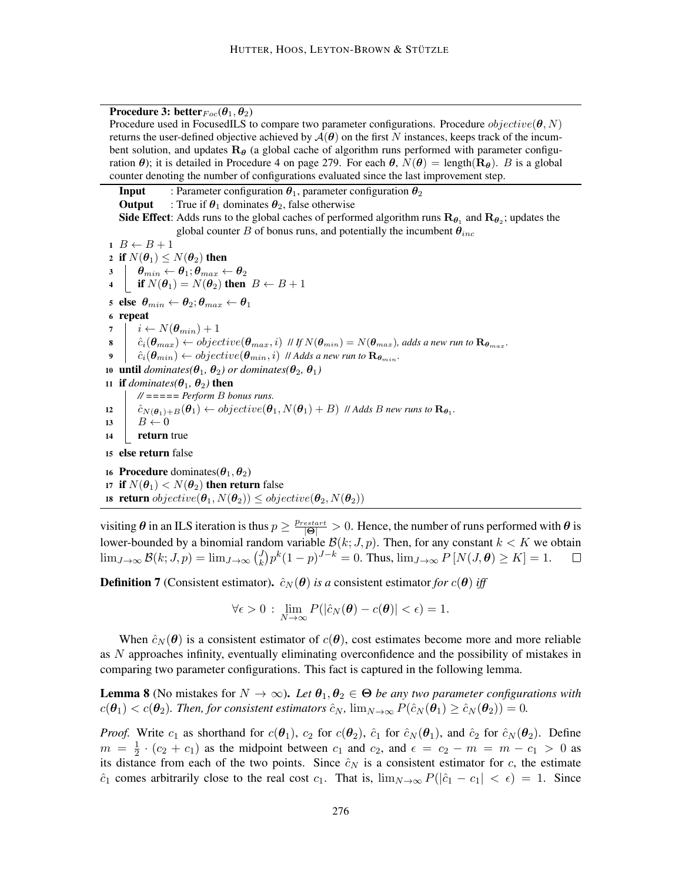**Procedure 3: better$_{Foc}(\boldsymbol{\theta}_1, \boldsymbol{\theta}_2)$**

Procedure used in FocusedILS to compare two parameter configurations. Procedure $objective(\boldsymbol{\theta}, N)$ returns the user-defined objective achieved by $\mathcal{A}(\boldsymbol{\theta})$ on the first $N$ instances, keeps track of the incumbent solution, and updates $\mathbf{R}_{\boldsymbol{\theta}}$ (a global cache of algorithm runs performed with parameter configuration $\boldsymbol{\theta}$); it is detailed in Procedure 4 on page 279. For each $\boldsymbol{\theta}$, $N(\boldsymbol{\theta}) = \text{length}(\mathbf{R}_{\boldsymbol{\theta}})$. $B$ is a global counter denoting the number of configurations evaluated since the last improvement step.

```
Input      : Parameter configuration θ1, parameter configuration θ2
Output     : True if θ1 dominates θ2, false otherwise
Side Effect: Adds runs to the global caches of performed algorithm runs R_θ1 and R_θ2; updates the
             global counter B of bonus runs, and potentially the incumbent θ_inc
1  B ← B + 1
2  if N(θ1) ≤ N(θ2) then
3      θ_min ← θ1; θ_max ← θ2
4      if N(θ1) = N(θ2) then B ← B + 1
5  else θ_min ← θ2; θ_max ← θ1
6  repeat
7      i ← N(θ_min) + 1
8      ĉ_i(θ_max) ← objective(θ_max, i) // If N(θ_min) = N(θ_max), adds a new run to R_θmax.
9      ĉ_i(θ_min) ← objective(θ_min, i) // Adds a new run to R_θmin.
10 until dominates(θ1, θ2) or dominates(θ2, θ1)
11 if dominates(θ1, θ2) then
       // ===== Perform B bonus runs.
12     ĉ_{N(θ1)+B}(θ1) ← objective(θ1, N(θ1) + B) // Adds B new runs to R_θ1.
13     B ← 0
14     return true
15 else return false
16 Procedure dominates(θ1, θ2)
17 if N(θ1) < N(θ2) then return false
18 return objective(θ1, N(θ2)) ≤ objective(θ2, N(θ2))
```

visiting $\boldsymbol{\theta}$ in an ILS iteration is thus $p \geq \frac{p_{restart}}{|\boldsymbol{\Theta}|} > 0$. Hence, the number of runs performed with $\boldsymbol{\theta}$ is lower-bounded by a binomial random variable $\mathcal{B}(k; J, p)$. Then, for any constant $k < K$ we obtain $\lim_{J\to\infty} \mathcal{B}(k; J, p) = \lim_{J\to\infty} \binom{J}{k} p^k (1-p)^{J-k} = 0$. Thus, $\lim_{J\to\infty} P\left[N(J, \boldsymbol{\theta}) \geq K\right] = 1$. $\square$

**Definition 7** (Consistent estimator). *$\hat{c}_N(\boldsymbol{\theta})$ is a* consistent estimator *for $c(\boldsymbol{\theta})$ iff*

$$\forall \epsilon > 0 \; : \; \lim_{N\to\infty} P(|\hat{c}_N(\boldsymbol{\theta}) - c(\boldsymbol{\theta})| < \epsilon) = 1.$$

When $\hat{c}_N(\boldsymbol{\theta})$ is a consistent estimator of $c(\boldsymbol{\theta})$, cost estimates become more and more reliable as $N$ approaches infinity, eventually eliminating overconfidence and the possibility of mistakes in comparing two parameter configurations. This fact is captured in the following lemma.

**Lemma 8** (No mistakes for $N \to \infty$). *Let $\boldsymbol{\theta}_1, \boldsymbol{\theta}_2 \in \boldsymbol{\Theta}$ be any two parameter configurations with $c(\boldsymbol{\theta}_1) < c(\boldsymbol{\theta}_2)$. Then, for consistent estimators $\hat{c}_N$, $\lim_{N\to\infty} P(\hat{c}_N(\boldsymbol{\theta}_1) \geq \hat{c}_N(\boldsymbol{\theta}_2)) = 0$.*

*Proof.* Write $c_1$ as shorthand for $c(\boldsymbol{\theta}_1)$, $c_2$ for $c(\boldsymbol{\theta}_2)$, $\hat{c}_1$ for $\hat{c}_N(\boldsymbol{\theta}_1)$, and $\hat{c}_2$ for $\hat{c}_N(\boldsymbol{\theta}_2)$. Define $m = \frac{1}{2} \cdot (c_2 + c_1)$ as the midpoint between $c_1$ and $c_2$, and $\epsilon = c_2 - m = m - c_1 > 0$ as its distance from each of the two points. Since $\hat{c}_N$ is a consistent estimator for $c$, the estimate $\hat{c}_1$ comes arbitrarily close to the real cost $c_1$. That is, $\lim_{N\to\infty} P(|\hat{c}_1 - c_1| < \epsilon) = 1$. Since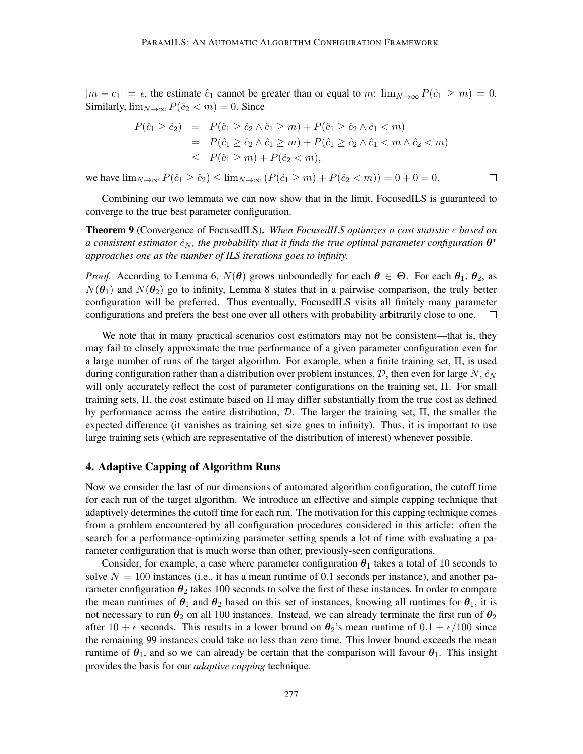$|m - c_1| = \epsilon$, the estimate $\hat{c}_1$ cannot be greater than or equal to $m$: $\lim_{N\to\infty} P(\hat{c}_1 \geq m) = 0$. Similarly, $\lim_{N\to\infty} P(\hat{c}_2 < m) = 0$. Since

$$
\begin{aligned}
P(\hat{c}_1 \geq \hat{c}_2) &= P(\hat{c}_1 \geq \hat{c}_2 \wedge \hat{c}_1 \geq m) + P(\hat{c}_1 \geq \hat{c}_2 \wedge \hat{c}_1 < m) \\
&= P(\hat{c}_1 \geq \hat{c}_2 \wedge \hat{c}_1 \geq m) + P(\hat{c}_1 \geq \hat{c}_2 \wedge \hat{c}_1 < m \wedge \hat{c}_2 < m) \\
&\leq P(\hat{c}_1 \geq m) + P(\hat{c}_2 < m),
\end{aligned}
$$

we have $\lim_{N\to\infty} P(\hat{c}_1 \geq \hat{c}_2) \leq \lim_{N\to\infty} (P(\hat{c}_1 \geq m) + P(\hat{c}_2 < m)) = 0 + 0 = 0$. □

Combining our two lemmata we can now show that in the limit, FocusedILS is guaranteed to converge to the true best parameter configuration.

**Theorem 9** (Convergence of FocusedILS). *When FocusedILS optimizes a cost statistic $c$ based on a consistent estimator $\hat{c}_N$, the probability that it finds the true optimal parameter configuration $\boldsymbol{\theta}^*$ approaches one as the number of ILS iterations goes to infinity.*

*Proof.* According to Lemma 6, $N(\boldsymbol{\theta})$ grows unboundedly for each $\boldsymbol{\theta} \in \boldsymbol{\Theta}$. For each $\boldsymbol{\theta}_1$, $\boldsymbol{\theta}_2$, as $N(\boldsymbol{\theta}_1)$ and $N(\boldsymbol{\theta}_2)$ go to infinity, Lemma 8 states that in a pairwise comparison, the truly better configuration will be preferred. Thus eventually, FocusedILS visits all finitely many parameter configurations and prefers the best one over all others with probability arbitrarily close to one. □

We note that in many practical scenarios cost estimators may not be consistent—that is, they may fail to closely approximate the true performance of a given parameter configuration even for a large number of runs of the target algorithm. For example, when a finite training set, $\Pi$, is used during configuration rather than a distribution over problem instances, $\mathcal{D}$, then even for large $N$, $\hat{c}_N$ will only accurately reflect the cost of parameter configurations on the training set, $\Pi$. For small training sets, $\Pi$, the cost estimate based on $\Pi$ may differ substantially from the true cost as defined by performance across the entire distribution, $\mathcal{D}$. The larger the training set, $\Pi$, the smaller the expected difference (it vanishes as training set size goes to infinity). Thus, it is important to use large training sets (which are representative of the distribution of interest) whenever possible.

## 4. Adaptive Capping of Algorithm Runs

Now we consider the last of our dimensions of automated algorithm configuration, the cutoff time for each run of the target algorithm. We introduce an effective and simple capping technique that adaptively determines the cutoff time for each run. The motivation for this capping technique comes from a problem encountered by all configuration procedures considered in this article: often the search for a performance-optimizing parameter setting spends a lot of time with evaluating a parameter configuration that is much worse than other, previously-seen configurations.

Consider, for example, a case where parameter configuration $\boldsymbol{\theta}_1$ takes a total of 10 seconds to solve $N = 100$ instances (i.e., it has a mean runtime of 0.1 seconds per instance), and another parameter configuration $\boldsymbol{\theta}_2$ takes 100 seconds to solve the first of these instances. In order to compare the mean runtimes of $\boldsymbol{\theta}_1$ and $\boldsymbol{\theta}_2$ based on this set of instances, knowing all runtimes for $\boldsymbol{\theta}_1$, it is not necessary to run $\boldsymbol{\theta}_2$ on all 100 instances. Instead, we can already terminate the first run of $\boldsymbol{\theta}_2$ after $10 + \epsilon$ seconds. This results in a lower bound on $\boldsymbol{\theta}_2$'s mean runtime of $0.1 + \epsilon/100$ since the remaining 99 instances could take no less than zero time. This lower bound exceeds the mean runtime of $\boldsymbol{\theta}_1$, and so we can already be certain that the comparison will favour $\boldsymbol{\theta}_1$. This insight provides the basis for our *adaptive capping* technique.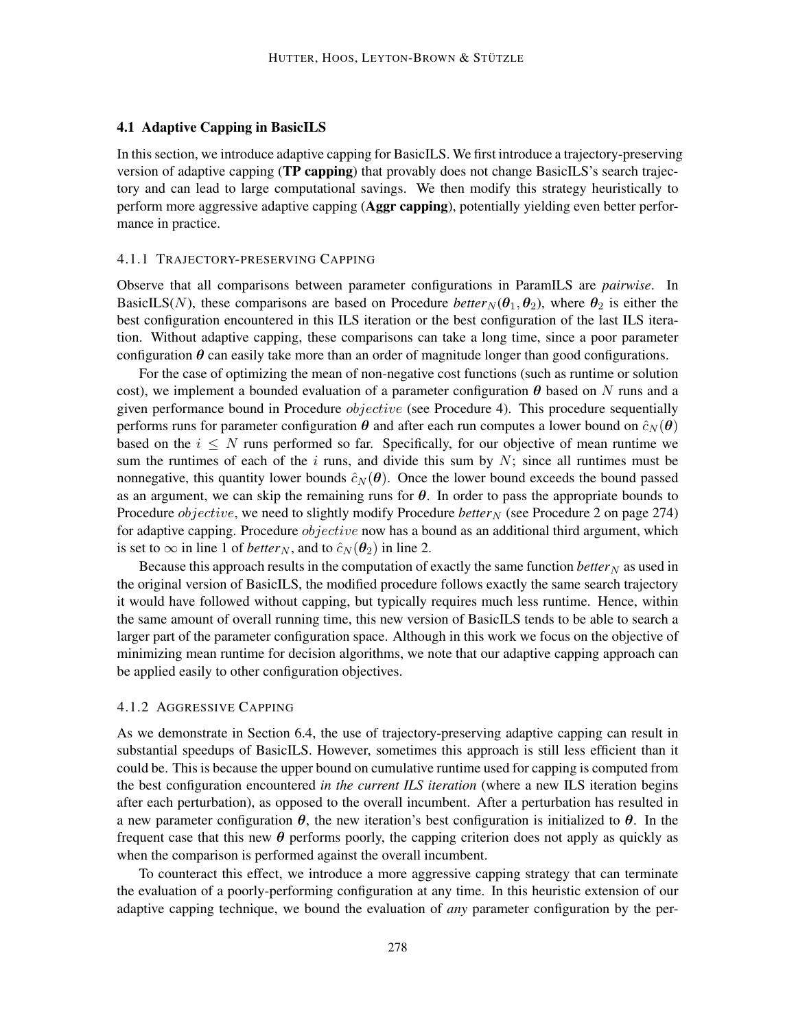### 4.1 Adaptive Capping in BasicILS

In this section, we introduce adaptive capping for BasicILS. We first introduce a trajectory-preserving version of adaptive capping (**TP capping**) that provably does not change BasicILS's search trajectory and can lead to large computational savings. We then modify this strategy heuristically to perform more aggressive adaptive capping (**Aggr capping**), potentially yielding even better performance in practice.

#### 4.1.1 Trajectory-preserving Capping

Observe that all comparisons between parameter configurations in ParamILS are *pairwise*. In BasicILS($N$), these comparisons are based on Procedure *better*$_N(\boldsymbol{\theta}_1, \boldsymbol{\theta}_2)$, where $\boldsymbol{\theta}_2$ is either the best configuration encountered in this ILS iteration or the best configuration of the last ILS iteration. Without adaptive capping, these comparisons can take a long time, since a poor parameter configuration $\boldsymbol{\theta}$ can easily take more than an order of magnitude longer than good configurations.

For the case of optimizing the mean of non-negative cost functions (such as runtime or solution cost), we implement a bounded evaluation of a parameter configuration $\boldsymbol{\theta}$ based on $N$ runs and a given performance bound in Procedure $objective$ (see Procedure 4). This procedure sequentially performs runs for parameter configuration $\boldsymbol{\theta}$ and after each run computes a lower bound on $\hat{c}_N(\boldsymbol{\theta})$ based on the $i \leq N$ runs performed so far. Specifically, for our objective of mean runtime we sum the runtimes of each of the $i$ runs, and divide this sum by $N$; since all runtimes must be nonnegative, this quantity lower bounds $\hat{c}_N(\boldsymbol{\theta})$. Once the lower bound exceeds the bound passed as an argument, we can skip the remaining runs for $\boldsymbol{\theta}$. In order to pass the appropriate bounds to Procedure $objective$, we need to slightly modify Procedure *better*$_N$ (see Procedure 2 on page 274) for adaptive capping. Procedure $objective$ now has a bound as an additional third argument, which is set to $\infty$ in line 1 of *better*$_N$, and to $\hat{c}_N(\boldsymbol{\theta}_2)$ in line 2.

Because this approach results in the computation of exactly the same function *better*$_N$ as used in the original version of BasicILS, the modified procedure follows exactly the same search trajectory it would have followed without capping, but typically requires much less runtime. Hence, within the same amount of overall running time, this new version of BasicILS tends to be able to search a larger part of the parameter configuration space. Although in this work we focus on the objective of minimizing mean runtime for decision algorithms, we note that our adaptive capping approach can be applied easily to other configuration objectives.

#### 4.1.2 Aggressive Capping

As we demonstrate in Section 6.4, the use of trajectory-preserving adaptive capping can result in substantial speedups of BasicILS. However, sometimes this approach is still less efficient than it could be. This is because the upper bound on cumulative runtime used for capping is computed from the best configuration encountered *in the current ILS iteration* (where a new ILS iteration begins after each perturbation), as opposed to the overall incumbent. After a perturbation has resulted in a new parameter configuration $\boldsymbol{\theta}$, the new iteration's best configuration is initialized to $\boldsymbol{\theta}$. In the frequent case that this new $\boldsymbol{\theta}$ performs poorly, the capping criterion does not apply as quickly as when the comparison is performed against the overall incumbent.

To counteract this effect, we introduce a more aggressive capping strategy that can terminate the evaluation of a poorly-performing configuration at any time. In this heuristic extension of our adaptive capping technique, we bound the evaluation of *any* parameter configuration by the per-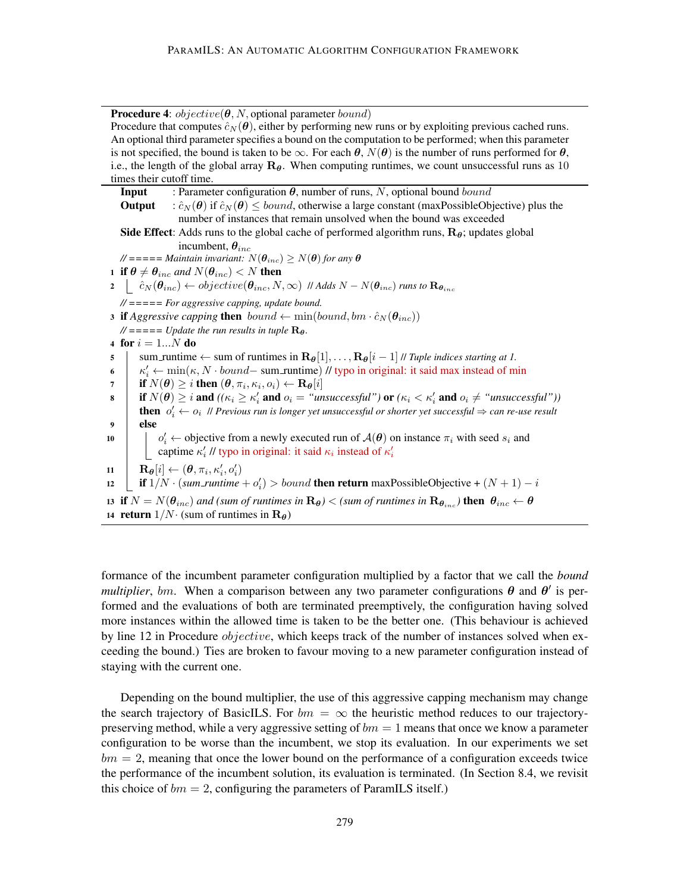**Procedure 4**: $objective(\boldsymbol{\theta}, N,$ optional parameter $bound)$

Procedure that computes $\hat{c}_N(\boldsymbol{\theta})$, either by performing new runs or by exploiting previous cached runs. An optional third parameter specifies a bound on the computation to be performed; when this parameter is not specified, the bound is taken to be $\infty$. For each $\boldsymbol{\theta}$, $N(\boldsymbol{\theta})$ is the number of runs performed for $\boldsymbol{\theta}$, i.e., the length of the global array $\mathbf{R}_{\boldsymbol{\theta}}$. When computing runtimes, we count unsuccessful runs as 10 times their cutoff time.

```
Input      : Parameter configuration θ, number of runs, N, optional bound bound
Output     : ĉ_N(θ) if ĉ_N(θ) ≤ bound, otherwise a large constant (maxPossibleObjective) plus the
             number of instances that remain unsolved when the bound was exceeded
Side Effect: Adds runs to the global cache of performed algorithm runs, R_θ; updates global
             incumbent, θ_inc
   // ===== Maintain invariant: N(θ_inc) ≥ N(θ) for any θ
1  if θ ≠ θ_inc and N(θ_inc) < N then
2      ĉ_N(θ_inc) ← objective(θ_inc, N, ∞)  // Adds N − N(θ_inc) runs to R_θinc
   // ===== For aggressive capping, update bound.
3  if Aggressive capping then bound ← min(bound, bm · ĉ_N(θ_inc))
   // ===== Update the run results in tuple R_θ.
4  for i = 1...N do
5      sum_runtime ← sum of runtimes in R_θ[1], ..., R_θ[i − 1] // Tuple indices starting at 1.
6      κ'_i ← min(κ, N · bound− sum_runtime) // typo in original: it said max instead of min
7      if N(θ) ≥ i then (θ, π_i, κ_i, o_i) ← R_θ[i]
8      if N(θ) ≥ i and ((κ_i ≥ κ'_i and o_i = "unsuccessful") or (κ_i < κ'_i and o_i ≠ "unsuccessful"))
       then o'_i ← o_i // Previous run is longer yet unsuccessful or shorter yet successful ⇒ can re-use result
9      else
10         o'_i ← objective from a newly executed run of A(θ) on instance π_i with seed s_i and
           captime κ'_i // typo in original: it said κ_i instead of κ'_i
11     R_θ[i] ← (θ, π_i, κ'_i, o'_i)
12     if 1/N · (sum_runtime + o'_i) > bound then return maxPossibleObjective + (N + 1) − i
13 if N = N(θ_inc) and (sum of runtimes in R_θ) < (sum of runtimes in R_θinc) then θ_inc ← θ
14 return 1/N· (sum of runtimes in R_θ)
```

formance of the incumbent parameter configuration multiplied by a factor that we call the *bound multiplier*, $bm$. When a comparison between any two parameter configurations $\boldsymbol{\theta}$ and $\boldsymbol{\theta}'$ is performed and the evaluations of both are terminated preemptively, the configuration having solved more instances within the allowed time is taken to be the better one. (This behaviour is achieved by line 12 in Procedure $objective$, which keeps track of the number of instances solved when exceeding the bound.) Ties are broken to favour moving to a new parameter configuration instead of staying with the current one.

Depending on the bound multiplier, the use of this aggressive capping mechanism may change the search trajectory of BasicILS. For $bm = \infty$ the heuristic method reduces to our trajectory-preserving method, while a very aggressive setting of $bm = 1$ means that once we know a parameter configuration to be worse than the incumbent, we stop its evaluation. In our experiments we set $bm = 2$, meaning that once the lower bound on the performance of a configuration exceeds twice the performance of the incumbent solution, its evaluation is terminated. (In Section 8.4, we revisit this choice of $bm = 2$, configuring the parameters of ParamILS itself.)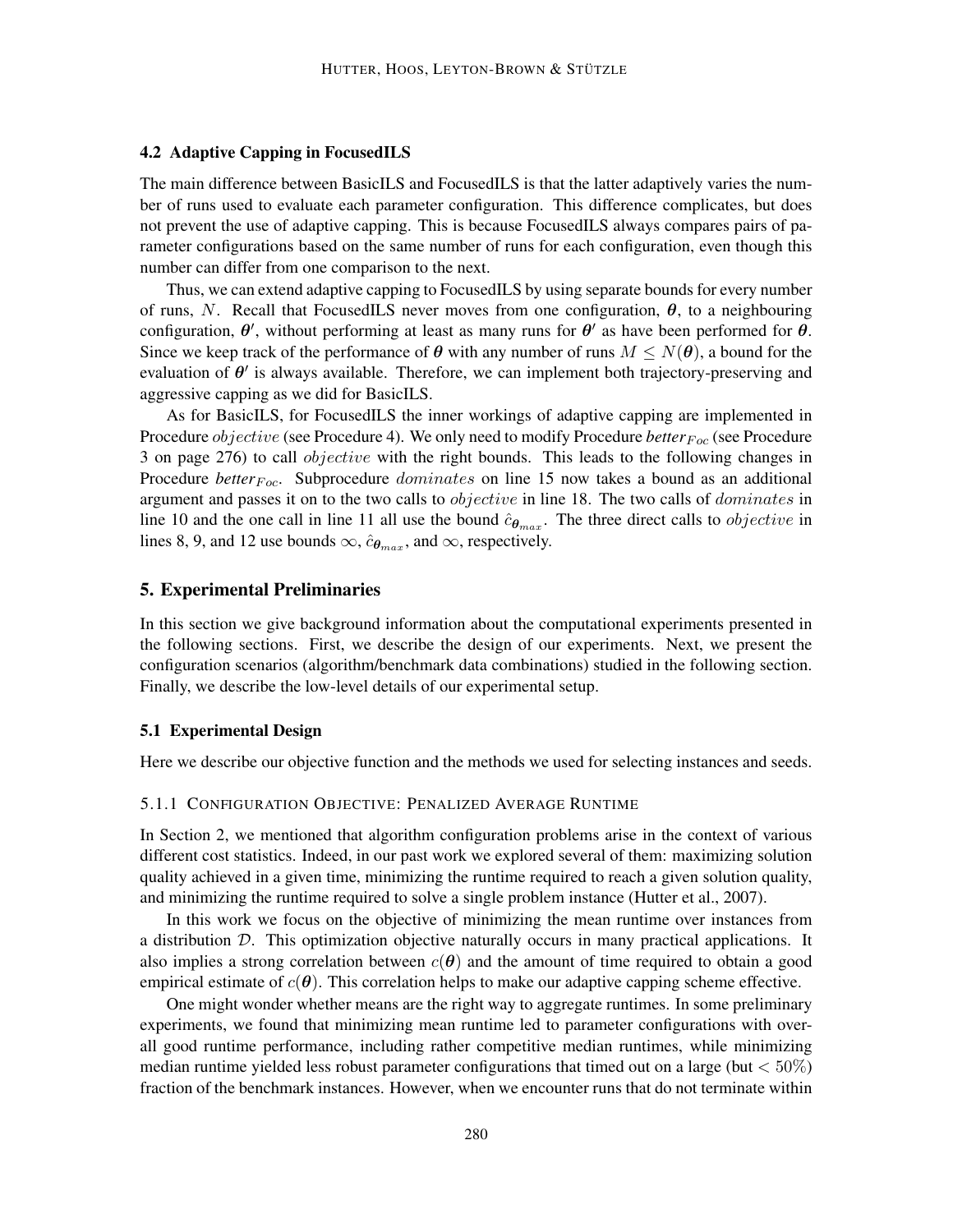### 4.2 Adaptive Capping in FocusedILS

The main difference between BasicILS and FocusedILS is that the latter adaptively varies the number of runs used to evaluate each parameter configuration. This difference complicates, but does not prevent the use of adaptive capping. This is because FocusedILS always compares pairs of parameter configurations based on the same number of runs for each configuration, even though this number can differ from one comparison to the next.

Thus, we can extend adaptive capping to FocusedILS by using separate bounds for every number of runs, $N$. Recall that FocusedILS never moves from one configuration, $\boldsymbol{\theta}$, to a neighbouring configuration, $\boldsymbol{\theta}'$, without performing at least as many runs for $\boldsymbol{\theta}'$ as have been performed for $\boldsymbol{\theta}$. Since we keep track of the performance of $\boldsymbol{\theta}$ with any number of runs $M \leq N(\boldsymbol{\theta})$, a bound for the evaluation of $\boldsymbol{\theta}'$ is always available. Therefore, we can implement both trajectory-preserving and aggressive capping as we did for BasicILS.

As for BasicILS, for FocusedILS the inner workings of adaptive capping are implemented in Procedure *objective* (see Procedure 4). We only need to modify Procedure *better*$_{Foc}$ (see Procedure 3 on page 276) to call *objective* with the right bounds. This leads to the following changes in Procedure *better*$_{Foc}$. Subprocedure *dominates* on line 15 now takes a bound as an additional argument and passes it on to the two calls to *objective* in line 18. The two calls of *dominates* in line 10 and the one call in line 11 all use the bound $\hat{c}_{\boldsymbol{\theta}_{max}}$. The three direct calls to *objective* in lines 8, 9, and 12 use bounds $\infty$, $\hat{c}_{\boldsymbol{\theta}_{max}}$, and $\infty$, respectively.

## 5. Experimental Preliminaries

In this section we give background information about the computational experiments presented in the following sections. First, we describe the design of our experiments. Next, we present the configuration scenarios (algorithm/benchmark data combinations) studied in the following section. Finally, we describe the low-level details of our experimental setup.

### 5.1 Experimental Design

Here we describe our objective function and the methods we used for selecting instances and seeds.

#### 5.1.1 Configuration Objective: Penalized Average Runtime

In Section 2, we mentioned that algorithm configuration problems arise in the context of various different cost statistics. Indeed, in our past work we explored several of them: maximizing solution quality achieved in a given time, minimizing the runtime required to reach a given solution quality, and minimizing the runtime required to solve a single problem instance (Hutter et al., 2007).

In this work we focus on the objective of minimizing the mean runtime over instances from a distribution $\mathcal{D}$. This optimization objective naturally occurs in many practical applications. It also implies a strong correlation between $c(\boldsymbol{\theta})$ and the amount of time required to obtain a good empirical estimate of $c(\boldsymbol{\theta})$. This correlation helps to make our adaptive capping scheme effective.

One might wonder whether means are the right way to aggregate runtimes. In some preliminary experiments, we found that minimizing mean runtime led to parameter configurations with overall good runtime performance, including rather competitive median runtimes, while minimizing median runtime yielded less robust parameter configurations that timed out on a large (but $< 50\%$) fraction of the benchmark instances. However, when we encounter runs that do not terminate within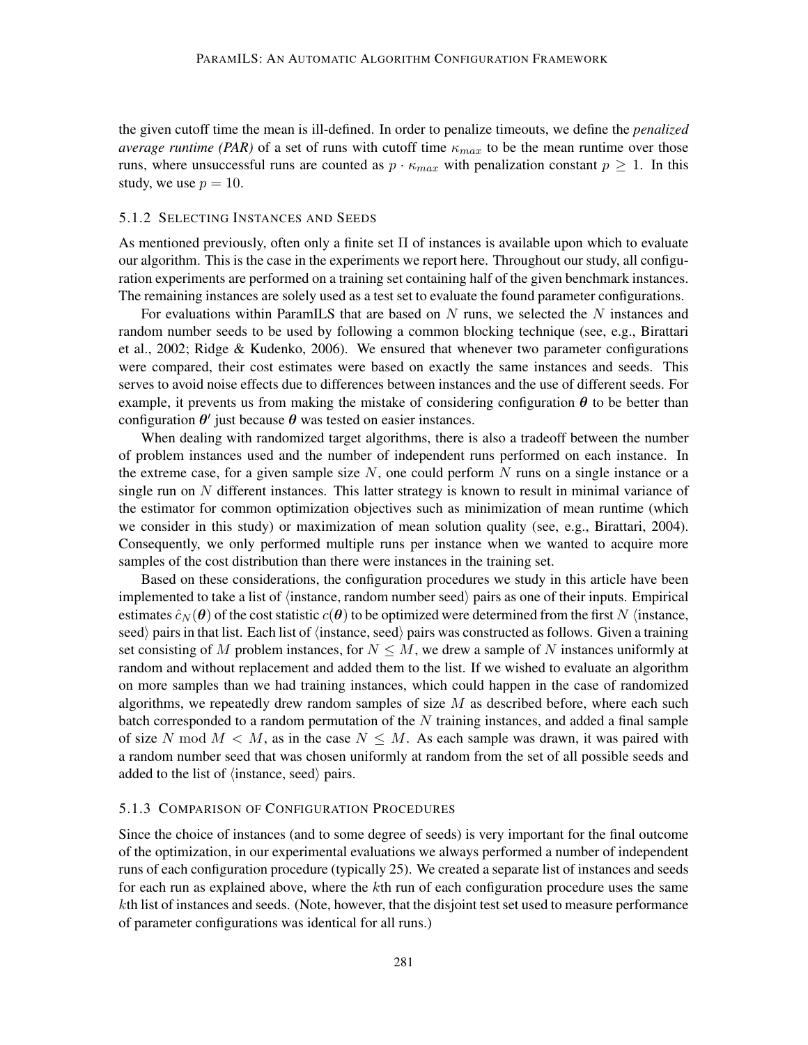the given cutoff time the mean is ill-defined. In order to penalize timeouts, we define the *penalized average runtime (PAR)* of a set of runs with cutoff time $\kappa_{max}$ to be the mean runtime over those runs, where unsuccessful runs are counted as $p \cdot \kappa_{max}$ with penalization constant $p \geq 1$. In this study, we use $p = 10$.

#### 5.1.2 Selecting Instances and Seeds

As mentioned previously, often only a finite set $\Pi$ of instances is available upon which to evaluate our algorithm. This is the case in the experiments we report here. Throughout our study, all configuration experiments are performed on a training set containing half of the given benchmark instances. The remaining instances are solely used as a test set to evaluate the found parameter configurations.

For evaluations within ParamILS that are based on $N$ runs, we selected the $N$ instances and random number seeds to be used by following a common blocking technique (see, e.g., Birattari et al., 2002; Ridge & Kudenko, 2006). We ensured that whenever two parameter configurations were compared, their cost estimates were based on exactly the same instances and seeds. This serves to avoid noise effects due to differences between instances and the use of different seeds. For example, it prevents us from making the mistake of considering configuration $\boldsymbol{\theta}$ to be better than configuration $\boldsymbol{\theta}'$ just because $\boldsymbol{\theta}$ was tested on easier instances.

When dealing with randomized target algorithms, there is also a tradeoff between the number of problem instances used and the number of independent runs performed on each instance. In the extreme case, for a given sample size $N$, one could perform $N$ runs on a single instance or a single run on $N$ different instances. This latter strategy is known to result in minimal variance of the estimator for common optimization objectives such as minimization of mean runtime (which we consider in this study) or maximization of mean solution quality (see, e.g., Birattari, 2004). Consequently, we only performed multiple runs per instance when we wanted to acquire more samples of the cost distribution than there were instances in the training set.

Based on these considerations, the configuration procedures we study in this article have been implemented to take a list of $\langle$instance, random number seed$\rangle$ pairs as one of their inputs. Empirical estimates $\hat{c}_N(\boldsymbol{\theta})$ of the cost statistic $c(\boldsymbol{\theta})$ to be optimized were determined from the first $N$ $\langle$instance, seed$\rangle$ pairs in that list. Each list of $\langle$instance, seed$\rangle$ pairs was constructed as follows. Given a training set consisting of $M$ problem instances, for $N \leq M$, we drew a sample of $N$ instances uniformly at random and without replacement and added them to the list. If we wished to evaluate an algorithm on more samples than we had training instances, which could happen in the case of randomized algorithms, we repeatedly drew random samples of size $M$ as described before, where each such batch corresponded to a random permutation of the $N$ training instances, and added a final sample of size $N \bmod M < M$, as in the case $N \leq M$. As each sample was drawn, it was paired with a random number seed that was chosen uniformly at random from the set of all possible seeds and added to the list of $\langle$instance, seed$\rangle$ pairs.

#### 5.1.3 Comparison of Configuration Procedures

Since the choice of instances (and to some degree of seeds) is very important for the final outcome of the optimization, in our experimental evaluations we always performed a number of independent runs of each configuration procedure (typically 25). We created a separate list of instances and seeds for each run as explained above, where the $k$th run of each configuration procedure uses the same $k$th list of instances and seeds. (Note, however, that the disjoint test set used to measure performance of parameter configurations was identical for all runs.)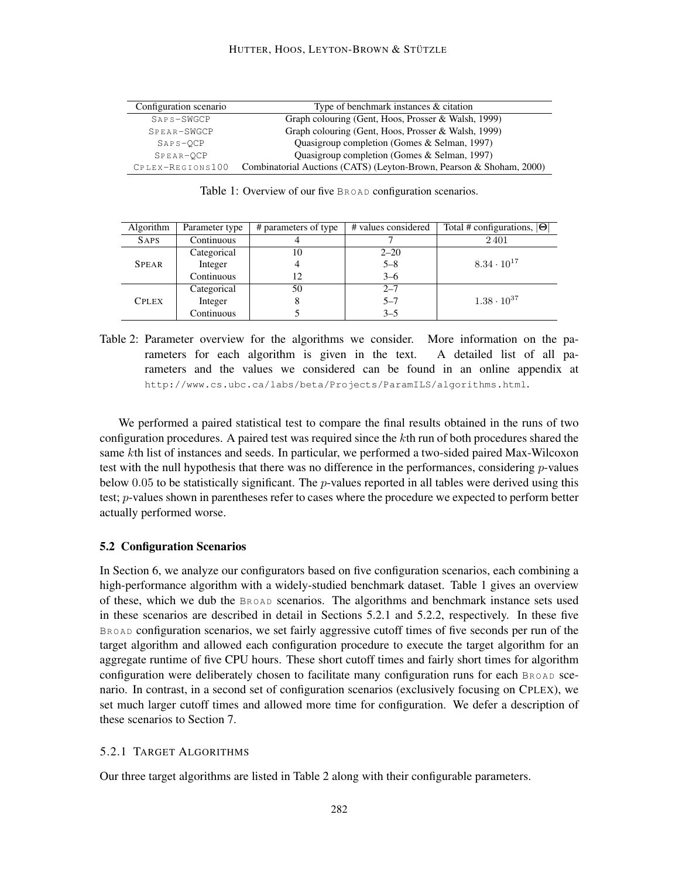| Configuration scenario | Type of benchmark instances & citation |
|---|---|
| SAPS-SWGCP | Graph colouring (Gent, Hoos, Prosser & Walsh, 1999) |
| SPEAR-SWGCP | Graph colouring (Gent, Hoos, Prosser & Walsh, 1999) |
| SAPS-QCP | Quasigroup completion (Gomes & Selman, 1997) |
| SPEAR-QCP | Quasigroup completion (Gomes & Selman, 1997) |
| CPLEX-REGIONS100 | Combinatorial Auctions (CATS) (Leyton-Brown, Pearson & Shoham, 2000) |

Table 1: Overview of our five BROAD configuration scenarios.

| Algorithm | Parameter type | # parameters of type | # values considered | Total # configurations, $\|\Theta\|$ |
|---|---|---|---|---|
| SAPS | Continuous | 4 | 7 | 2401 |
| SPEAR | Categorical | 10 | 2–20 | $8.34 \cdot 10^{17}$ |
| | Integer | 4 | 5–8 | |
| | Continuous | 12 | 3–6 | |
| CPLEX | Categorical | 50 | 2–7 | $1.38 \cdot 10^{37}$ |
| | Integer | 8 | 5–7 | |
| | Continuous | 5 | 3–5 | |

Table 2: Parameter overview for the algorithms we consider. More information on the parameters for each algorithm is given in the text. A detailed list of all parameters and the values we considered can be found in an online appendix at http://www.cs.ubc.ca/labs/beta/Projects/ParamILS/algorithms.html.

We performed a paired statistical test to compare the final results obtained in the runs of two configuration procedures. A paired test was required since the $k$th run of both procedures shared the same $k$th list of instances and seeds. In particular, we performed a two-sided paired Max-Wilcoxon test with the null hypothesis that there was no difference in the performances, considering $p$-values below $0.05$ to be statistically significant. The $p$-values reported in all tables were derived using this test; $p$-values shown in parentheses refer to cases where the procedure we expected to perform better actually performed worse.

### 5.2 Configuration Scenarios

In Section 6, we analyze our configurators based on five configuration scenarios, each combining a high-performance algorithm with a widely-studied benchmark dataset. Table 1 gives an overview of these, which we dub the BROAD scenarios. The algorithms and benchmark instance sets used in these scenarios are described in detail in Sections 5.2.1 and 5.2.2, respectively. In these five BROAD configuration scenarios, we set fairly aggressive cutoff times of five seconds per run of the target algorithm and allowed each configuration procedure to execute the target algorithm for an aggregate runtime of five CPU hours. These short cutoff times and fairly short times for algorithm configuration were deliberately chosen to facilitate many configuration runs for each BROAD scenario. In contrast, in a second set of configuration scenarios (exclusively focusing on CPLEX), we set much larger cutoff times and allowed more time for configuration. We defer a description of these scenarios to Section 7.

#### 5.2.1 Target Algorithms

Our three target algorithms are listed in Table 2 along with their configurable parameters.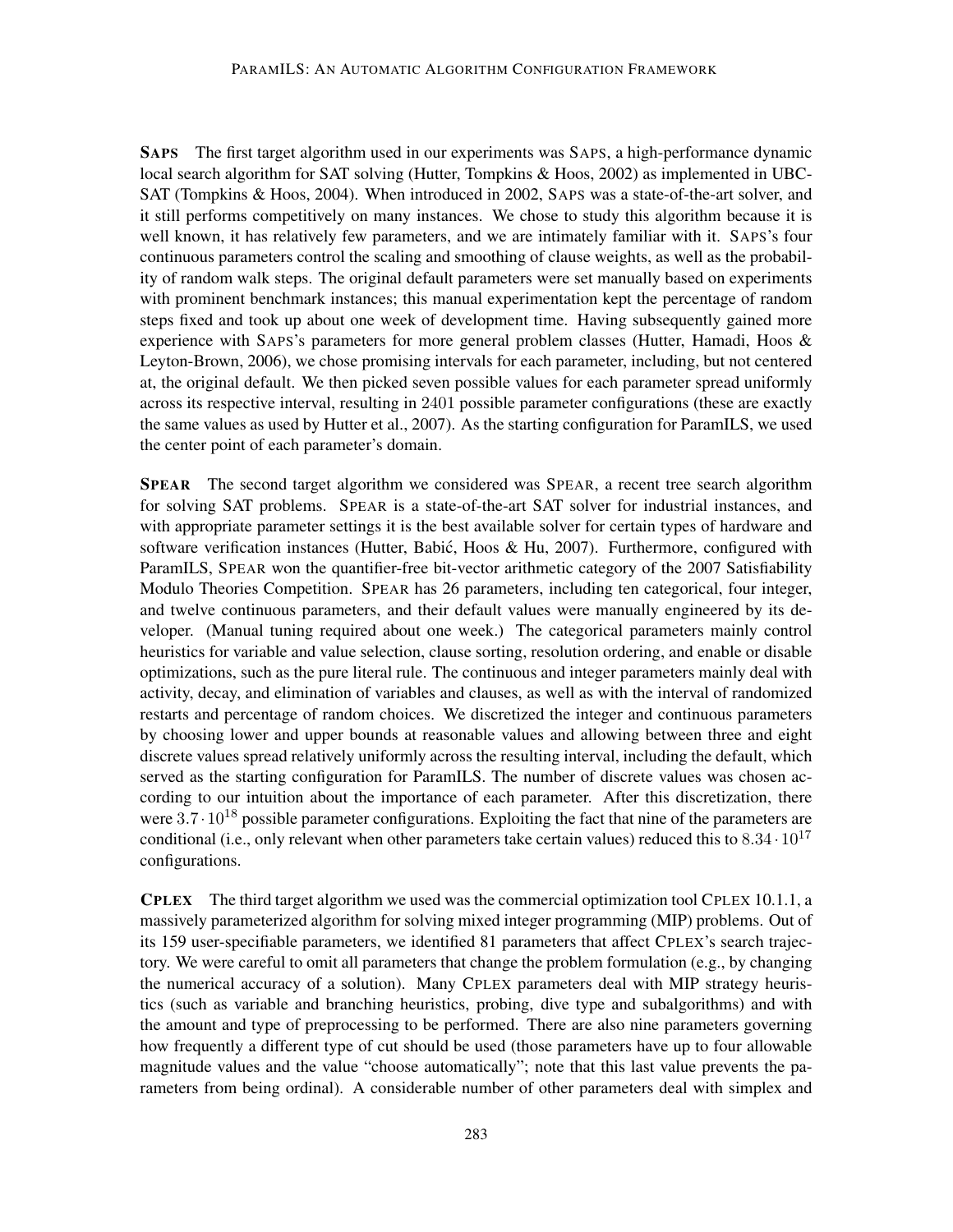**SAPS** The first target algorithm used in our experiments was SAPS, a high-performance dynamic local search algorithm for SAT solving (Hutter, Tompkins & Hoos, 2002) as implemented in UBC-SAT (Tompkins & Hoos, 2004). When introduced in 2002, SAPS was a state-of-the-art solver, and it still performs competitively on many instances. We chose to study this algorithm because it is well known, it has relatively few parameters, and we are intimately familiar with it. SAPS's four continuous parameters control the scaling and smoothing of clause weights, as well as the probability of random walk steps. The original default parameters were set manually based on experiments with prominent benchmark instances; this manual experimentation kept the percentage of random steps fixed and took up about one week of development time. Having subsequently gained more experience with SAPS's parameters for more general problem classes (Hutter, Hamadi, Hoos & Leyton-Brown, 2006), we chose promising intervals for each parameter, including, but not centered at, the original default. We then picked seven possible values for each parameter spread uniformly across its respective interval, resulting in 2401 possible parameter configurations (these are exactly the same values as used by Hutter et al., 2007). As the starting configuration for ParamILS, we used the center point of each parameter's domain.

**SPEAR** The second target algorithm we considered was SPEAR, a recent tree search algorithm for solving SAT problems. SPEAR is a state-of-the-art SAT solver for industrial instances, and with appropriate parameter settings it is the best available solver for certain types of hardware and software verification instances (Hutter, Babić, Hoos & Hu, 2007). Furthermore, configured with ParamILS, SPEAR won the quantifier-free bit-vector arithmetic category of the 2007 Satisfiability Modulo Theories Competition. SPEAR has 26 parameters, including ten categorical, four integer, and twelve continuous parameters, and their default values were manually engineered by its developer. (Manual tuning required about one week.) The categorical parameters mainly control heuristics for variable and value selection, clause sorting, resolution ordering, and enable or disable optimizations, such as the pure literal rule. The continuous and integer parameters mainly deal with activity, decay, and elimination of variables and clauses, as well as with the interval of randomized restarts and percentage of random choices. We discretized the integer and continuous parameters by choosing lower and upper bounds at reasonable values and allowing between three and eight discrete values spread relatively uniformly across the resulting interval, including the default, which served as the starting configuration for ParamILS. The number of discrete values was chosen according to our intuition about the importance of each parameter. After this discretization, there were $3.7 \cdot 10^{18}$ possible parameter configurations. Exploiting the fact that nine of the parameters are conditional (i.e., only relevant when other parameters take certain values) reduced this to $8.34 \cdot 10^{17}$ configurations.

**CPLEX** The third target algorithm we used was the commercial optimization tool CPLEX 10.1.1, a massively parameterized algorithm for solving mixed integer programming (MIP) problems. Out of its 159 user-specifiable parameters, we identified 81 parameters that affect CPLEX's search trajectory. We were careful to omit all parameters that change the problem formulation (e.g., by changing the numerical accuracy of a solution). Many CPLEX parameters deal with MIP strategy heuristics (such as variable and branching heuristics, probing, dive type and subalgorithms) and with the amount and type of preprocessing to be performed. There are also nine parameters governing how frequently a different type of cut should be used (those parameters have up to four allowable magnitude values and the value "choose automatically"; note that this last value prevents the parameters from being ordinal). A considerable number of other parameters deal with simplex and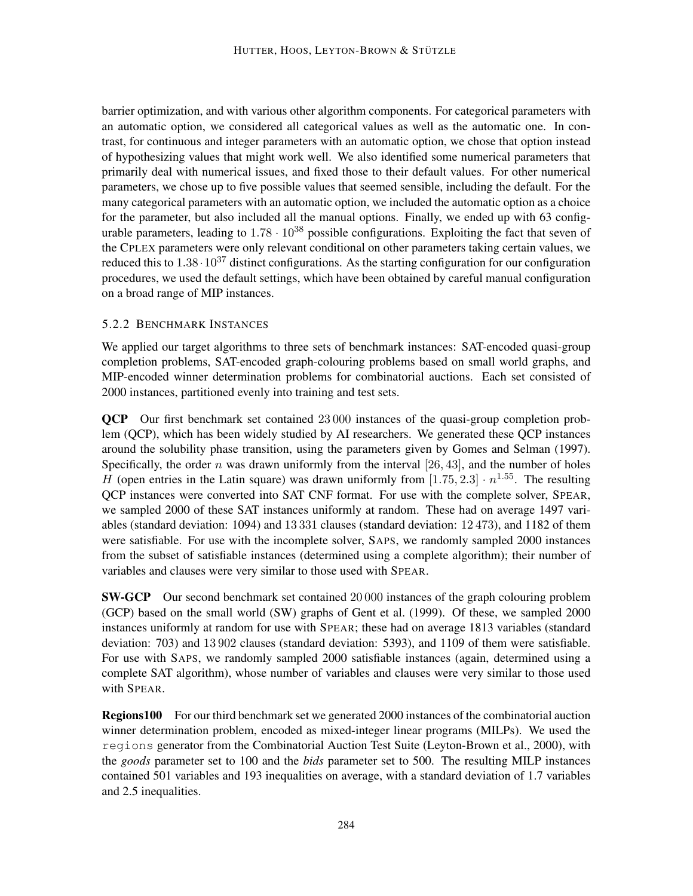barrier optimization, and with various other algorithm components. For categorical parameters with an automatic option, we considered all categorical values as well as the automatic one. In contrast, for continuous and integer parameters with an automatic option, we chose that option instead of hypothesizing values that might work well. We also identified some numerical parameters that primarily deal with numerical issues, and fixed those to their default values. For other numerical parameters, we chose up to five possible values that seemed sensible, including the default. For the many categorical parameters with an automatic option, we included the automatic option as a choice for the parameter, but also included all the manual options. Finally, we ended up with 63 configurable parameters, leading to $1.78 \cdot 10^{38}$ possible configurations. Exploiting the fact that seven of the CPLEX parameters were only relevant conditional on other parameters taking certain values, we reduced this to $1.38 \cdot 10^{37}$ distinct configurations. As the starting configuration for our configuration procedures, we used the default settings, which have been obtained by careful manual configuration on a broad range of MIP instances.

### 5.2.2 Benchmark Instances

We applied our target algorithms to three sets of benchmark instances: SAT-encoded quasi-group completion problems, SAT-encoded graph-colouring problems based on small world graphs, and MIP-encoded winner determination problems for combinatorial auctions. Each set consisted of 2000 instances, partitioned evenly into training and test sets.

**QCP** Our first benchmark set contained 23 000 instances of the quasi-group completion problem (QCP), which has been widely studied by AI researchers. We generated these QCP instances around the solubility phase transition, using the parameters given by Gomes and Selman (1997). Specifically, the order $n$ was drawn uniformly from the interval $[26, 43]$, and the number of holes $H$ (open entries in the Latin square) was drawn uniformly from $[1.75, 2.3] \cdot n^{1.55}$. The resulting QCP instances were converted into SAT CNF format. For use with the complete solver, SPEAR, we sampled 2000 of these SAT instances uniformly at random. These had on average 1497 variables (standard deviation: 1094) and 13 331 clauses (standard deviation: 12 473), and 1182 of them were satisfiable. For use with the incomplete solver, SAPS, we randomly sampled 2000 instances from the subset of satisfiable instances (determined using a complete algorithm); their number of variables and clauses were very similar to those used with SPEAR.

**SW-GCP** Our second benchmark set contained 20 000 instances of the graph colouring problem (GCP) based on the small world (SW) graphs of Gent et al. (1999). Of these, we sampled 2000 instances uniformly at random for use with SPEAR; these had on average 1813 variables (standard deviation: 703) and 13 902 clauses (standard deviation: 5393), and 1109 of them were satisfiable. For use with SAPS, we randomly sampled 2000 satisfiable instances (again, determined using a complete SAT algorithm), whose number of variables and clauses were very similar to those used with SPEAR.

**Regions100** For our third benchmark set we generated 2000 instances of the combinatorial auction winner determination problem, encoded as mixed-integer linear programs (MILPs). We used the `regions` generator from the Combinatorial Auction Test Suite (Leyton-Brown et al., 2000), with the *goods* parameter set to 100 and the *bids* parameter set to 500. The resulting MILP instances contained 501 variables and 193 inequalities on average, with a standard deviation of 1.7 variables and 2.5 inequalities.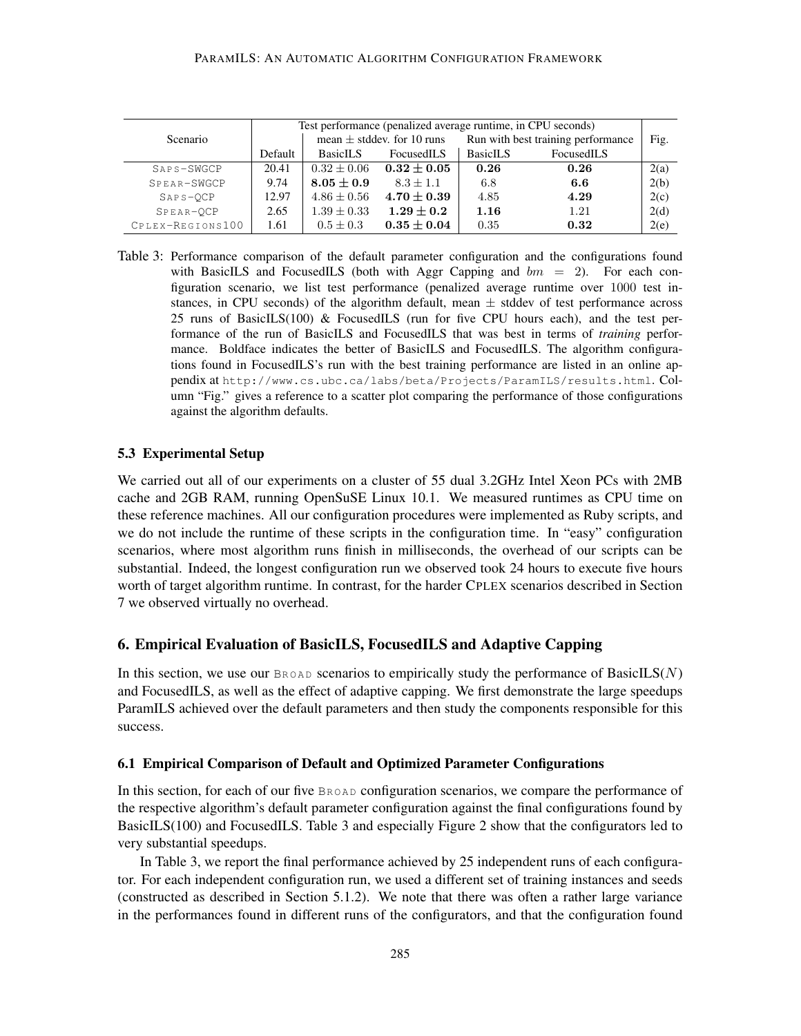| Scenario | Test performance (penalized average runtime, in CPU seconds) | | | | | Fig. |
|---|---|---|---|---|---|---|
| | | mean ± stddev. for 10 runs | | Run with best training performance | | |
| | Default | BasicILS | FocusedILS | BasicILS | FocusedILS | |
| SAPS-SWGCP | 20.41 | $0.32 \pm 0.06$ | $\mathbf{0.32 \pm 0.05}$ | $\mathbf{0.26}$ | $\mathbf{0.26}$ | 2(a) |
| SPEAR-SWGCP | 9.74 | $\mathbf{8.05 \pm 0.9}$ | $8.3 \pm 1.1$ | $6.8$ | $\mathbf{6.6}$ | 2(b) |
| SAPS-QCP | 12.97 | $4.86 \pm 0.56$ | $\mathbf{4.70 \pm 0.39}$ | $4.85$ | $\mathbf{4.29}$ | 2(c) |
| SPEAR-QCP | 2.65 | $1.39 \pm 0.33$ | $\mathbf{1.29 \pm 0.2}$ | $\mathbf{1.16}$ | $1.21$ | 2(d) |
| CPLEX-REGIONS100 | 1.61 | $0.5 \pm 0.3$ | $\mathbf{0.35 \pm 0.04}$ | $0.35$ | $\mathbf{0.32}$ | 2(e) |

Table 3: Performance comparison of the default parameter configuration and the configurations found with BasicILS and FocusedILS (both with Aggr Capping and $bm = 2$). For each configuration scenario, we list test performance (penalized average runtime over 1000 test instances, in CPU seconds) of the algorithm default, mean ± stddev of test performance across 25 runs of BasicILS(100) & FocusedILS (run for five CPU hours each), and the test performance of the run of BasicILS and FocusedILS that was best in terms of *training* performance. Boldface indicates the better of BasicILS and FocusedILS. The algorithm configurations found in FocusedILS's run with the best training performance are listed in an online appendix at http://www.cs.ubc.ca/labs/beta/Projects/ParamILS/results.html. Column "Fig." gives a reference to a scatter plot comparing the performance of those configurations against the algorithm defaults.

### 5.3 Experimental Setup

We carried out all of our experiments on a cluster of 55 dual 3.2GHz Intel Xeon PCs with 2MB cache and 2GB RAM, running OpenSuSE Linux 10.1. We measured runtimes as CPU time on these reference machines. All our configuration procedures were implemented as Ruby scripts, and we do not include the runtime of these scripts in the configuration time. In "easy" configuration scenarios, where most algorithm runs finish in milliseconds, the overhead of our scripts can be substantial. Indeed, the longest configuration run we observed took 24 hours to execute five hours worth of target algorithm runtime. In contrast, for the harder CPLEX scenarios described in Section 7 we observed virtually no overhead.

## 6. Empirical Evaluation of BasicILS, FocusedILS and Adaptive Capping

In this section, we use our BROAD scenarios to empirically study the performance of BasicILS($N$) and FocusedILS, as well as the effect of adaptive capping. We first demonstrate the large speedups ParamILS achieved over the default parameters and then study the components responsible for this success.

### 6.1 Empirical Comparison of Default and Optimized Parameter Configurations

In this section, for each of our five BROAD configuration scenarios, we compare the performance of the respective algorithm's default parameter configuration against the final configurations found by BasicILS(100) and FocusedILS. Table 3 and especially Figure 2 show that the configurators led to very substantial speedups.

In Table 3, we report the final performance achieved by 25 independent runs of each configurator. For each independent configuration run, we used a different set of training instances and seeds (constructed as described in Section 5.1.2). We note that there was often a rather large variance in the performances found in different runs of the configurators, and that the configuration found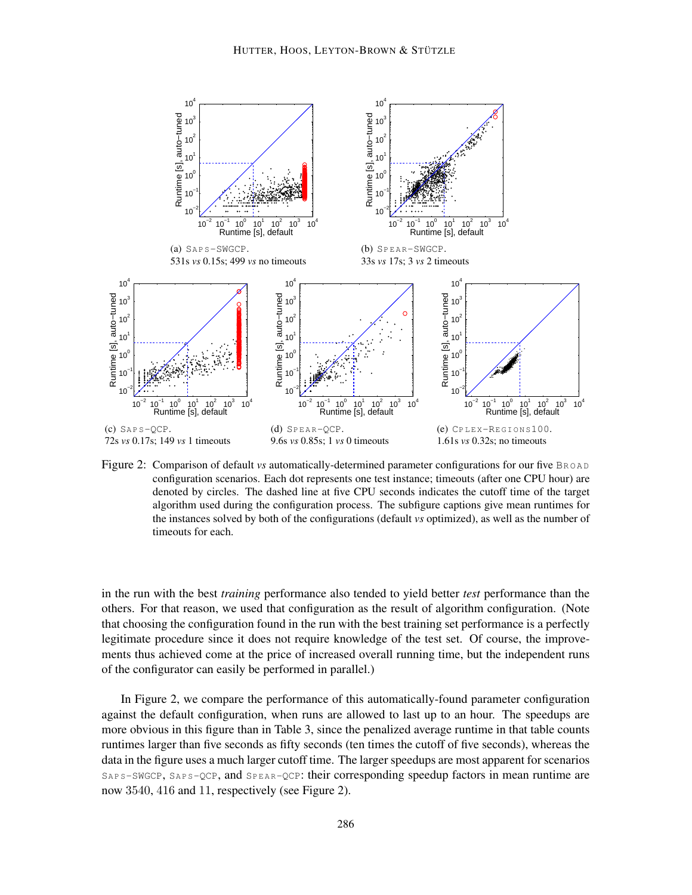(a) SAPS-SWGCP.
531s *vs* 0.15s; 499 *vs* no timeouts

(b) SPEAR-SWGCP.
33s *vs* 17s; 3 *vs* 2 timeouts

(c) SAPS-QCP.
72s *vs* 0.17s; 149 *vs* 1 timeouts

(d) SPEAR-QCP.
9.6s *vs* 0.85s; 1 *vs* 0 timeouts

(e) CPLEX-REGIONS100.
1.61s *vs* 0.32s; no timeouts

Figure 2: Comparison of default *vs* automatically-determined parameter configurations for our five BROAD configuration scenarios. Each dot represents one test instance; timeouts (after one CPU hour) are denoted by circles. The dashed line at five CPU seconds indicates the cutoff time of the target algorithm used during the configuration process. The subfigure captions give mean runtimes for the instances solved by both of the configurations (default *vs* optimized), as well as the number of timeouts for each.

in the run with the best *training* performance also tended to yield better *test* performance than the others. For that reason, we used that configuration as the result of algorithm configuration. (Note that choosing the configuration found in the run with the best training set performance is a perfectly legitimate procedure since it does not require knowledge of the test set. Of course, the improvements thus achieved come at the price of increased overall running time, but the independent runs of the configurator can easily be performed in parallel.)

In Figure 2, we compare the performance of this automatically-found parameter configuration against the default configuration, when runs are allowed to last up to an hour. The speedups are more obvious in this figure than in Table 3, since the penalized average runtime in that table counts runtimes larger than five seconds as fifty seconds (ten times the cutoff of five seconds), whereas the data in the figure uses a much larger cutoff time. The larger speedups are most apparent for scenarios SAPS-SWGCP, SAPS-QCP, and SPEAR-QCP: their corresponding speedup factors in mean runtime are now 3540, 416 and 11, respectively (see Figure 2).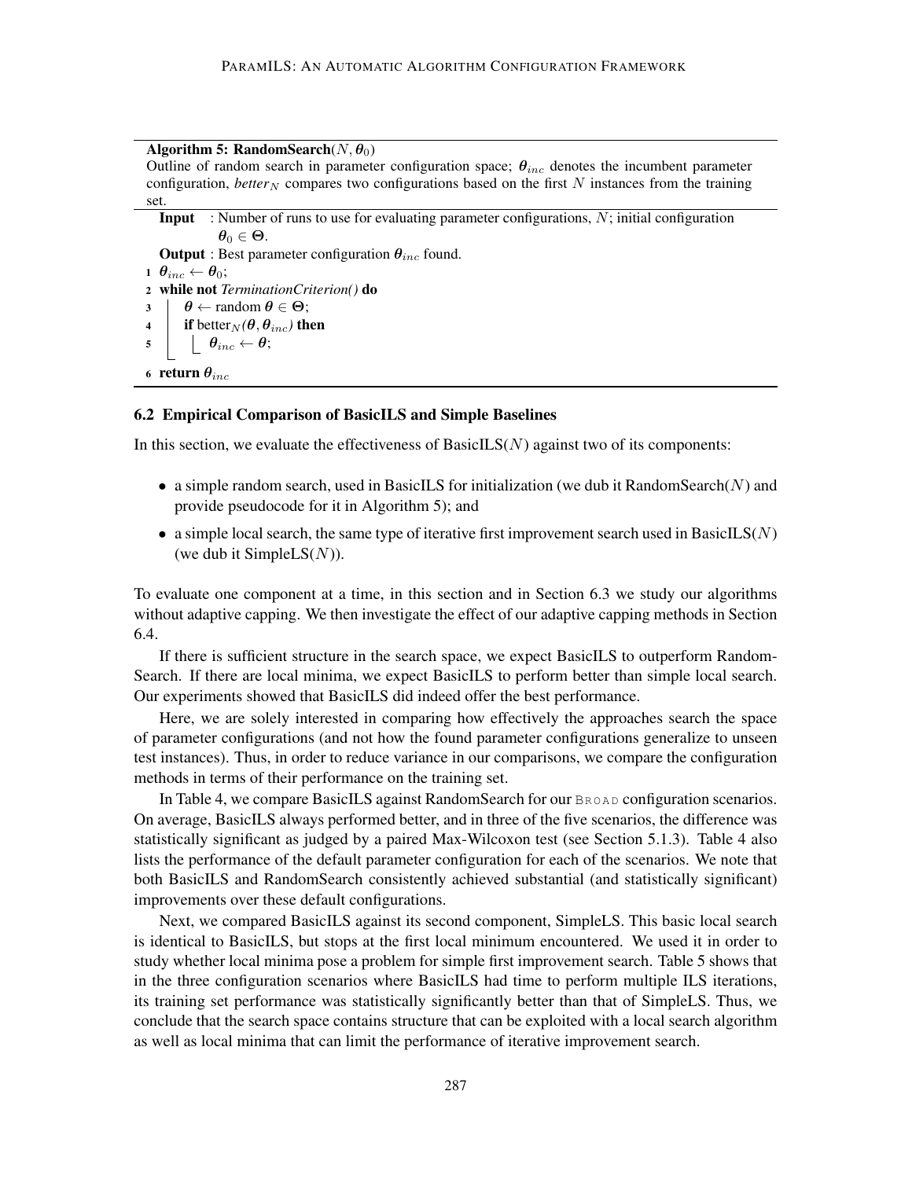**Algorithm 5: RandomSearch($N, \boldsymbol{\theta}_0$)**

Outline of random search in parameter configuration space; $\boldsymbol{\theta}_{inc}$ denotes the incumbent parameter configuration, *better*$_N$ compares two configurations based on the first $N$ instances from the training set.

**Input** : Number of runs to use for evaluating parameter configurations, $N$; initial configuration $\boldsymbol{\theta}_0 \in \boldsymbol{\Theta}$.

**Output** : Best parameter configuration $\boldsymbol{\theta}_{inc}$ found.

```
1 θ_inc ← θ_0;
2 while not TerminationCriterion() do
3     θ ← random θ ∈ Θ;
4     if better_N(θ, θ_inc) then
5         θ_inc ← θ;
6 return θ_inc
```

### 6.2 Empirical Comparison of BasicILS and Simple Baselines

In this section, we evaluate the effectiveness of BasicILS($N$) against two of its components:

- a simple random search, used in BasicILS for initialization (we dub it RandomSearch($N$) and provide pseudocode for it in Algorithm 5); and
- a simple local search, the same type of iterative first improvement search used in BasicILS($N$) (we dub it SimpleLS($N$)).

To evaluate one component at a time, in this section and in Section 6.3 we study our algorithms without adaptive capping. We then investigate the effect of our adaptive capping methods in Section 6.4.

If there is sufficient structure in the search space, we expect BasicILS to outperform RandomSearch. If there are local minima, we expect BasicILS to perform better than simple local search. Our experiments showed that BasicILS did indeed offer the best performance.

Here, we are solely interested in comparing how effectively the approaches search the space of parameter configurations (and not how the found parameter configurations generalize to unseen test instances). Thus, in order to reduce variance in our comparisons, we compare the configuration methods in terms of their performance on the training set.

In Table 4, we compare BasicILS against RandomSearch for our BROAD configuration scenarios. On average, BasicILS always performed better, and in three of the five scenarios, the difference was statistically significant as judged by a paired Max-Wilcoxon test (see Section 5.1.3). Table 4 also lists the performance of the default parameter configuration for each of the scenarios. We note that both BasicILS and RandomSearch consistently achieved substantial (and statistically significant) improvements over these default configurations.

Next, we compared BasicILS against its second component, SimpleLS. This basic local search is identical to BasicILS, but stops at the first local minimum encountered. We used it in order to study whether local minima pose a problem for simple first improvement search. Table 5 shows that in the three configuration scenarios where BasicILS had time to perform multiple ILS iterations, its training set performance was statistically significantly better than that of SimpleLS. Thus, we conclude that the search space contains structure that can be exploited with a local search algorithm as well as local minima that can limit the performance of iterative improvement search.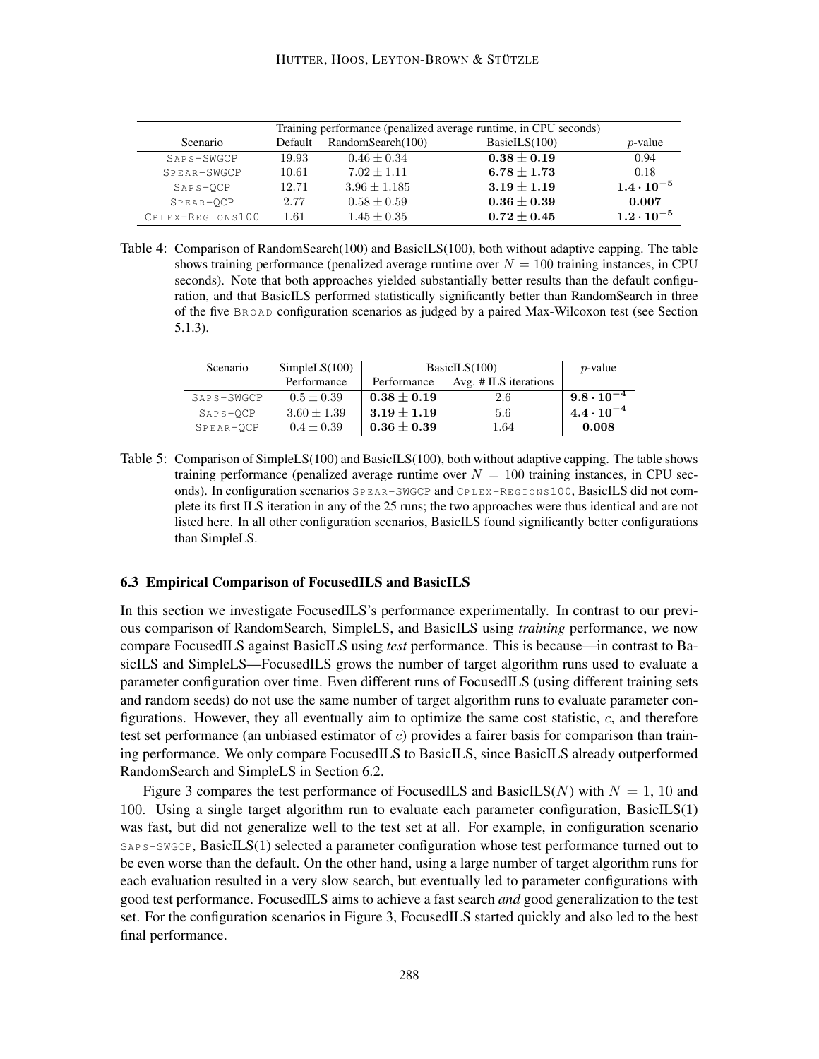| Scenario | Training performance (penalized average runtime, in CPU seconds) | | | $p$-value |
|---|---|---|---|---|
| | Default | RandomSearch(100) | BasicILS(100) | |
| SAPS-SWGCP | 19.93 | $0.46 \pm 0.34$ | $\mathbf{0.38 \pm 0.19}$ | 0.94 |
| SPEAR-SWGCP | 10.61 | $7.02 \pm 1.11$ | $\mathbf{6.78 \pm 1.73}$ | 0.18 |
| SAPS-QCP | 12.71 | $3.96 \pm 1.185$ | $\mathbf{3.19 \pm 1.19}$ | $\mathbf{1.4 \cdot 10^{-5}}$ |
| SPEAR-QCP | 2.77 | $0.58 \pm 0.59$ | $\mathbf{0.36 \pm 0.39}$ | $\mathbf{0.007}$ |
| CPLEX-REGIONS100 | 1.61 | $1.45 \pm 0.35$ | $\mathbf{0.72 \pm 0.45}$ | $\mathbf{1.2 \cdot 10^{-5}}$ |

Table 4: Comparison of RandomSearch(100) and BasicILS(100), both without adaptive capping. The table shows training performance (penalized average runtime over $N = 100$ training instances, in CPU seconds). Note that both approaches yielded substantially better results than the default configuration, and that BasicILS performed statistically significantly better than RandomSearch in three of the five BROAD configuration scenarios as judged by a paired Max-Wilcoxon test (see Section 5.1.3).

| Scenario | SimpleLS(100) | BasicILS(100) | | $p$-value |
|---|---|---|---|---|
| | Performance | Performance | Avg. # ILS iterations | |
| SAPS-SWGCP | $0.5 \pm 0.39$ | $\mathbf{0.38 \pm 0.19}$ | 2.6 | $\mathbf{9.8 \cdot 10^{-4}}$ |
| SAPS-QCP | $3.60 \pm 1.39$ | $\mathbf{3.19 \pm 1.19}$ | 5.6 | $\mathbf{4.4 \cdot 10^{-4}}$ |
| SPEAR-QCP | $0.4 \pm 0.39$ | $\mathbf{0.36 \pm 0.39}$ | 1.64 | $\mathbf{0.008}$ |

Table 5: Comparison of SimpleLS(100) and BasicILS(100), both without adaptive capping. The table shows training performance (penalized average runtime over $N = 100$ training instances, in CPU seconds). In configuration scenarios SPEAR-SWGCP and CPLEX-REGIONS100, BasicILS did not complete its first ILS iteration in any of the 25 runs; the two approaches were thus identical and are not listed here. In all other configuration scenarios, BasicILS found significantly better configurations than SimpleLS.

### 6.3 Empirical Comparison of FocusedILS and BasicILS

In this section we investigate FocusedILS's performance experimentally. In contrast to our previous comparison of RandomSearch, SimpleLS, and BasicILS using *training* performance, we now compare FocusedILS against BasicILS using *test* performance. This is because—in contrast to BasicILS and SimpleLS—FocusedILS grows the number of target algorithm runs used to evaluate a parameter configuration over time. Even different runs of FocusedILS (using different training sets and random seeds) do not use the same number of target algorithm runs to evaluate parameter configurations. However, they all eventually aim to optimize the same cost statistic, $c$, and therefore test set performance (an unbiased estimator of $c$) provides a fairer basis for comparison than training performance. We only compare FocusedILS to BasicILS, since BasicILS already outperformed RandomSearch and SimpleLS in Section 6.2.

Figure 3 compares the test performance of FocusedILS and BasicILS($N$) with $N = 1$, 10 and 100. Using a single target algorithm run to evaluate each parameter configuration, BasicILS(1) was fast, but did not generalize well to the test set at all. For example, in configuration scenario SAPS-SWGCP, BasicILS(1) selected a parameter configuration whose test performance turned out to be even worse than the default. On the other hand, using a large number of target algorithm runs for each evaluation resulted in a very slow search, but eventually led to parameter configurations with good test performance. FocusedILS aims to achieve a fast search *and* good generalization to the test set. For the configuration scenarios in Figure 3, FocusedILS started quickly and also led to the best final performance.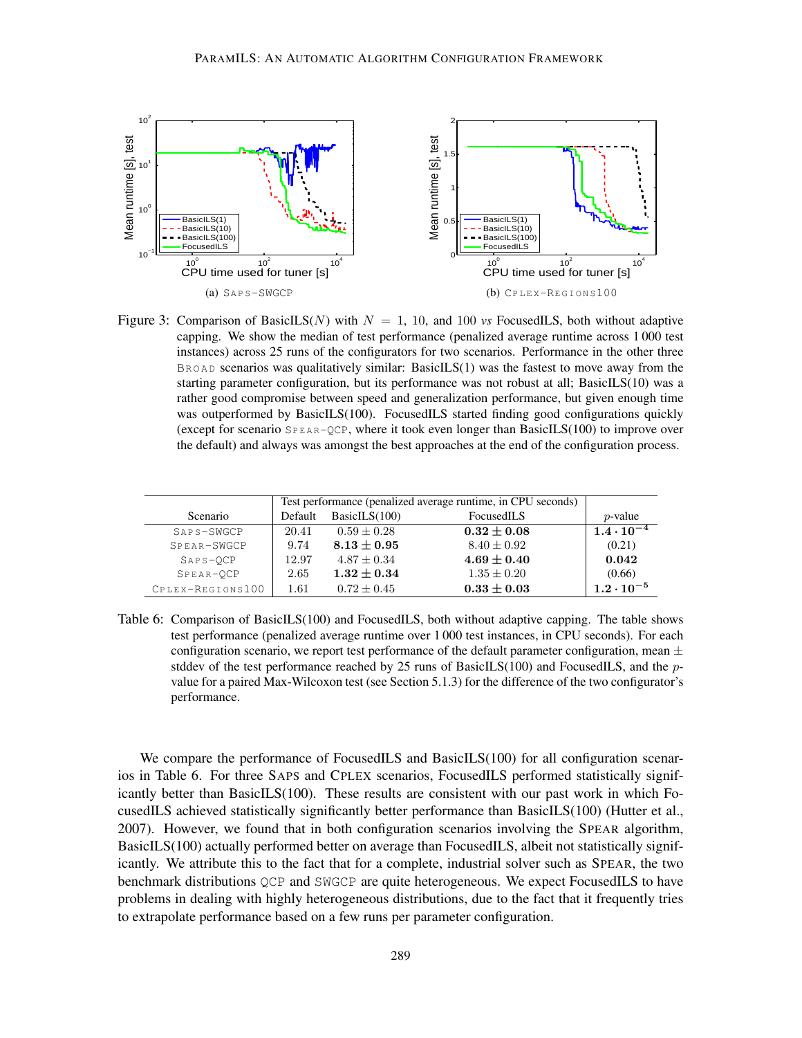(a) SAPS-SWGCP

(b) CPLEX-REGIONS100

Figure 3: Comparison of BasicILS($N$) with $N = 1$, 10, and 100 *vs* FocusedILS, both without adaptive capping. We show the median of test performance (penalized average runtime across 1 000 test instances) across 25 runs of the configurators for two scenarios. Performance in the other three BROAD scenarios was qualitatively similar: BasicILS(1) was the fastest to move away from the starting parameter configuration, but its performance was not robust at all; BasicILS(10) was a rather good compromise between speed and generalization performance, but given enough time was outperformed by BasicILS(100). FocusedILS started finding good configurations quickly (except for scenario SPEAR-QCP, where it took even longer than BasicILS(100) to improve over the default) and always was amongst the best approaches at the end of the configuration process.

| Scenario | Test performance (penalized average runtime, in CPU seconds) | | | $p$-value |
|---|---|---|---|---|
| | Default | BasicILS(100) | FocusedILS | |
| SAPS-SWGCP | 20.41 | $0.59 \pm 0.28$ | $\mathbf{0.32 \pm 0.08}$ | $\mathbf{1.4 \cdot 10^{-4}}$ |
| SPEAR-SWGCP | 9.74 | $\mathbf{8.13 \pm 0.95}$ | $8.40 \pm 0.92$ | (0.21) |
| SAPS-QCP | 12.97 | $4.87 \pm 0.34$ | $\mathbf{4.69 \pm 0.40}$ | $\mathbf{0.042}$ |
| SPEAR-QCP | 2.65 | $\mathbf{1.32 \pm 0.34}$ | $1.35 \pm 0.20$ | (0.66) |
| CPLEX-REGIONS100 | 1.61 | $0.72 \pm 0.45$ | $\mathbf{0.33 \pm 0.03}$ | $\mathbf{1.2 \cdot 10^{-5}}$ |

Table 6: Comparison of BasicILS(100) and FocusedILS, both without adaptive capping. The table shows test performance (penalized average runtime over 1 000 test instances, in CPU seconds). For each configuration scenario, we report test performance of the default parameter configuration, mean $\pm$ stddev of the test performance reached by 25 runs of BasicILS(100) and FocusedILS, and the $p$-value for a paired Max-Wilcoxon test (see Section 5.1.3) for the difference of the two configurator's performance.

We compare the performance of FocusedILS and BasicILS(100) for all configuration scenarios in Table 6. For three SAPS and CPLEX scenarios, FocusedILS performed statistically significantly better than BasicILS(100). These results are consistent with our past work in which FocusedILS achieved statistically significantly better performance than BasicILS(100) (Hutter et al., 2007). However, we found that in both configuration scenarios involving the SPEAR algorithm, BasicILS(100) actually performed better on average than FocusedILS, albeit not statistically significantly. We attribute this to the fact that for a complete, industrial solver such as SPEAR, the two benchmark distributions QCP and SWGCP are quite heterogeneous. We expect FocusedILS to have problems in dealing with highly heterogeneous distributions, due to the fact that it frequently tries to extrapolate performance based on a few runs per parameter configuration.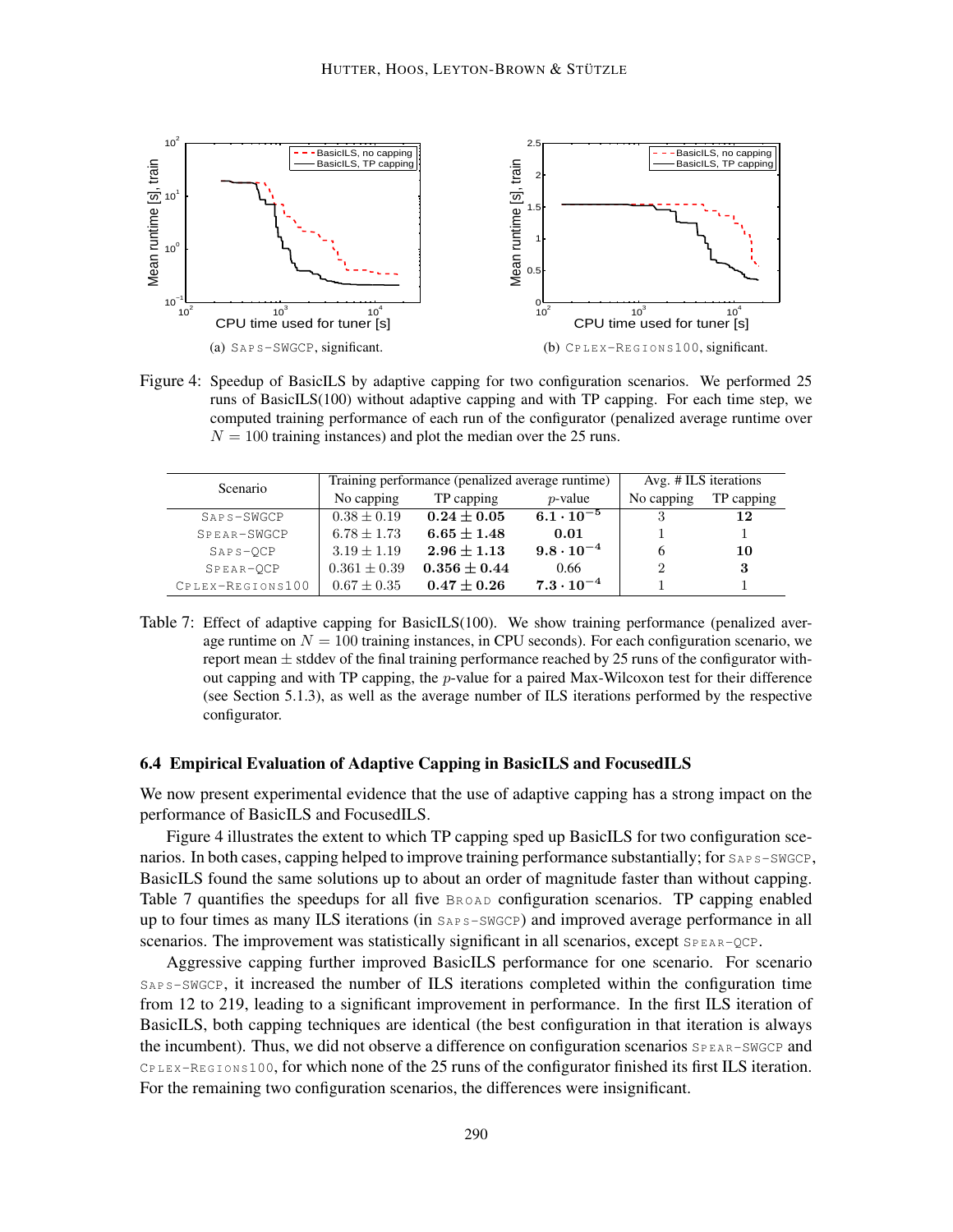(a) SAPS-SWGCP, significant.

(b) CPLEX-REGIONS100, significant.

Figure 4: Speedup of BasicILS by adaptive capping for two configuration scenarios. We performed 25 runs of BasicILS(100) without adaptive capping and with TP capping. For each time step, we computed training performance of each run of the configurator (penalized average runtime over $N = 100$ training instances) and plot the median over the 25 runs.

| Scenario | Training performance (penalized average runtime) | | | Avg. # ILS iterations | |
|---|---|---|---|---|---|
| | No capping | TP capping | $p$-value | No capping | TP capping |
| SAPS-SWGCP | $0.38 \pm 0.19$ | $\mathbf{0.24 \pm 0.05}$ | $\mathbf{6.1 \cdot 10^{-5}}$ | 3 | **12** |
| SPEAR-SWGCP | $6.78 \pm 1.73$ | $\mathbf{6.65 \pm 1.48}$ | $\mathbf{0.01}$ | 1 | 1 |
| SAPS-QCP | $3.19 \pm 1.19$ | $\mathbf{2.96 \pm 1.13}$ | $\mathbf{9.8 \cdot 10^{-4}}$ | 6 | **10** |
| SPEAR-QCP | $0.361 \pm 0.39$ | $\mathbf{0.356 \pm 0.44}$ | 0.66 | 2 | **3** |
| CPLEX-REGIONS100 | $0.67 \pm 0.35$ | $\mathbf{0.47 \pm 0.26}$ | $\mathbf{7.3 \cdot 10^{-4}}$ | 1 | 1 |

Table 7: Effect of adaptive capping for BasicILS(100). We show training performance (penalized average runtime on $N = 100$ training instances, in CPU seconds). For each configuration scenario, we report mean $\pm$ stddev of the final training performance reached by 25 runs of the configurator without capping and with TP capping, the $p$-value for a paired Max-Wilcoxon test for their difference (see Section 5.1.3), as well as the average number of ILS iterations performed by the respective configurator.

### 6.4 Empirical Evaluation of Adaptive Capping in BasicILS and FocusedILS

We now present experimental evidence that the use of adaptive capping has a strong impact on the performance of BasicILS and FocusedILS.

Figure 4 illustrates the extent to which TP capping sped up BasicILS for two configuration scenarios. In both cases, capping helped to improve training performance substantially; for SAPS-SWGCP, BasicILS found the same solutions up to about an order of magnitude faster than without capping. Table 7 quantifies the speedups for all five BROAD configuration scenarios. TP capping enabled up to four times as many ILS iterations (in SAPS-SWGCP) and improved average performance in all scenarios. The improvement was statistically significant in all scenarios, except SPEAR-QCP.

Aggressive capping further improved BasicILS performance for one scenario. For scenario SAPS-SWGCP, it increased the number of ILS iterations completed within the configuration time from 12 to 219, leading to a significant improvement in performance. In the first ILS iteration of BasicILS, both capping techniques are identical (the best configuration in that iteration is always the incumbent). Thus, we did not observe a difference on configuration scenarios SPEAR-SWGCP and CPLEX-REGIONS100, for which none of the 25 runs of the configurator finished its first ILS iteration. For the remaining two configuration scenarios, the differences were insignificant.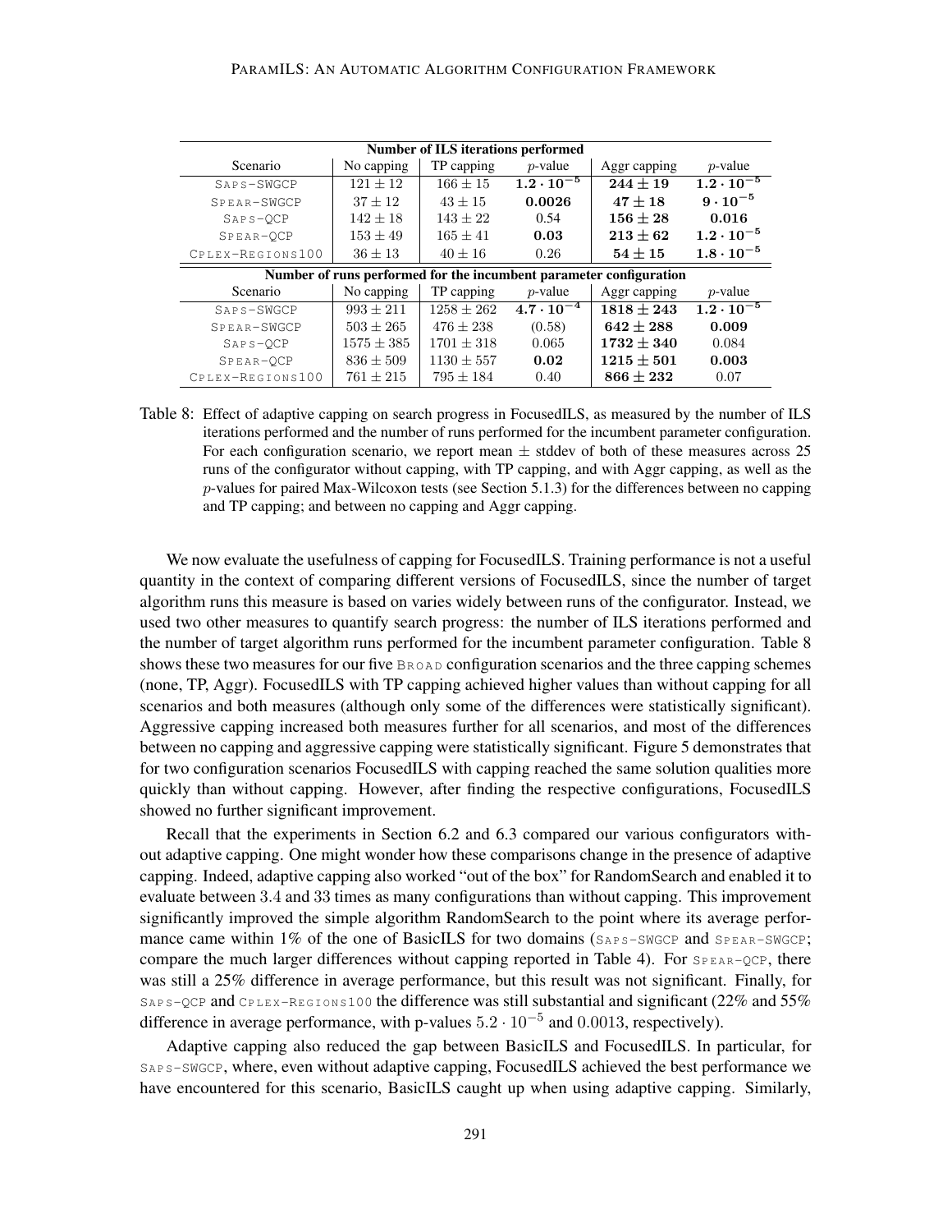| Number of ILS iterations performed | | | | | |
|---|---|---|---|---|---|
| Scenario | No capping | TP capping | $p$-value | Aggr capping | $p$-value |
| SAPS-SWGCP | $121 \pm 12$ | $166 \pm 15$ | $\mathbf{1.2 \cdot 10^{-5}}$ | $\mathbf{244 \pm 19}$ | $\mathbf{1.2 \cdot 10^{-5}}$ |
| SPEAR-SWGCP | $37 \pm 12$ | $43 \pm 15$ | $\mathbf{0.0026}$ | $\mathbf{47 \pm 18}$ | $\mathbf{9 \cdot 10^{-5}}$ |
| SAPS-QCP | $142 \pm 18$ | $143 \pm 22$ | 0.54 | $\mathbf{156 \pm 28}$ | $\mathbf{0.016}$ |
| SPEAR-QCP | $153 \pm 49$ | $165 \pm 41$ | $\mathbf{0.03}$ | $\mathbf{213 \pm 62}$ | $\mathbf{1.2 \cdot 10^{-5}}$ |
| CPLEX-REGIONS100 | $36 \pm 13$ | $40 \pm 16$ | 0.26 | $\mathbf{54 \pm 15}$ | $\mathbf{1.8 \cdot 10^{-5}}$ |
| **Number of runs performed for the incumbent parameter configuration** | | | | | |
| Scenario | No capping | TP capping | $p$-value | Aggr capping | $p$-value |
| SAPS-SWGCP | $993 \pm 211$ | $1258 \pm 262$ | $\mathbf{4.7 \cdot 10^{-4}}$ | $\mathbf{1818 \pm 243}$ | $\mathbf{1.2 \cdot 10^{-5}}$ |
| SPEAR-SWGCP | $503 \pm 265$ | $476 \pm 238$ | (0.58) | $\mathbf{642 \pm 288}$ | $\mathbf{0.009}$ |
| SAPS-QCP | $1575 \pm 385$ | $1701 \pm 318$ | 0.065 | $\mathbf{1732 \pm 340}$ | 0.084 |
| SPEAR-QCP | $836 \pm 509$ | $1130 \pm 557$ | $\mathbf{0.02}$ | $\mathbf{1215 \pm 501}$ | $\mathbf{0.003}$ |
| CPLEX-REGIONS100 | $761 \pm 215$ | $795 \pm 184$ | 0.40 | $\mathbf{866 \pm 232}$ | 0.07 |

Table 8: Effect of adaptive capping on search progress in FocusedILS, as measured by the number of ILS iterations performed and the number of runs performed for the incumbent parameter configuration. For each configuration scenario, we report mean $\pm$ stddev of both of these measures across 25 runs of the configurator without capping, with TP capping, and with Aggr capping, as well as the $p$-values for paired Max-Wilcoxon tests (see Section 5.1.3) for the differences between no capping and TP capping; and between no capping and Aggr capping.

We now evaluate the usefulness of capping for FocusedILS. Training performance is not a useful quantity in the context of comparing different versions of FocusedILS, since the number of target algorithm runs this measure is based on varies widely between runs of the configurator. Instead, we used two other measures to quantify search progress: the number of ILS iterations performed and the number of target algorithm runs performed for the incumbent parameter configuration. Table 8 shows these two measures for our five BROAD configuration scenarios and the three capping schemes (none, TP, Aggr). FocusedILS with TP capping achieved higher values than without capping for all scenarios and both measures (although only some of the differences were statistically significant). Aggressive capping increased both measures further for all scenarios, and most of the differences between no capping and aggressive capping were statistically significant. Figure 5 demonstrates that for two configuration scenarios FocusedILS with capping reached the same solution qualities more quickly than without capping. However, after finding the respective configurations, FocusedILS showed no further significant improvement.

Recall that the experiments in Section 6.2 and 6.3 compared our various configurators without adaptive capping. One might wonder how these comparisons change in the presence of adaptive capping. Indeed, adaptive capping also worked "out of the box" for RandomSearch and enabled it to evaluate between 3.4 and 33 times as many configurations than without capping. This improvement significantly improved the simple algorithm RandomSearch to the point where its average performance came within 1% of the one of BasicILS for two domains (SAPS-SWGCP and SPEAR-SWGCP; compare the much larger differences without capping reported in Table 4). For SPEAR-QCP, there was still a 25% difference in average performance, but this result was not significant. Finally, for SAPS-QCP and CPLEX-REGIONS100 the difference was still substantial and significant (22% and 55% difference in average performance, with p-values $5.2 \cdot 10^{-5}$ and 0.0013, respectively).

Adaptive capping also reduced the gap between BasicILS and FocusedILS. In particular, for SAPS-SWGCP, where, even without adaptive capping, FocusedILS achieved the best performance we have encountered for this scenario, BasicILS caught up when using adaptive capping. Similarly,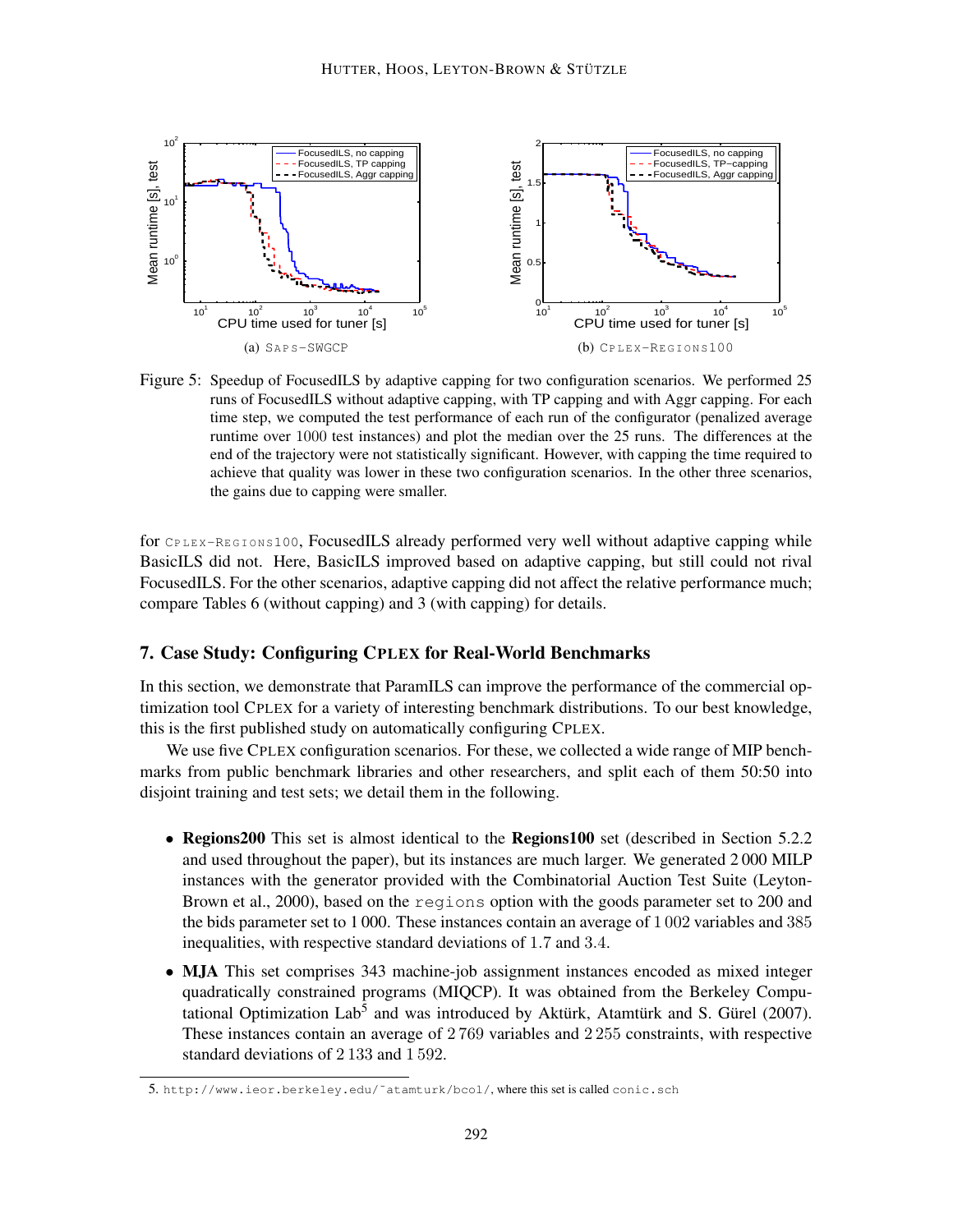(a) SAPS-SWGCP

(b) CPLEX-REGIONS100

Figure 5: Speedup of FocusedILS by adaptive capping for two configuration scenarios. We performed 25 runs of FocusedILS without adaptive capping, with TP capping and with Aggr capping. For each time step, we computed the test performance of each run of the configurator (penalized average runtime over 1000 test instances) and plot the median over the 25 runs. The differences at the end of the trajectory were not statistically significant. However, with capping the time required to achieve that quality was lower in these two configuration scenarios. In the other three scenarios, the gains due to capping were smaller.

for CPLEX-REGIONS100, FocusedILS already performed very well without adaptive capping while BasicILS did not. Here, BasicILS improved based on adaptive capping, but still could not rival FocusedILS. For the other scenarios, adaptive capping did not affect the relative performance much; compare Tables 6 (without capping) and 3 (with capping) for details.

## 7. Case Study: Configuring CPLEX for Real-World Benchmarks

In this section, we demonstrate that ParamILS can improve the performance of the commercial optimization tool CPLEX for a variety of interesting benchmark distributions. To our best knowledge, this is the first published study on automatically configuring CPLEX.

We use five CPLEX configuration scenarios. For these, we collected a wide range of MIP benchmarks from public benchmark libraries and other researchers, and split each of them 50:50 into disjoint training and test sets; we detail them in the following.

- **Regions200** This set is almost identical to the **Regions100** set (described in Section 5.2.2 and used throughout the paper), but its instances are much larger. We generated 2 000 MILP instances with the generator provided with the Combinatorial Auction Test Suite (Leyton-Brown et al., 2000), based on the `regions` option with the goods parameter set to 200 and the bids parameter set to 1 000. These instances contain an average of 1 002 variables and 385 inequalities, with respective standard deviations of 1.7 and 3.4.
- **MJA** This set comprises 343 machine-job assignment instances encoded as mixed integer quadratically constrained programs (MIQCP). It was obtained from the Berkeley Computational Optimization Lab[5] and was introduced by Aktürk, Atamtürk and S. Gürel (2007). These instances contain an average of 2 769 variables and 2 255 constraints, with respective standard deviations of 2 133 and 1 592.

5. http://www.ieor.berkeley.edu/~atamturk/bcol/, where this set is called `conic.sch`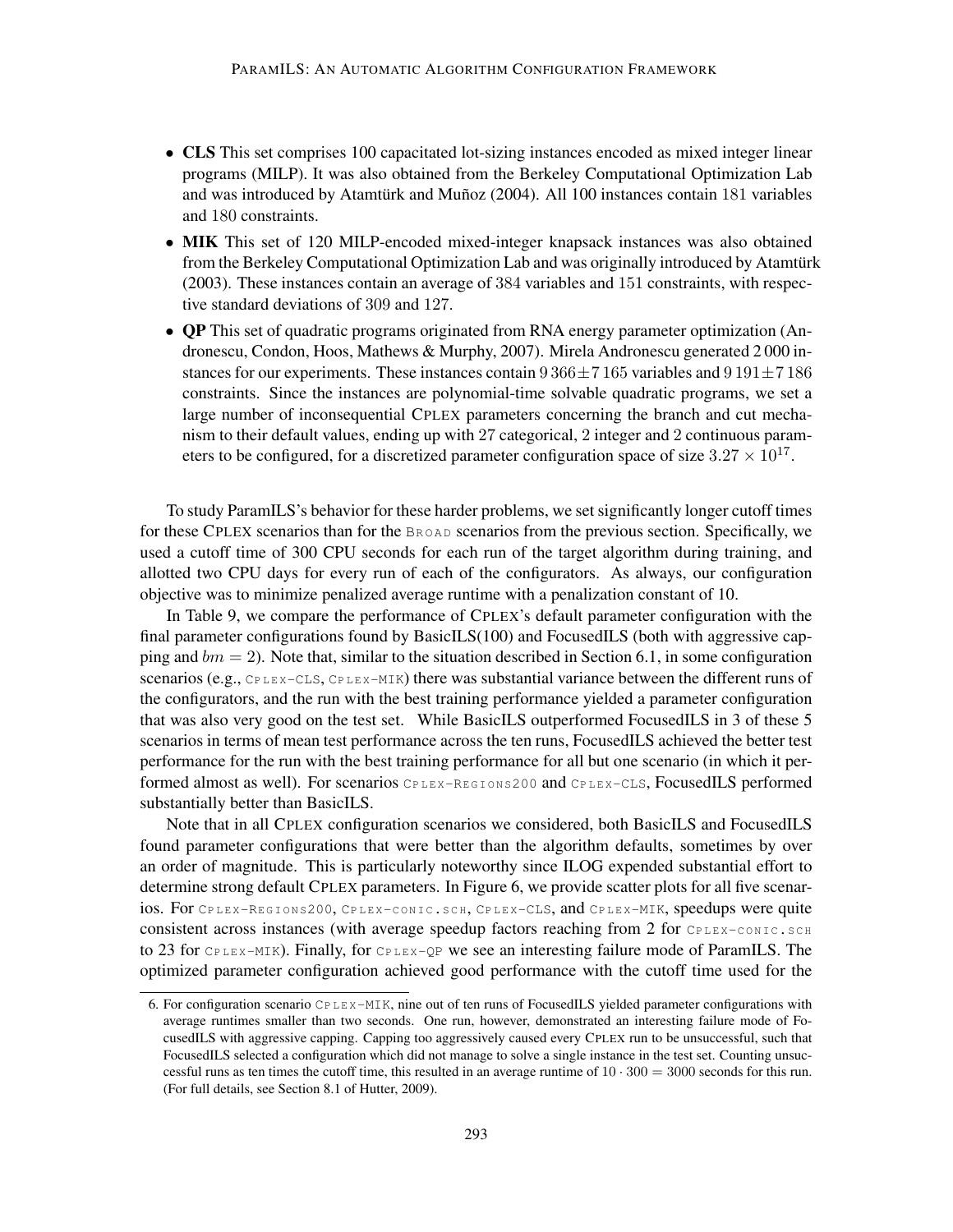- **CLS** This set comprises 100 capacitated lot-sizing instances encoded as mixed integer linear programs (MILP). It was also obtained from the Berkeley Computational Optimization Lab and was introduced by Atamtürk and Muñoz (2004). All 100 instances contain 181 variables and 180 constraints.
- **MIK** This set of 120 MILP-encoded mixed-integer knapsack instances was also obtained from the Berkeley Computational Optimization Lab and was originally introduced by Atamtürk (2003). These instances contain an average of 384 variables and 151 constraints, with respective standard deviations of 309 and 127.
- **QP** This set of quadratic programs originated from RNA energy parameter optimization (Andronescu, Condon, Hoos, Mathews & Murphy, 2007). Mirela Andronescu generated 2 000 instances for our experiments. These instances contain $9\,366 \pm 7\,165$ variables and $9\,191 \pm 7\,186$ constraints. Since the instances are polynomial-time solvable quadratic programs, we set a large number of inconsequential CPLEX parameters concerning the branch and cut mechanism to their default values, ending up with 27 categorical, 2 integer and 2 continuous parameters to be configured, for a discretized parameter configuration space of size $3.27 \times 10^{17}$.

To study ParamILS's behavior for these harder problems, we set significantly longer cutoff times for these CPLEX scenarios than for the BROAD scenarios from the previous section. Specifically, we used a cutoff time of 300 CPU seconds for each run of the target algorithm during training, and allotted two CPU days for every run of each of the configurators. As always, our configuration objective was to minimize penalized average runtime with a penalization constant of 10.

In Table 9, we compare the performance of CPLEX's default parameter configuration with the final parameter configurations found by BasicILS(100) and FocusedILS (both with aggressive capping and $bm = 2$). Note that, similar to the situation described in Section 6.1, in some configuration scenarios (e.g., CPLEX-CLS, CPLEX-MIK) there was substantial variance between the different runs of the configurators, and the run with the best training performance yielded a parameter configuration that was also very good on the test set. While BasicILS outperformed FocusedILS in 3 of these 5 scenarios in terms of mean test performance across the ten runs, FocusedILS achieved the better test performance for the run with the best training performance for all but one scenario (in which it performed almost as well). For scenarios CPLEX-REGIONS200 and CPLEX-CLS, FocusedILS performed substantially better than BasicILS.

Note that in all CPLEX configuration scenarios we considered, both BasicILS and FocusedILS found parameter configurations that were better than the algorithm defaults, sometimes by over an order of magnitude. This is particularly noteworthy since ILOG expended substantial effort to determine strong default CPLEX parameters. In Figure 6, we provide scatter plots for all five scenarios. For CPLEX-REGIONS200, CPLEX-CONIC.SCH, CPLEX-CLS, and CPLEX-MIK, speedups were quite consistent across instances (with average speedup factors reaching from 2 for CPLEX-CONIC.SCH to 23 for CPLEX-MIK). Finally, for CPLEX-QP we see an interesting failure mode of ParamILS. The optimized parameter configuration achieved good performance with the cutoff time used for the

6. For configuration scenario CPLEX-MIK, nine out of ten runs of FocusedILS yielded parameter configurations with average runtimes smaller than two seconds. One run, however, demonstrated an interesting failure mode of FocusedILS with aggressive capping. Capping too aggressively caused every CPLEX run to be unsuccessful, such that FocusedILS selected a configuration which did not manage to solve a single instance in the test set. Counting unsuccessful runs as ten times the cutoff time, this resulted in an average runtime of $10 \cdot 300 = 3000$ seconds for this run. (For full details, see Section 8.1 of Hutter, 2009).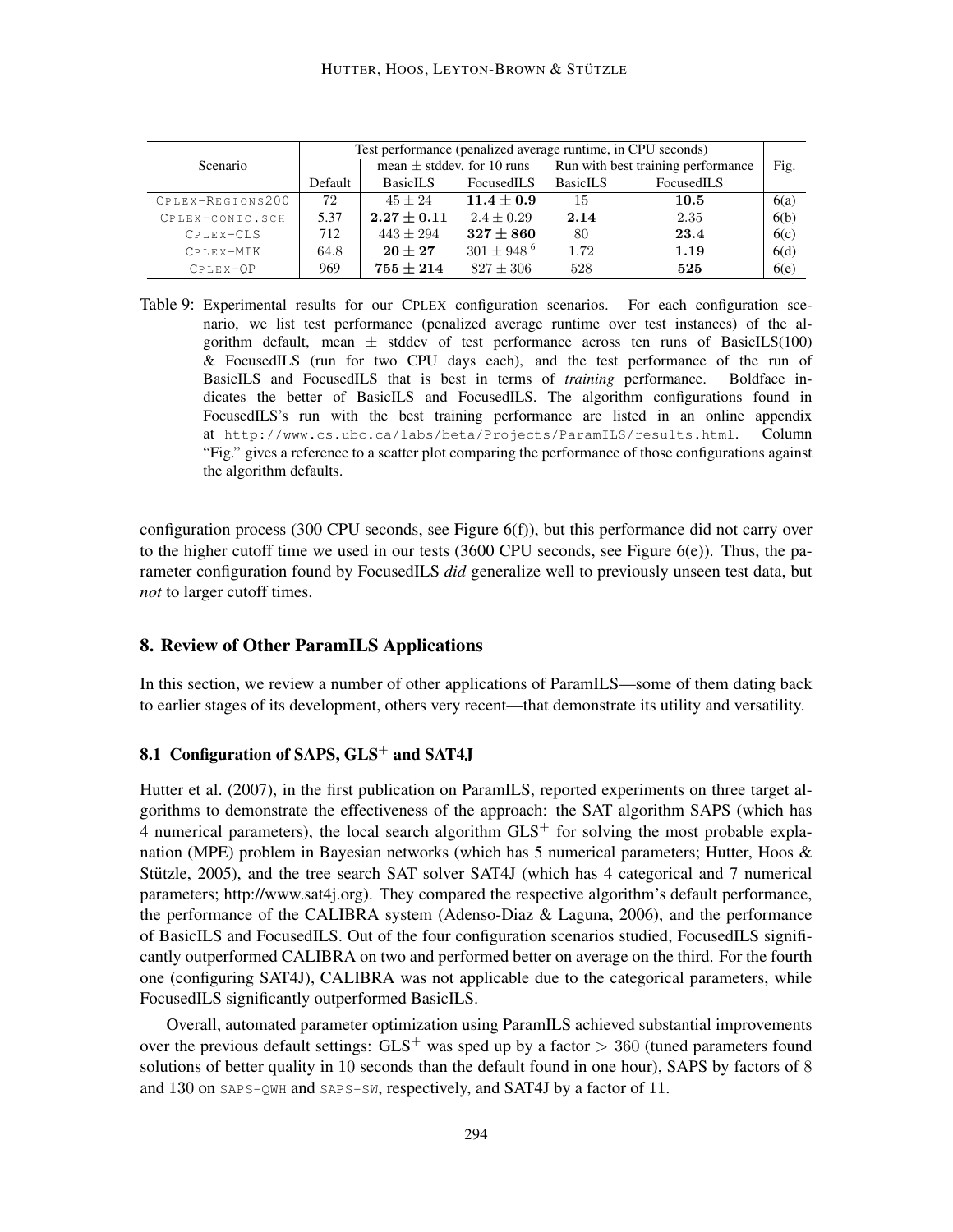| Scenario | Test performance (penalized average runtime, in CPU seconds) | | | | | Fig. |
|---|---|---|---|---|---|---|
| | Default | mean ± stddev. for 10 runs | | Run with best training performance | | |
| | | BasicILS | FocusedILS | BasicILS | FocusedILS | |
| CPLEX-REGIONS200 | 72 | $45 \pm 24$ | $\mathbf{11.4 \pm 0.9}$ | 15 | **10.5** | 6(a) |
| CPLEX-CONIC.SCH | 5.37 | $\mathbf{2.27 \pm 0.11}$ | $2.4 \pm 0.29$ | **2.14** | 2.35 | 6(b) |
| CPLEX-CLS | 712 | $443 \pm 294$ | $\mathbf{327 \pm 860}$ | 80 | **23.4** | 6(c) |
| CPLEX-MIK | 64.8 | $\mathbf{20 \pm 27}$ | $301 \pm 948$ [6] | 1.72 | **1.19** | 6(d) |
| CPLEX-QP | 969 | $\mathbf{755 \pm 214}$ | $827 \pm 306$ | 528 | **525** | 6(e) |

Table 9: Experimental results for our CPLEX configuration scenarios. For each configuration scenario, we list test performance (penalized average runtime over test instances) of the algorithm default, mean ± stddev of test performance across ten runs of BasicILS(100) & FocusedILS (run for two CPU days each), and the test performance of the run of BasicILS and FocusedILS that is best in terms of *training* performance. Boldface indicates the better of BasicILS and FocusedILS. The algorithm configurations found in FocusedILS's run with the best training performance are listed in an online appendix at http://www.cs.ubc.ca/labs/beta/Projects/ParamILS/results.html. Column "Fig." gives a reference to a scatter plot comparing the performance of those configurations against the algorithm defaults.

configuration process (300 CPU seconds, see Figure 6(f)), but this performance did not carry over to the higher cutoff time we used in our tests (3600 CPU seconds, see Figure 6(e)). Thus, the parameter configuration found by FocusedILS *did* generalize well to previously unseen test data, but *not* to larger cutoff times.

## 8. Review of Other ParamILS Applications

In this section, we review a number of other applications of ParamILS—some of them dating back to earlier stages of its development, others very recent—that demonstrate its utility and versatility.

### 8.1 Configuration of SAPS, GLS$^+$ and SAT4J

Hutter et al. (2007), in the first publication on ParamILS, reported experiments on three target algorithms to demonstrate the effectiveness of the approach: the SAT algorithm SAPS (which has 4 numerical parameters), the local search algorithm GLS$^+$ for solving the most probable explanation (MPE) problem in Bayesian networks (which has 5 numerical parameters; Hutter, Hoos & Stützle, 2005), and the tree search SAT solver SAT4J (which has 4 categorical and 7 numerical parameters; http://www.sat4j.org). They compared the respective algorithm's default performance, the performance of the CALIBRA system (Adenso-Diaz & Laguna, 2006), and the performance of BasicILS and FocusedILS. Out of the four configuration scenarios studied, FocusedILS significantly outperformed CALIBRA on two and performed better on average on the third. For the fourth one (configuring SAT4J), CALIBRA was not applicable due to the categorical parameters, while FocusedILS significantly outperformed BasicILS.

Overall, automated parameter optimization using ParamILS achieved substantial improvements over the previous default settings: GLS$^+$ was sped up by a factor $> 360$ (tuned parameters found solutions of better quality in $10$ seconds than the default found in one hour), SAPS by factors of $8$ and $130$ on SAPS-QWH and SAPS-SW, respectively, and SAT4J by a factor of $11$.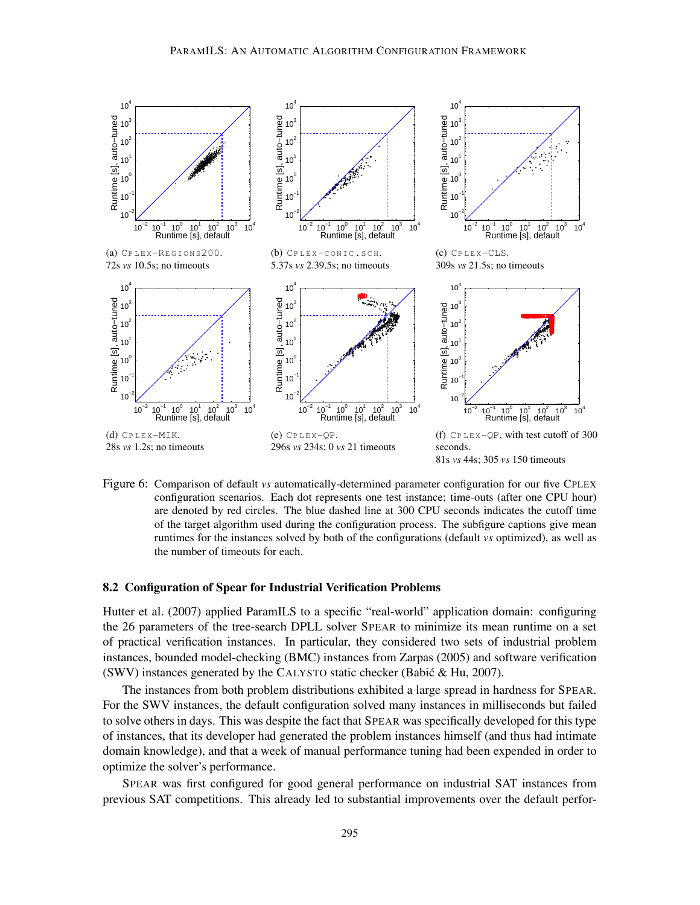(a) CPLEX-REGIONS200.
72s *vs* 10.5s; no timeouts

(b) CPLEX-CONIC.SCH.
5.37s *vs* 2.39.5s; no timeouts

(c) CPLEX-CLS.
309s *vs* 21.5s; no timeouts

(d) CPLEX-MIK.
28s *vs* 1.2s; no timeouts

(e) CPLEX-QP.
296s *vs* 234s; 0 *vs* 21 timeouts

(f) CPLEX-QP, with test cutoff of 300 seconds.
81s *vs* 44s; 305 *vs* 150 timeouts

Figure 6: Comparison of default *vs* automatically-determined parameter configuration for our five CPLEX configuration scenarios. Each dot represents one test instance; time-outs (after one CPU hour) are denoted by red circles. The blue dashed line at 300 CPU seconds indicates the cutoff time of the target algorithm used during the configuration process. The subfigure captions give mean runtimes for the instances solved by both of the configurations (default *vs* optimized), as well as the number of timeouts for each.

### 8.2 Configuration of Spear for Industrial Verification Problems

Hutter et al. (2007) applied ParamILS to a specific "real-world" application domain: configuring the 26 parameters of the tree-search DPLL solver SPEAR to minimize its mean runtime on a set of practical verification instances. In particular, they considered two sets of industrial problem instances, bounded model-checking (BMC) instances from Zarpas (2005) and software verification (SWV) instances generated by the CALYSTO static checker (Babić & Hu, 2007).

The instances from both problem distributions exhibited a large spread in hardness for SPEAR. For the SWV instances, the default configuration solved many instances in milliseconds but failed to solve others in days. This was despite the fact that SPEAR was specifically developed for this type of instances, that its developer had generated the problem instances himself (and thus had intimate domain knowledge), and that a week of manual performance tuning had been expended in order to optimize the solver's performance.

SPEAR was first configured for good general performance on industrial SAT instances from previous SAT competitions. This already led to substantial improvements over the default perfor-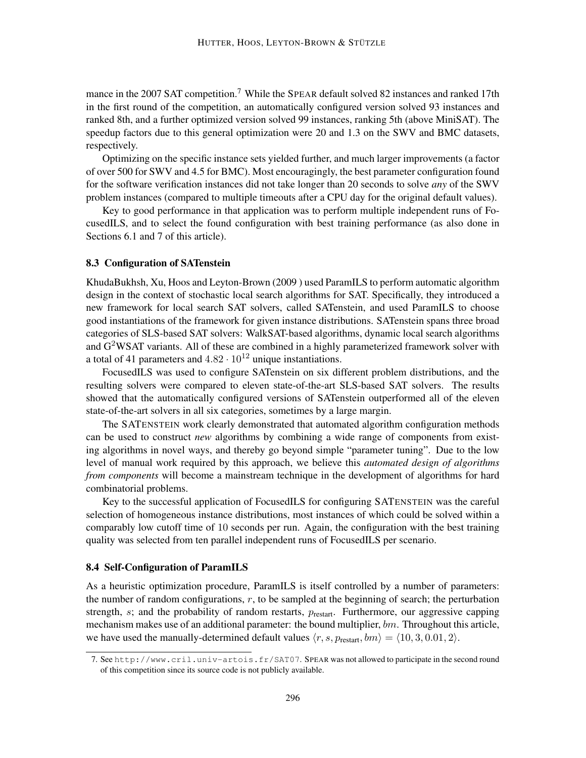mance in the 2007 SAT competition.[7] While the SPEAR default solved 82 instances and ranked 17th in the first round of the competition, an automatically configured version solved 93 instances and ranked 8th, and a further optimized version solved 99 instances, ranking 5th (above MiniSAT). The speedup factors due to this general optimization were 20 and 1.3 on the SWV and BMC datasets, respectively.

Optimizing on the specific instance sets yielded further, and much larger improvements (a factor of over 500 for SWV and 4.5 for BMC). Most encouragingly, the best parameter configuration found for the software verification instances did not take longer than 20 seconds to solve *any* of the SWV problem instances (compared to multiple timeouts after a CPU day for the original default values).

Key to good performance in that application was to perform multiple independent runs of FocusedILS, and to select the found configuration with best training performance (as also done in Sections 6.1 and 7 of this article).

### 8.3 Configuration of SATenstein

KhudaBukhsh, Xu, Hoos and Leyton-Brown (2009 ) used ParamILS to perform automatic algorithm design in the context of stochastic local search algorithms for SAT. Specifically, they introduced a new framework for local search SAT solvers, called SATenstein, and used ParamILS to choose good instantiations of the framework for given instance distributions. SATenstein spans three broad categories of SLS-based SAT solvers: WalkSAT-based algorithms, dynamic local search algorithms and $G^2$WSAT variants. All of these are combined in a highly parameterized framework solver with a total of 41 parameters and $4.82 \cdot 10^{12}$ unique instantiations.

FocusedILS was used to configure SATenstein on six different problem distributions, and the resulting solvers were compared to eleven state-of-the-art SLS-based SAT solvers. The results showed that the automatically configured versions of SATenstein outperformed all of the eleven state-of-the-art solvers in all six categories, sometimes by a large margin.

The SATENSTEIN work clearly demonstrated that automated algorithm configuration methods can be used to construct *new* algorithms by combining a wide range of components from existing algorithms in novel ways, and thereby go beyond simple "parameter tuning". Due to the low level of manual work required by this approach, we believe this *automated design of algorithms from components* will become a mainstream technique in the development of algorithms for hard combinatorial problems.

Key to the successful application of FocusedILS for configuring SATENSTEIN was the careful selection of homogeneous instance distributions, most instances of which could be solved within a comparably low cutoff time of 10 seconds per run. Again, the configuration with the best training quality was selected from ten parallel independent runs of FocusedILS per scenario.

### 8.4 Self-Configuration of ParamILS

As a heuristic optimization procedure, ParamILS is itself controlled by a number of parameters: the number of random configurations, $r$, to be sampled at the beginning of search; the perturbation strength, $s$; and the probability of random restarts, $p_{\text{restart}}$. Furthermore, our aggressive capping mechanism makes use of an additional parameter: the bound multiplier, $bm$. Throughout this article, we have used the manually-determined default values $\langle r, s, p_{\text{restart}}, bm \rangle = \langle 10, 3, 0.01, 2 \rangle$.

7. See http://www.cril.univ-artois.fr/SAT07. SPEAR was not allowed to participate in the second round of this competition since its source code is not publicly available.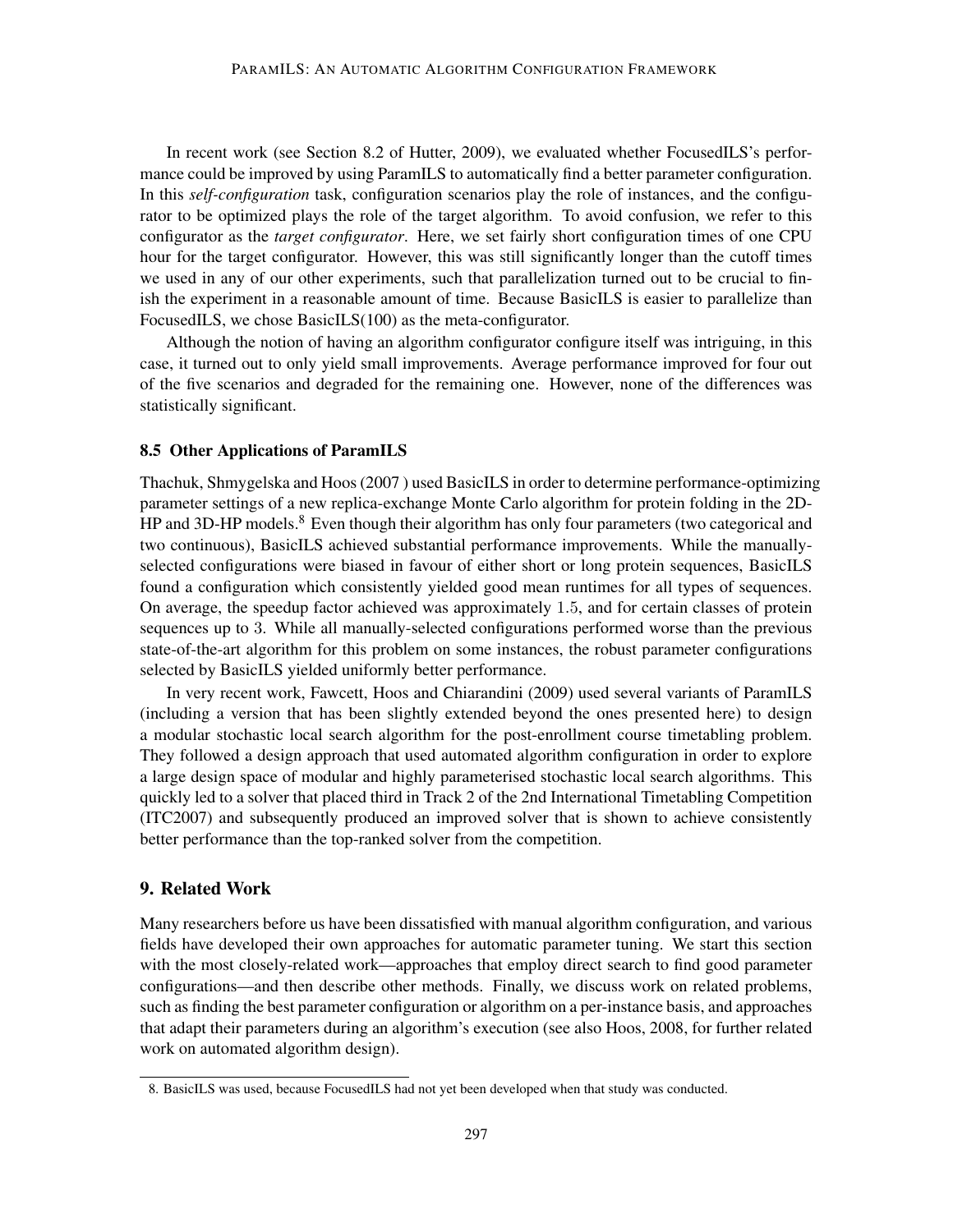In recent work (see Section 8.2 of Hutter, 2009), we evaluated whether FocusedILS's performance could be improved by using ParamILS to automatically find a better parameter configuration. In this *self-configuration* task, configuration scenarios play the role of instances, and the configurator to be optimized plays the role of the target algorithm. To avoid confusion, we refer to this configurator as the *target configurator*. Here, we set fairly short configuration times of one CPU hour for the target configurator. However, this was still significantly longer than the cutoff times we used in any of our other experiments, such that parallelization turned out to be crucial to finish the experiment in a reasonable amount of time. Because BasicILS is easier to parallelize than FocusedILS, we chose BasicILS(100) as the meta-configurator.

Although the notion of having an algorithm configurator configure itself was intriguing, in this case, it turned out to only yield small improvements. Average performance improved for four out of the five scenarios and degraded for the remaining one. However, none of the differences was statistically significant.

### 8.5 Other Applications of ParamILS

Thachuk, Shmygelska and Hoos (2007 ) used BasicILS in order to determine performance-optimizing parameter settings of a new replica-exchange Monte Carlo algorithm for protein folding in the 2D-HP and 3D-HP models.[8] Even though their algorithm has only four parameters (two categorical and two continuous), BasicILS achieved substantial performance improvements. While the manually-selected configurations were biased in favour of either short or long protein sequences, BasicILS found a configuration which consistently yielded good mean runtimes for all types of sequences. On average, the speedup factor achieved was approximately 1.5, and for certain classes of protein sequences up to 3. While all manually-selected configurations performed worse than the previous state-of-the-art algorithm for this problem on some instances, the robust parameter configurations selected by BasicILS yielded uniformly better performance.

In very recent work, Fawcett, Hoos and Chiarandini (2009) used several variants of ParamILS (including a version that has been slightly extended beyond the ones presented here) to design a modular stochastic local search algorithm for the post-enrollment course timetabling problem. They followed a design approach that used automated algorithm configuration in order to explore a large design space of modular and highly parameterised stochastic local search algorithms. This quickly led to a solver that placed third in Track 2 of the 2nd International Timetabling Competition (ITC2007) and subsequently produced an improved solver that is shown to achieve consistently better performance than the top-ranked solver from the competition.

## 9. Related Work

Many researchers before us have been dissatisfied with manual algorithm configuration, and various fields have developed their own approaches for automatic parameter tuning. We start this section with the most closely-related work—approaches that employ direct search to find good parameter configurations—and then describe other methods. Finally, we discuss work on related problems, such as finding the best parameter configuration or algorithm on a per-instance basis, and approaches that adapt their parameters during an algorithm's execution (see also Hoos, 2008, for further related work on automated algorithm design).

8. BasicILS was used, because FocusedILS had not yet been developed when that study was conducted.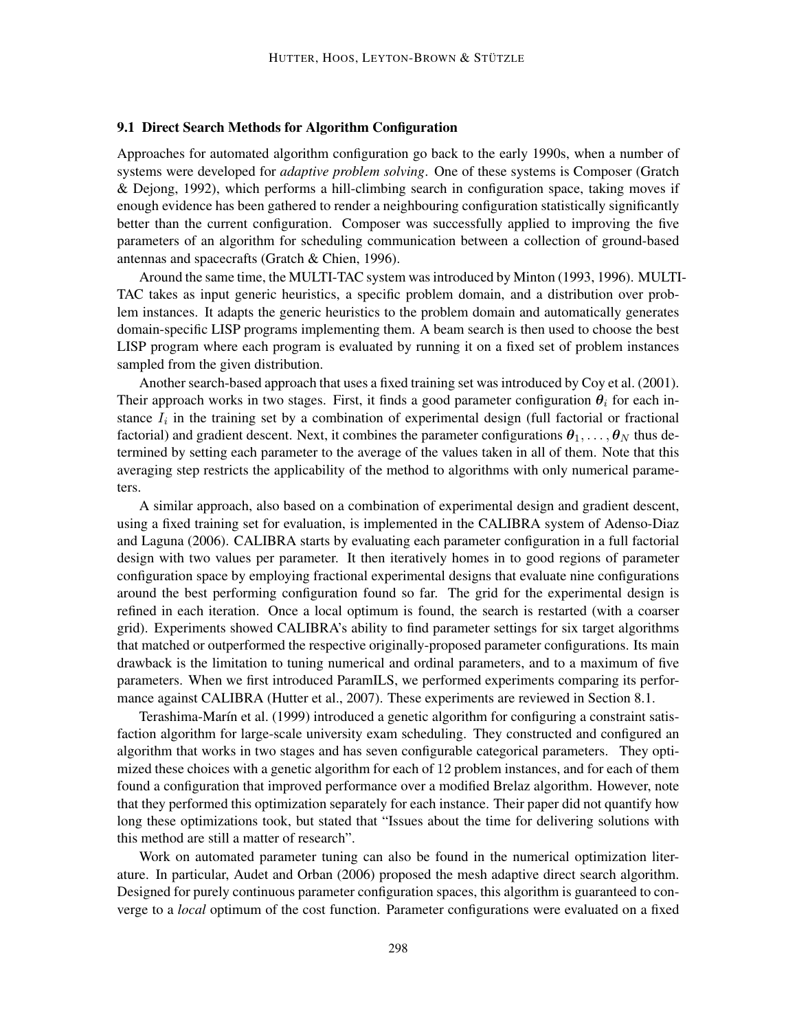### 9.1 Direct Search Methods for Algorithm Configuration

Approaches for automated algorithm configuration go back to the early 1990s, when a number of systems were developed for *adaptive problem solving*. One of these systems is Composer (Gratch & Dejong, 1992), which performs a hill-climbing search in configuration space, taking moves if enough evidence has been gathered to render a neighbouring configuration statistically significantly better than the current configuration. Composer was successfully applied to improving the five parameters of an algorithm for scheduling communication between a collection of ground-based antennas and spacecrafts (Gratch & Chien, 1996).

Around the same time, the MULTI-TAC system was introduced by Minton (1993, 1996). MULTI-TAC takes as input generic heuristics, a specific problem domain, and a distribution over problem instances. It adapts the generic heuristics to the problem domain and automatically generates domain-specific LISP programs implementing them. A beam search is then used to choose the best LISP program where each program is evaluated by running it on a fixed set of problem instances sampled from the given distribution.

Another search-based approach that uses a fixed training set was introduced by Coy et al. (2001). Their approach works in two stages. First, it finds a good parameter configuration $\boldsymbol{\theta}_i$ for each instance $I_i$ in the training set by a combination of experimental design (full factorial or fractional factorial) and gradient descent. Next, it combines the parameter configurations $\boldsymbol{\theta}_1, \ldots, \boldsymbol{\theta}_N$ thus determined by setting each parameter to the average of the values taken in all of them. Note that this averaging step restricts the applicability of the method to algorithms with only numerical parameters.

A similar approach, also based on a combination of experimental design and gradient descent, using a fixed training set for evaluation, is implemented in the CALIBRA system of Adenso-Diaz and Laguna (2006). CALIBRA starts by evaluating each parameter configuration in a full factorial design with two values per parameter. It then iteratively homes in to good regions of parameter configuration space by employing fractional experimental designs that evaluate nine configurations around the best performing configuration found so far. The grid for the experimental design is refined in each iteration. Once a local optimum is found, the search is restarted (with a coarser grid). Experiments showed CALIBRA's ability to find parameter settings for six target algorithms that matched or outperformed the respective originally-proposed parameter configurations. Its main drawback is the limitation to tuning numerical and ordinal parameters, and to a maximum of five parameters. When we first introduced ParamILS, we performed experiments comparing its performance against CALIBRA (Hutter et al., 2007). These experiments are reviewed in Section 8.1.

Terashima-Marín et al. (1999) introduced a genetic algorithm for configuring a constraint satisfaction algorithm for large-scale university exam scheduling. They constructed and configured an algorithm that works in two stages and has seven configurable categorical parameters. They optimized these choices with a genetic algorithm for each of 12 problem instances, and for each of them found a configuration that improved performance over a modified Brelaz algorithm. However, note that they performed this optimization separately for each instance. Their paper did not quantify how long these optimizations took, but stated that "Issues about the time for delivering solutions with this method are still a matter of research".

Work on automated parameter tuning can also be found in the numerical optimization literature. In particular, Audet and Orban (2006) proposed the mesh adaptive direct search algorithm. Designed for purely continuous parameter configuration spaces, this algorithm is guaranteed to converge to a *local* optimum of the cost function. Parameter configurations were evaluated on a fixed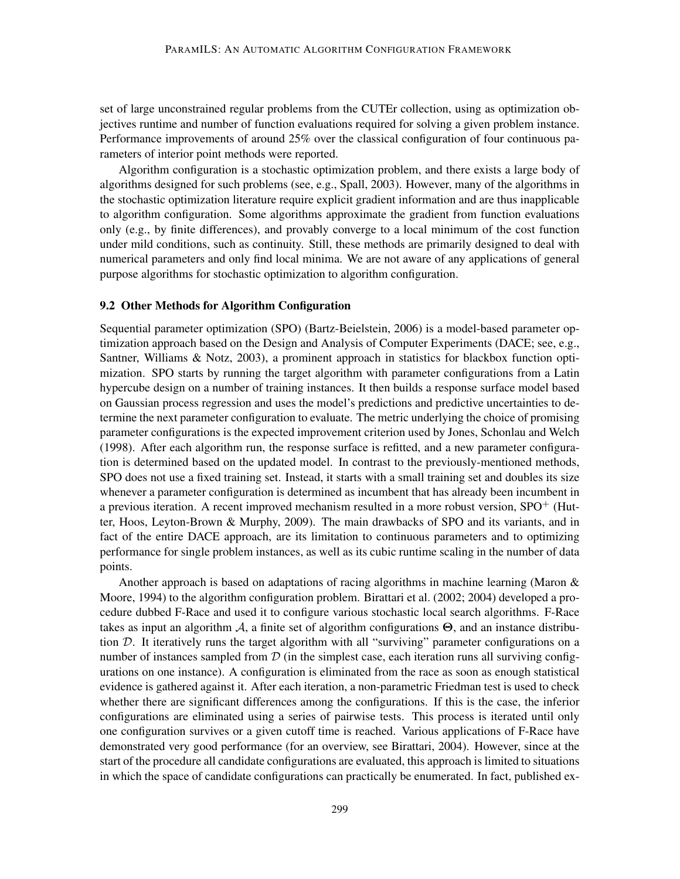set of large unconstrained regular problems from the CUTEr collection, using as optimization objectives runtime and number of function evaluations required for solving a given problem instance. Performance improvements of around 25% over the classical configuration of four continuous parameters of interior point methods were reported.

Algorithm configuration is a stochastic optimization problem, and there exists a large body of algorithms designed for such problems (see, e.g., Spall, 2003). However, many of the algorithms in the stochastic optimization literature require explicit gradient information and are thus inapplicable to algorithm configuration. Some algorithms approximate the gradient from function evaluations only (e.g., by finite differences), and provably converge to a local minimum of the cost function under mild conditions, such as continuity. Still, these methods are primarily designed to deal with numerical parameters and only find local minima. We are not aware of any applications of general purpose algorithms for stochastic optimization to algorithm configuration.

### 9.2 Other Methods for Algorithm Configuration

Sequential parameter optimization (SPO) (Bartz-Beielstein, 2006) is a model-based parameter optimization approach based on the Design and Analysis of Computer Experiments (DACE; see, e.g., Santner, Williams & Notz, 2003), a prominent approach in statistics for blackbox function optimization. SPO starts by running the target algorithm with parameter configurations from a Latin hypercube design on a number of training instances. It then builds a response surface model based on Gaussian process regression and uses the model's predictions and predictive uncertainties to determine the next parameter configuration to evaluate. The metric underlying the choice of promising parameter configurations is the expected improvement criterion used by Jones, Schonlau and Welch (1998). After each algorithm run, the response surface is refitted, and a new parameter configuration is determined based on the updated model. In contrast to the previously-mentioned methods, SPO does not use a fixed training set. Instead, it starts with a small training set and doubles its size whenever a parameter configuration is determined as incumbent that has already been incumbent in a previous iteration. A recent improved mechanism resulted in a more robust version, SPO$^+$ (Hutter, Hoos, Leyton-Brown & Murphy, 2009). The main drawbacks of SPO and its variants, and in fact of the entire DACE approach, are its limitation to continuous parameters and to optimizing performance for single problem instances, as well as its cubic runtime scaling in the number of data points.

Another approach is based on adaptations of racing algorithms in machine learning (Maron & Moore, 1994) to the algorithm configuration problem. Birattari et al. (2002; 2004) developed a procedure dubbed F-Race and used it to configure various stochastic local search algorithms. F-Race takes as input an algorithm $\mathcal{A}$, a finite set of algorithm configurations $\Theta$, and an instance distribution $\mathcal{D}$. It iteratively runs the target algorithm with all "surviving" parameter configurations on a number of instances sampled from $\mathcal{D}$ (in the simplest case, each iteration runs all surviving configurations on one instance). A configuration is eliminated from the race as soon as enough statistical evidence is gathered against it. After each iteration, a non-parametric Friedman test is used to check whether there are significant differences among the configurations. If this is the case, the inferior configurations are eliminated using a series of pairwise tests. This process is iterated until only one configuration survives or a given cutoff time is reached. Various applications of F-Race have demonstrated very good performance (for an overview, see Birattari, 2004). However, since at the start of the procedure all candidate configurations are evaluated, this approach is limited to situations in which the space of candidate configurations can practically be enumerated. In fact, published ex-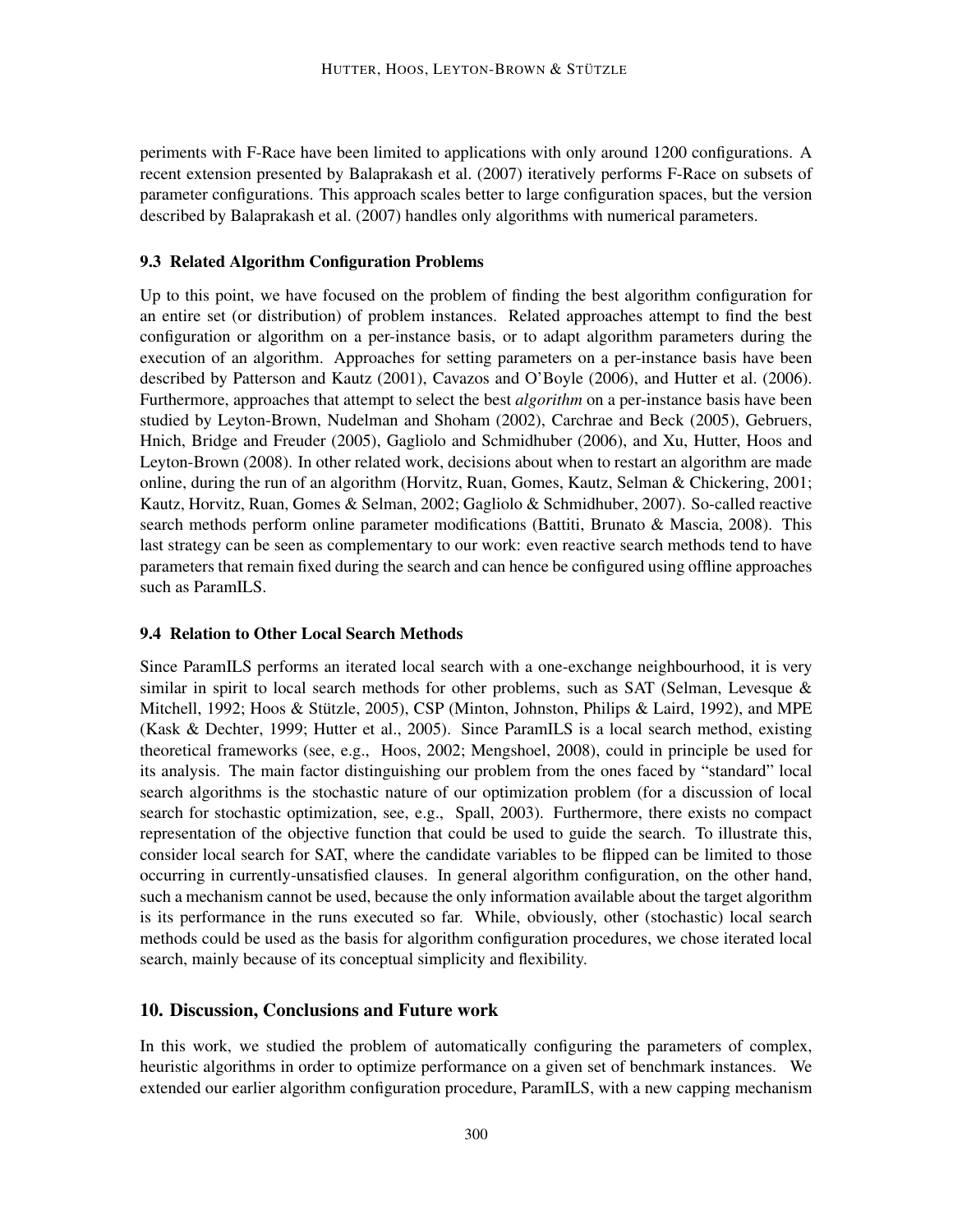periments with F-Race have been limited to applications with only around 1200 configurations. A recent extension presented by Balaprakash et al. (2007) iteratively performs F-Race on subsets of parameter configurations. This approach scales better to large configuration spaces, but the version described by Balaprakash et al. (2007) handles only algorithms with numerical parameters.

### 9.3 Related Algorithm Configuration Problems

Up to this point, we have focused on the problem of finding the best algorithm configuration for an entire set (or distribution) of problem instances. Related approaches attempt to find the best configuration or algorithm on a per-instance basis, or to adapt algorithm parameters during the execution of an algorithm. Approaches for setting parameters on a per-instance basis have been described by Patterson and Kautz (2001), Cavazos and O'Boyle (2006), and Hutter et al. (2006). Furthermore, approaches that attempt to select the best *algorithm* on a per-instance basis have been studied by Leyton-Brown, Nudelman and Shoham (2002), Carchrae and Beck (2005), Gebruers, Hnich, Bridge and Freuder (2005), Gagliolo and Schmidhuber (2006), and Xu, Hutter, Hoos and Leyton-Brown (2008). In other related work, decisions about when to restart an algorithm are made online, during the run of an algorithm (Horvitz, Ruan, Gomes, Kautz, Selman & Chickering, 2001; Kautz, Horvitz, Ruan, Gomes & Selman, 2002; Gagliolo & Schmidhuber, 2007). So-called reactive search methods perform online parameter modifications (Battiti, Brunato & Mascia, 2008). This last strategy can be seen as complementary to our work: even reactive search methods tend to have parameters that remain fixed during the search and can hence be configured using offline approaches such as ParamILS.

### 9.4 Relation to Other Local Search Methods

Since ParamILS performs an iterated local search with a one-exchange neighbourhood, it is very similar in spirit to local search methods for other problems, such as SAT (Selman, Levesque & Mitchell, 1992; Hoos & Stützle, 2005), CSP (Minton, Johnston, Philips & Laird, 1992), and MPE (Kask & Dechter, 1999; Hutter et al., 2005). Since ParamILS is a local search method, existing theoretical frameworks (see, e.g., Hoos, 2002; Mengshoel, 2008), could in principle be used for its analysis. The main factor distinguishing our problem from the ones faced by "standard" local search algorithms is the stochastic nature of our optimization problem (for a discussion of local search for stochastic optimization, see, e.g., Spall, 2003). Furthermore, there exists no compact representation of the objective function that could be used to guide the search. To illustrate this, consider local search for SAT, where the candidate variables to be flipped can be limited to those occurring in currently-unsatisfied clauses. In general algorithm configuration, on the other hand, such a mechanism cannot be used, because the only information available about the target algorithm is its performance in the runs executed so far. While, obviously, other (stochastic) local search methods could be used as the basis for algorithm configuration procedures, we chose iterated local search, mainly because of its conceptual simplicity and flexibility.

## 10. Discussion, Conclusions and Future work

In this work, we studied the problem of automatically configuring the parameters of complex, heuristic algorithms in order to optimize performance on a given set of benchmark instances. We extended our earlier algorithm configuration procedure, ParamILS, with a new capping mechanism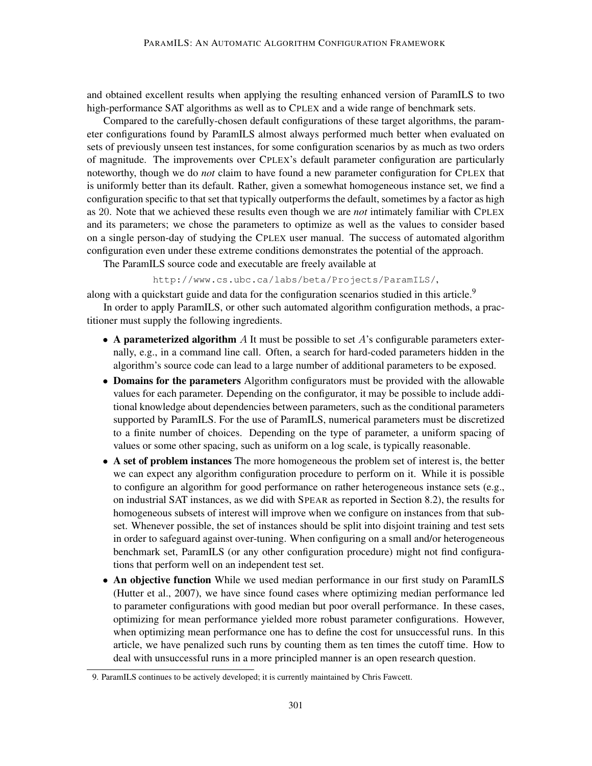and obtained excellent results when applying the resulting enhanced version of ParamILS to two high-performance SAT algorithms as well as to CPLEX and a wide range of benchmark sets.

Compared to the carefully-chosen default configurations of these target algorithms, the parameter configurations found by ParamILS almost always performed much better when evaluated on sets of previously unseen test instances, for some configuration scenarios by as much as two orders of magnitude. The improvements over CPLEX's default parameter configuration are particularly noteworthy, though we do *not* claim to have found a new parameter configuration for CPLEX that is uniformly better than its default. Rather, given a somewhat homogeneous instance set, we find a configuration specific to that set that typically outperforms the default, sometimes by a factor as high as 20. Note that we achieved these results even though we are *not* intimately familiar with CPLEX and its parameters; we chose the parameters to optimize as well as the values to consider based on a single person-day of studying the CPLEX user manual. The success of automated algorithm configuration even under these extreme conditions demonstrates the potential of the approach.

The ParamILS source code and executable are freely available at

`http://www.cs.ubc.ca/labs/beta/Projects/ParamILS/`,

along with a quickstart guide and data for the configuration scenarios studied in this article.[9]

In order to apply ParamILS, or other such automated algorithm configuration methods, a practitioner must supply the following ingredients.

- **A parameterized algorithm** $A$ It must be possible to set $A$'s configurable parameters externally, e.g., in a command line call. Often, a search for hard-coded parameters hidden in the algorithm's source code can lead to a large number of additional parameters to be exposed.
- **Domains for the parameters** Algorithm configurators must be provided with the allowable values for each parameter. Depending on the configurator, it may be possible to include additional knowledge about dependencies between parameters, such as the conditional parameters supported by ParamILS. For the use of ParamILS, numerical parameters must be discretized to a finite number of choices. Depending on the type of parameter, a uniform spacing of values or some other spacing, such as uniform on a log scale, is typically reasonable.
- **A set of problem instances** The more homogeneous the problem set of interest is, the better we can expect any algorithm configuration procedure to perform on it. While it is possible to configure an algorithm for good performance on rather heterogeneous instance sets (e.g., on industrial SAT instances, as we did with SPEAR as reported in Section 8.2), the results for homogeneous subsets of interest will improve when we configure on instances from that subset. Whenever possible, the set of instances should be split into disjoint training and test sets in order to safeguard against over-tuning. When configuring on a small and/or heterogeneous benchmark set, ParamILS (or any other configuration procedure) might not find configurations that perform well on an independent test set.
- **An objective function** While we used median performance in our first study on ParamILS (Hutter et al., 2007), we have since found cases where optimizing median performance led to parameter configurations with good median but poor overall performance. In these cases, optimizing for mean performance yielded more robust parameter configurations. However, when optimizing mean performance one has to define the cost for unsuccessful runs. In this article, we have penalized such runs by counting them as ten times the cutoff time. How to deal with unsuccessful runs in a more principled manner is an open research question.

9. ParamILS continues to be actively developed; it is currently maintained by Chris Fawcett.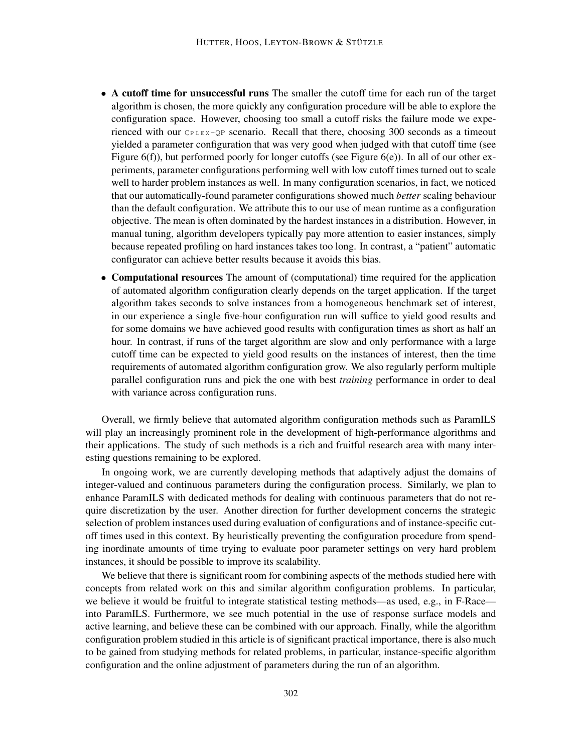- **A cutoff time for unsuccessful runs** The smaller the cutoff time for each run of the target algorithm is chosen, the more quickly any configuration procedure will be able to explore the configuration space. However, choosing too small a cutoff risks the failure mode we experienced with our CPLEX-QP scenario. Recall that there, choosing 300 seconds as a timeout yielded a parameter configuration that was very good when judged with that cutoff time (see Figure 6(f)), but performed poorly for longer cutoffs (see Figure 6(e)). In all of our other experiments, parameter configurations performing well with low cutoff times turned out to scale well to harder problem instances as well. In many configuration scenarios, in fact, we noticed that our automatically-found parameter configurations showed much *better* scaling behaviour than the default configuration. We attribute this to our use of mean runtime as a configuration objective. The mean is often dominated by the hardest instances in a distribution. However, in manual tuning, algorithm developers typically pay more attention to easier instances, simply because repeated profiling on hard instances takes too long. In contrast, a "patient" automatic configurator can achieve better results because it avoids this bias.

- **Computational resources** The amount of (computational) time required for the application of automated algorithm configuration clearly depends on the target application. If the target algorithm takes seconds to solve instances from a homogeneous benchmark set of interest, in our experience a single five-hour configuration run will suffice to yield good results and for some domains we have achieved good results with configuration times as short as half an hour. In contrast, if runs of the target algorithm are slow and only performance with a large cutoff time can be expected to yield good results on the instances of interest, then the time requirements of automated algorithm configuration grow. We also regularly perform multiple parallel configuration runs and pick the one with best *training* performance in order to deal with variance across configuration runs.

Overall, we firmly believe that automated algorithm configuration methods such as ParamILS will play an increasingly prominent role in the development of high-performance algorithms and their applications. The study of such methods is a rich and fruitful research area with many interesting questions remaining to be explored.

In ongoing work, we are currently developing methods that adaptively adjust the domains of integer-valued and continuous parameters during the configuration process. Similarly, we plan to enhance ParamILS with dedicated methods for dealing with continuous parameters that do not require discretization by the user. Another direction for further development concerns the strategic selection of problem instances used during evaluation of configurations and of instance-specific cutoff times used in this context. By heuristically preventing the configuration procedure from spending inordinate amounts of time trying to evaluate poor parameter settings on very hard problem instances, it should be possible to improve its scalability.

We believe that there is significant room for combining aspects of the methods studied here with concepts from related work on this and similar algorithm configuration problems. In particular, we believe it would be fruitful to integrate statistical testing methods—as used, e.g., in F-Race—into ParamILS. Furthermore, we see much potential in the use of response surface models and active learning, and believe these can be combined with our approach. Finally, while the algorithm configuration problem studied in this article is of significant practical importance, there is also much to be gained from studying methods for related problems, in particular, instance-specific algorithm configuration and the online adjustment of parameters during the run of an algorithm.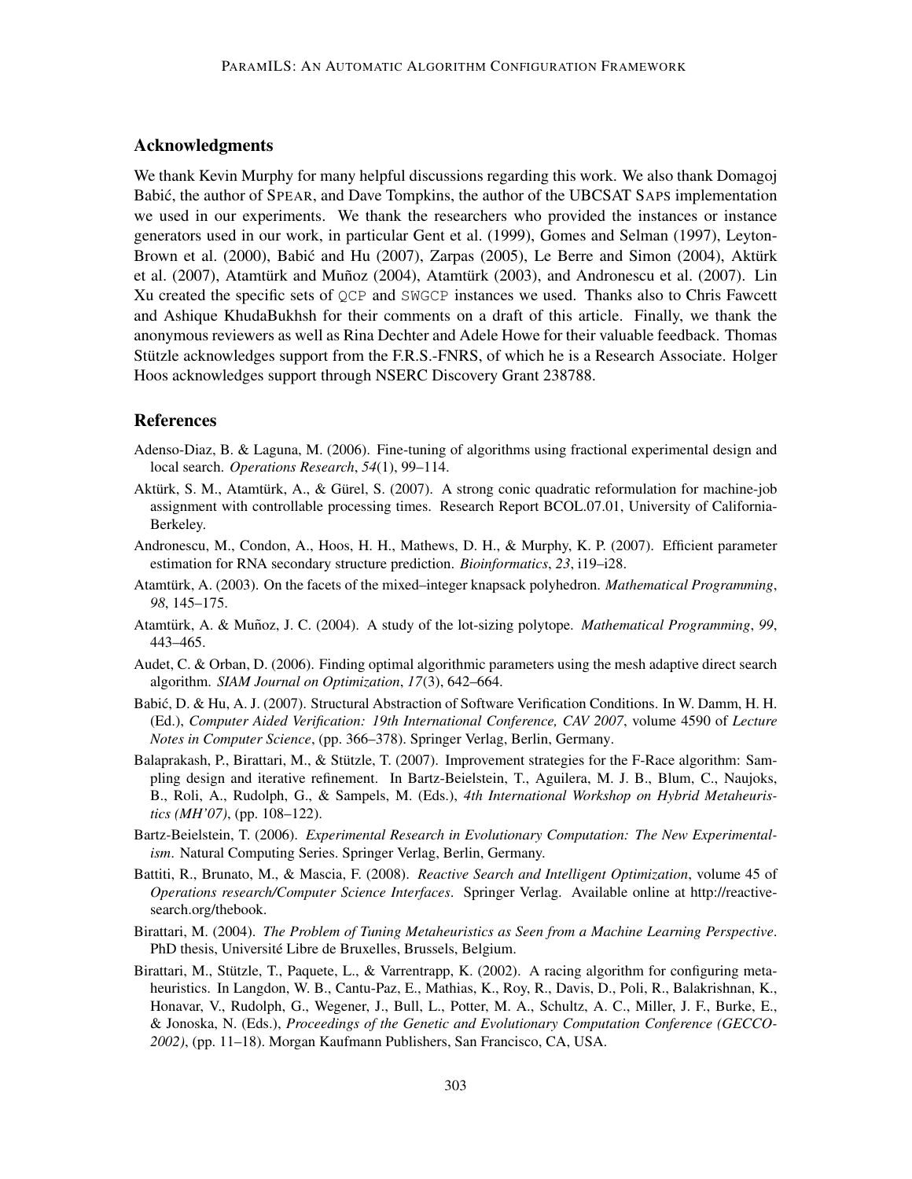## Acknowledgments

We thank Kevin Murphy for many helpful discussions regarding this work. We also thank Domagoj Babić, the author of SPEAR, and Dave Tompkins, the author of the UBCSAT SAPS implementation we used in our experiments. We thank the researchers who provided the instances or instance generators used in our work, in particular Gent et al. (1999), Gomes and Selman (1997), Leyton-Brown et al. (2000), Babić and Hu (2007), Zarpas (2005), Le Berre and Simon (2004), Aktürk et al. (2007), Atamtürk and Muñoz (2004), Atamtürk (2003), and Andronescu et al. (2007). Lin Xu created the specific sets of `QCP` and `SWGCP` instances we used. Thanks also to Chris Fawcett and Ashique KhudaBukhsh for their comments on a draft of this article. Finally, we thank the anonymous reviewers as well as Rina Dechter and Adele Howe for their valuable feedback. Thomas Stützle acknowledges support from the F.R.S.-FNRS, of which he is a Research Associate. Holger Hoos acknowledges support through NSERC Discovery Grant 238788.

## References

Adenso-Diaz, B. & Laguna, M. (2006). Fine-tuning of algorithms using fractional experimental design and local search. *Operations Research*, *54*(1), 99–114.

Aktürk, S. M., Atamtürk, A., & Gürel, S. (2007). A strong conic quadratic reformulation for machine-job assignment with controllable processing times. Research Report BCOL.07.01, University of California-Berkeley.

Andronescu, M., Condon, A., Hoos, H. H., Mathews, D. H., & Murphy, K. P. (2007). Efficient parameter estimation for RNA secondary structure prediction. *Bioinformatics*, *23*, i19–i28.

Atamtürk, A. (2003). On the facets of the mixed–integer knapsack polyhedron. *Mathematical Programming*, *98*, 145–175.

Atamtürk, A. & Muñoz, J. C. (2004). A study of the lot-sizing polytope. *Mathematical Programming*, *99*, 443–465.

Audet, C. & Orban, D. (2006). Finding optimal algorithmic parameters using the mesh adaptive direct search algorithm. *SIAM Journal on Optimization*, *17*(3), 642–664.

Babić, D. & Hu, A. J. (2007). Structural Abstraction of Software Verification Conditions. In W. Damm, H. H. (Ed.), *Computer Aided Verification: 19th International Conference, CAV 2007*, volume 4590 of *Lecture Notes in Computer Science*, (pp. 366–378). Springer Verlag, Berlin, Germany.

Balaprakash, P., Birattari, M., & Stützle, T. (2007). Improvement strategies for the F-Race algorithm: Sampling design and iterative refinement. In Bartz-Beielstein, T., Aguilera, M. J. B., Blum, C., Naujoks, B., Roli, A., Rudolph, G., & Sampels, M. (Eds.), *4th International Workshop on Hybrid Metaheuristics (MH'07)*, (pp. 108–122).

Bartz-Beielstein, T. (2006). *Experimental Research in Evolutionary Computation: The New Experimentalism*. Natural Computing Series. Springer Verlag, Berlin, Germany.

Battiti, R., Brunato, M., & Mascia, F. (2008). *Reactive Search and Intelligent Optimization*, volume 45 of *Operations research/Computer Science Interfaces*. Springer Verlag. Available online at http://reactive-search.org/thebook.

Birattari, M. (2004). *The Problem of Tuning Metaheuristics as Seen from a Machine Learning Perspective*. PhD thesis, Université Libre de Bruxelles, Brussels, Belgium.

Birattari, M., Stützle, T., Paquete, L., & Varrentrapp, K. (2002). A racing algorithm for configuring metaheuristics. In Langdon, W. B., Cantu-Paz, E., Mathias, K., Roy, R., Davis, D., Poli, R., Balakrishnan, K., Honavar, V., Rudolph, G., Wegener, J., Bull, L., Potter, M. A., Schultz, A. C., Miller, J. F., Burke, E., & Jonoska, N. (Eds.), *Proceedings of the Genetic and Evolutionary Computation Conference (GECCO-2002)*, (pp. 11–18). Morgan Kaufmann Publishers, San Francisco, CA, USA.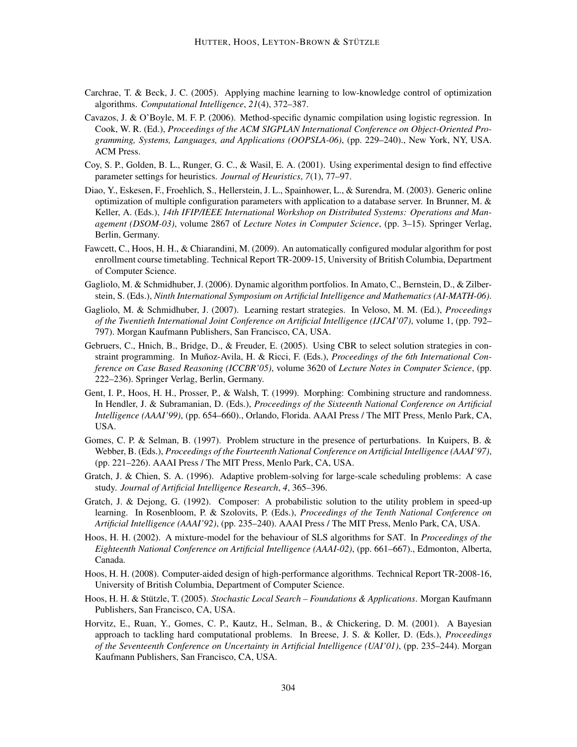Carchrae, T. & Beck, J. C. (2005). Applying machine learning to low-knowledge control of optimization algorithms. *Computational Intelligence*, *21*(4), 372–387.

Cavazos, J. & O'Boyle, M. F. P. (2006). Method-specific dynamic compilation using logistic regression. In Cook, W. R. (Ed.), *Proceedings of the ACM SIGPLAN International Conference on Object-Oriented Programming, Systems, Languages, and Applications (OOPSLA-06)*, (pp. 229–240)., New York, NY, USA. ACM Press.

Coy, S. P., Golden, B. L., Runger, G. C., & Wasil, E. A. (2001). Using experimental design to find effective parameter settings for heuristics. *Journal of Heuristics*, *7*(1), 77–97.

Diao, Y., Eskesen, F., Froehlich, S., Hellerstein, J. L., Spainhower, L., & Surendra, M. (2003). Generic online optimization of multiple configuration parameters with application to a database server. In Brunner, M. & Keller, A. (Eds.), *14th IFIP/IEEE International Workshop on Distributed Systems: Operations and Management (DSOM-03)*, volume 2867 of *Lecture Notes in Computer Science*, (pp. 3–15). Springer Verlag, Berlin, Germany.

Fawcett, C., Hoos, H. H., & Chiarandini, M. (2009). An automatically configured modular algorithm for post enrollment course timetabling. Technical Report TR-2009-15, University of British Columbia, Department of Computer Science.

Gagliolo, M. & Schmidhuber, J. (2006). Dynamic algorithm portfolios. In Amato, C., Bernstein, D., & Zilberstein, S. (Eds.), *Ninth International Symposium on Artificial Intelligence and Mathematics (AI-MATH-06)*.

Gagliolo, M. & Schmidhuber, J. (2007). Learning restart strategies. In Veloso, M. M. (Ed.), *Proceedings of the Twentieth International Joint Conference on Artificial Intelligence (IJCAI'07)*, volume 1, (pp. 792–797). Morgan Kaufmann Publishers, San Francisco, CA, USA.

Gebruers, C., Hnich, B., Bridge, D., & Freuder, E. (2005). Using CBR to select solution strategies in constraint programming. In Muñoz-Avila, H. & Ricci, F. (Eds.), *Proceedings of the 6th International Conference on Case Based Reasoning (ICCBR'05)*, volume 3620 of *Lecture Notes in Computer Science*, (pp. 222–236). Springer Verlag, Berlin, Germany.

Gent, I. P., Hoos, H. H., Prosser, P., & Walsh, T. (1999). Morphing: Combining structure and randomness. In Hendler, J. & Subramanian, D. (Eds.), *Proceedings of the Sixteenth National Conference on Artificial Intelligence (AAAI'99)*, (pp. 654–660)., Orlando, Florida. AAAI Press / The MIT Press, Menlo Park, CA, USA.

Gomes, C. P. & Selman, B. (1997). Problem structure in the presence of perturbations. In Kuipers, B. & Webber, B. (Eds.), *Proceedings of the Fourteenth National Conference on Artificial Intelligence (AAAI'97)*, (pp. 221–226). AAAI Press / The MIT Press, Menlo Park, CA, USA.

Gratch, J. & Chien, S. A. (1996). Adaptive problem-solving for large-scale scheduling problems: A case study. *Journal of Artificial Intelligence Research*, *4*, 365–396.

Gratch, J. & Dejong, G. (1992). Composer: A probabilistic solution to the utility problem in speed-up learning. In Rosenbloom, P. & Szolovits, P. (Eds.), *Proceedings of the Tenth National Conference on Artificial Intelligence (AAAI'92)*, (pp. 235–240). AAAI Press / The MIT Press, Menlo Park, CA, USA.

Hoos, H. H. (2002). A mixture-model for the behaviour of SLS algorithms for SAT. In *Proceedings of the Eighteenth National Conference on Artificial Intelligence (AAAI-02)*, (pp. 661–667)., Edmonton, Alberta, Canada.

Hoos, H. H. (2008). Computer-aided design of high-performance algorithms. Technical Report TR-2008-16, University of British Columbia, Department of Computer Science.

Hoos, H. H. & Stützle, T. (2005). *Stochastic Local Search – Foundations & Applications*. Morgan Kaufmann Publishers, San Francisco, CA, USA.

Horvitz, E., Ruan, Y., Gomes, C. P., Kautz, H., Selman, B., & Chickering, D. M. (2001). A Bayesian approach to tackling hard computational problems. In Breese, J. S. & Koller, D. (Eds.), *Proceedings of the Seventeenth Conference on Uncertainty in Artificial Intelligence (UAI'01)*, (pp. 235–244). Morgan Kaufmann Publishers, San Francisco, CA, USA.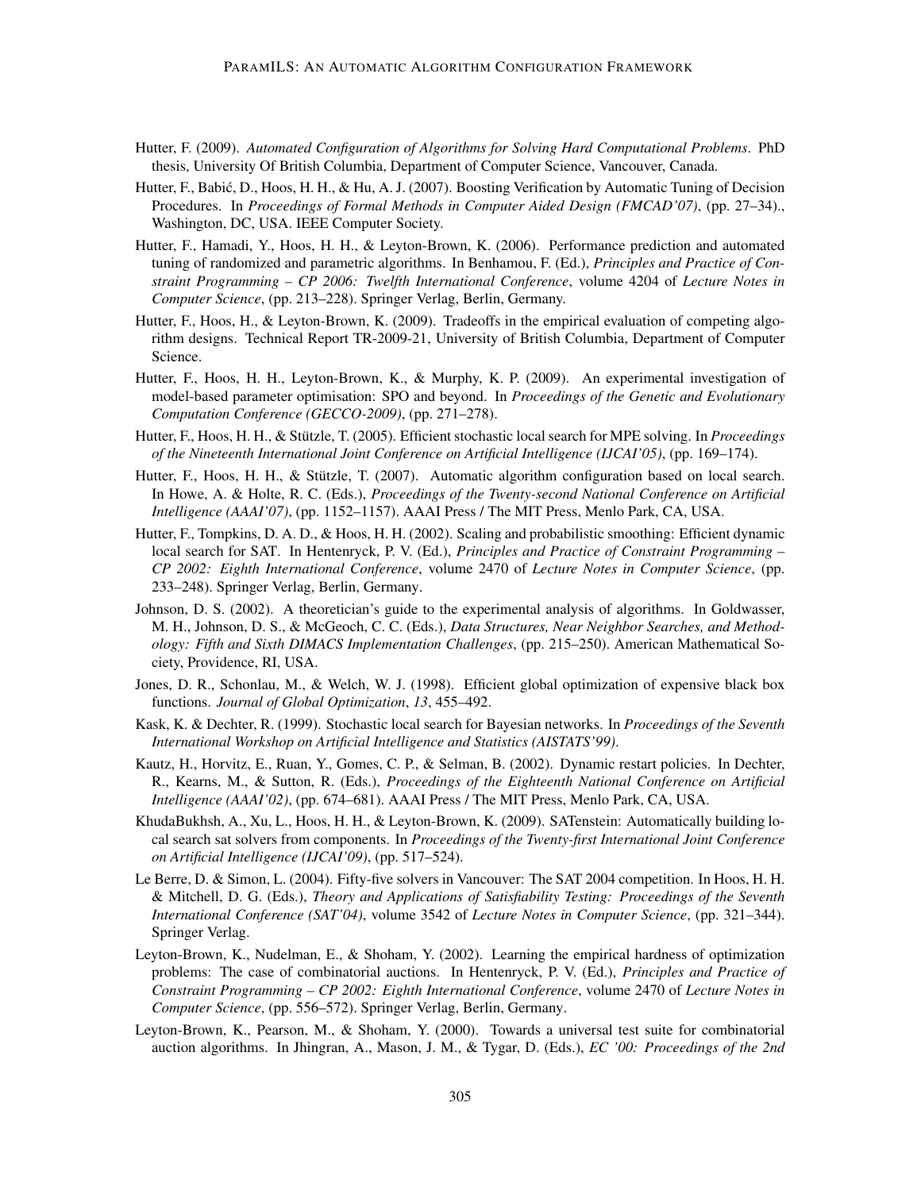Hutter, F. (2009). *Automated Configuration of Algorithms for Solving Hard Computational Problems*. PhD thesis, University Of British Columbia, Department of Computer Science, Vancouver, Canada.

Hutter, F., Babić, D., Hoos, H. H., & Hu, A. J. (2007). Boosting Verification by Automatic Tuning of Decision Procedures. In *Proceedings of Formal Methods in Computer Aided Design (FMCAD'07)*, (pp. 27–34)., Washington, DC, USA. IEEE Computer Society.

Hutter, F., Hamadi, Y., Hoos, H. H., & Leyton-Brown, K. (2006). Performance prediction and automated tuning of randomized and parametric algorithms. In Benhamou, F. (Ed.), *Principles and Practice of Constraint Programming – CP 2006: Twelfth International Conference*, volume 4204 of *Lecture Notes in Computer Science*, (pp. 213–228). Springer Verlag, Berlin, Germany.

Hutter, F., Hoos, H., & Leyton-Brown, K. (2009). Tradeoffs in the empirical evaluation of competing algorithm designs. Technical Report TR-2009-21, University of British Columbia, Department of Computer Science.

Hutter, F., Hoos, H. H., Leyton-Brown, K., & Murphy, K. P. (2009). An experimental investigation of model-based parameter optimisation: SPO and beyond. In *Proceedings of the Genetic and Evolutionary Computation Conference (GECCO-2009)*, (pp. 271–278).

Hutter, F., Hoos, H. H., & Stützle, T. (2005). Efficient stochastic local search for MPE solving. In *Proceedings of the Nineteenth International Joint Conference on Artificial Intelligence (IJCAI'05)*, (pp. 169–174).

Hutter, F., Hoos, H. H., & Stützle, T. (2007). Automatic algorithm configuration based on local search. In Howe, A. & Holte, R. C. (Eds.), *Proceedings of the Twenty-second National Conference on Artificial Intelligence (AAAI'07)*, (pp. 1152–1157). AAAI Press / The MIT Press, Menlo Park, CA, USA.

Hutter, F., Tompkins, D. A. D., & Hoos, H. H. (2002). Scaling and probabilistic smoothing: Efficient dynamic local search for SAT. In Hentenryck, P. V. (Ed.), *Principles and Practice of Constraint Programming – CP 2002: Eighth International Conference*, volume 2470 of *Lecture Notes in Computer Science*, (pp. 233–248). Springer Verlag, Berlin, Germany.

Johnson, D. S. (2002). A theoretician's guide to the experimental analysis of algorithms. In Goldwasser, M. H., Johnson, D. S., & McGeoch, C. C. (Eds.), *Data Structures, Near Neighbor Searches, and Methodology: Fifth and Sixth DIMACS Implementation Challenges*, (pp. 215–250). American Mathematical Society, Providence, RI, USA.

Jones, D. R., Schonlau, M., & Welch, W. J. (1998). Efficient global optimization of expensive black box functions. *Journal of Global Optimization*, *13*, 455–492.

Kask, K. & Dechter, R. (1999). Stochastic local search for Bayesian networks. In *Proceedings of the Seventh International Workshop on Artificial Intelligence and Statistics (AISTATS'99)*.

Kautz, H., Horvitz, E., Ruan, Y., Gomes, C. P., & Selman, B. (2002). Dynamic restart policies. In Dechter, R., Kearns, M., & Sutton, R. (Eds.), *Proceedings of the Eighteenth National Conference on Artificial Intelligence (AAAI'02)*, (pp. 674–681). AAAI Press / The MIT Press, Menlo Park, CA, USA.

KhudaBukhsh, A., Xu, L., Hoos, H. H., & Leyton-Brown, K. (2009). SATenstein: Automatically building local search sat solvers from components. In *Proceedings of the Twenty-first International Joint Conference on Artificial Intelligence (IJCAI'09)*, (pp. 517–524).

Le Berre, D. & Simon, L. (2004). Fifty-five solvers in Vancouver: The SAT 2004 competition. In Hoos, H. H. & Mitchell, D. G. (Eds.), *Theory and Applications of Satisfiability Testing: Proceedings of the Seventh International Conference (SAT'04)*, volume 3542 of *Lecture Notes in Computer Science*, (pp. 321–344). Springer Verlag.

Leyton-Brown, K., Nudelman, E., & Shoham, Y. (2002). Learning the empirical hardness of optimization problems: The case of combinatorial auctions. In Hentenryck, P. V. (Ed.), *Principles and Practice of Constraint Programming – CP 2002: Eighth International Conference*, volume 2470 of *Lecture Notes in Computer Science*, (pp. 556–572). Springer Verlag, Berlin, Germany.

Leyton-Brown, K., Pearson, M., & Shoham, Y. (2000). Towards a universal test suite for combinatorial auction algorithms. In Jhingran, A., Mason, J. M., & Tygar, D. (Eds.), *EC '00: Proceedings of the 2nd*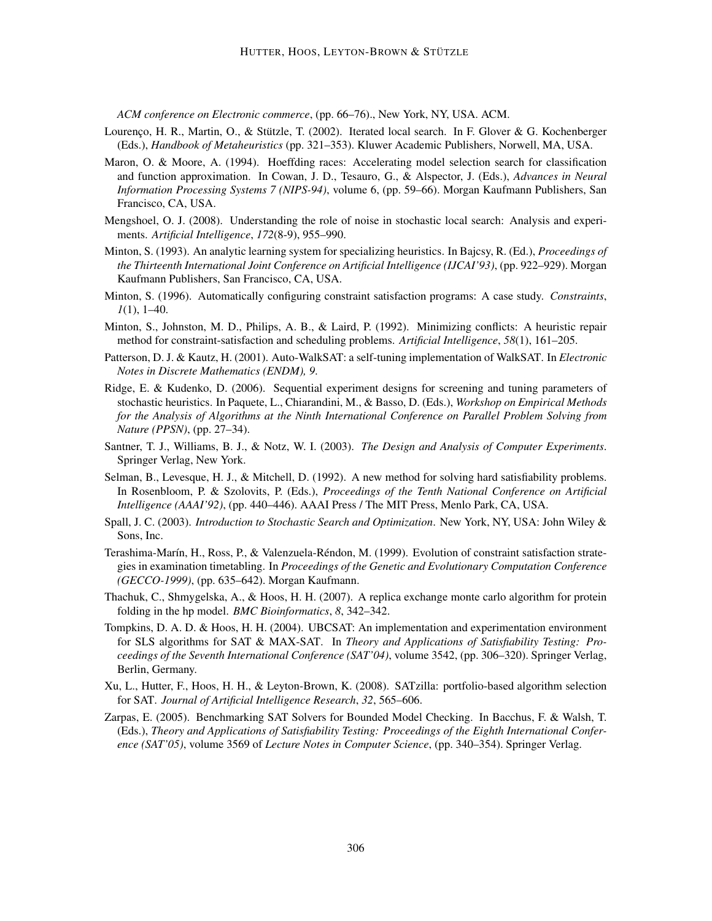*ACM conference on Electronic commerce*, (pp. 66–76)., New York, NY, USA. ACM.

Lourenço, H. R., Martin, O., & Stützle, T. (2002). Iterated local search. In F. Glover & G. Kochenberger (Eds.), *Handbook of Metaheuristics* (pp. 321–353). Kluwer Academic Publishers, Norwell, MA, USA.

Maron, O. & Moore, A. (1994). Hoeffding races: Accelerating model selection search for classification and function approximation. In Cowan, J. D., Tesauro, G., & Alspector, J. (Eds.), *Advances in Neural Information Processing Systems 7 (NIPS-94)*, volume 6, (pp. 59–66). Morgan Kaufmann Publishers, San Francisco, CA, USA.

Mengshoel, O. J. (2008). Understanding the role of noise in stochastic local search: Analysis and experiments. *Artificial Intelligence*, *172*(8-9), 955–990.

Minton, S. (1993). An analytic learning system for specializing heuristics. In Bajcsy, R. (Ed.), *Proceedings of the Thirteenth International Joint Conference on Artificial Intelligence (IJCAI'93)*, (pp. 922–929). Morgan Kaufmann Publishers, San Francisco, CA, USA.

Minton, S. (1996). Automatically configuring constraint satisfaction programs: A case study. *Constraints*, *1*(1), 1–40.

Minton, S., Johnston, M. D., Philips, A. B., & Laird, P. (1992). Minimizing conflicts: A heuristic repair method for constraint-satisfaction and scheduling problems. *Artificial Intelligence*, *58*(1), 161–205.

Patterson, D. J. & Kautz, H. (2001). Auto-WalkSAT: a self-tuning implementation of WalkSAT. In *Electronic Notes in Discrete Mathematics (ENDM), 9*.

Ridge, E. & Kudenko, D. (2006). Sequential experiment designs for screening and tuning parameters of stochastic heuristics. In Paquete, L., Chiarandini, M., & Basso, D. (Eds.), *Workshop on Empirical Methods for the Analysis of Algorithms at the Ninth International Conference on Parallel Problem Solving from Nature (PPSN)*, (pp. 27–34).

Santner, T. J., Williams, B. J., & Notz, W. I. (2003). *The Design and Analysis of Computer Experiments*. Springer Verlag, New York.

Selman, B., Levesque, H. J., & Mitchell, D. (1992). A new method for solving hard satisfiability problems. In Rosenbloom, P. & Szolovits, P. (Eds.), *Proceedings of the Tenth National Conference on Artificial Intelligence (AAAI'92)*, (pp. 440–446). AAAI Press / The MIT Press, Menlo Park, CA, USA.

Spall, J. C. (2003). *Introduction to Stochastic Search and Optimization*. New York, NY, USA: John Wiley & Sons, Inc.

Terashima-Marín, H., Ross, P., & Valenzuela-Réndon, M. (1999). Evolution of constraint satisfaction strategies in examination timetabling. In *Proceedings of the Genetic and Evolutionary Computation Conference (GECCO-1999)*, (pp. 635–642). Morgan Kaufmann.

Thachuk, C., Shmygelska, A., & Hoos, H. H. (2007). A replica exchange monte carlo algorithm for protein folding in the hp model. *BMC Bioinformatics*, *8*, 342–342.

Tompkins, D. A. D. & Hoos, H. H. (2004). UBCSAT: An implementation and experimentation environment for SLS algorithms for SAT & MAX-SAT. In *Theory and Applications of Satisfiability Testing: Proceedings of the Seventh International Conference (SAT'04)*, volume 3542, (pp. 306–320). Springer Verlag, Berlin, Germany.

Xu, L., Hutter, F., Hoos, H. H., & Leyton-Brown, K. (2008). SATzilla: portfolio-based algorithm selection for SAT. *Journal of Artificial Intelligence Research*, *32*, 565–606.

Zarpas, E. (2005). Benchmarking SAT Solvers for Bounded Model Checking. In Bacchus, F. & Walsh, T. (Eds.), *Theory and Applications of Satisfiability Testing: Proceedings of the Eighth International Conference (SAT'05)*, volume 3569 of *Lecture Notes in Computer Science*, (pp. 340–354). Springer Verlag.